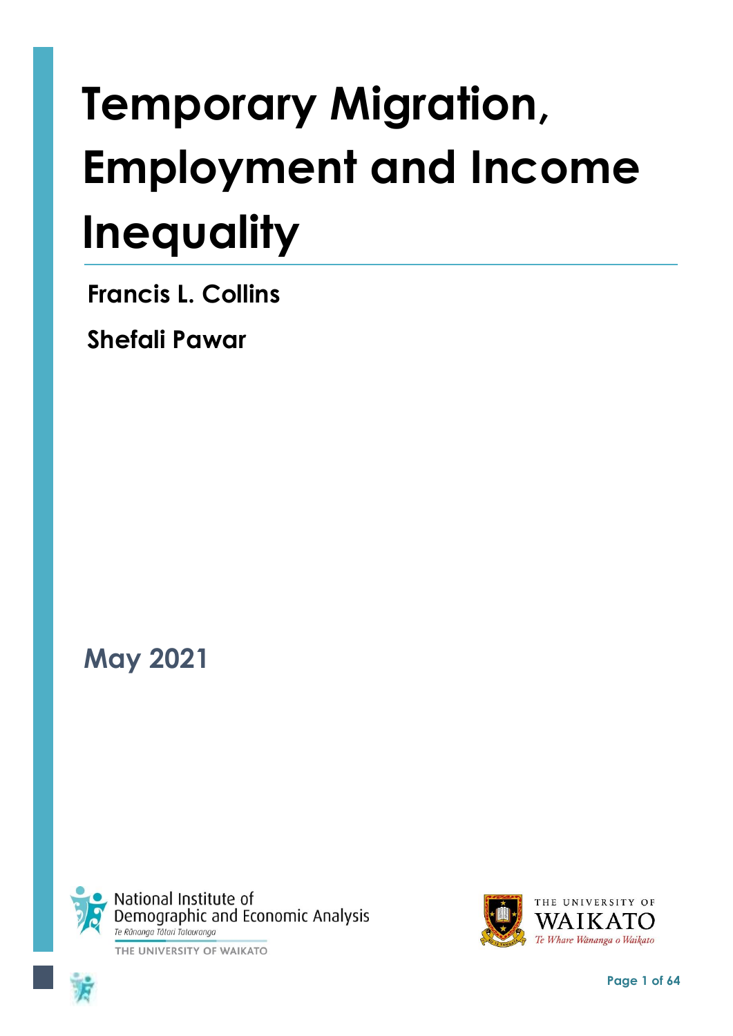# Temporary Migration, Employment and Income Inequality

**Francis L. Collins**

**Shefali Pawar**

## May 2021

National Institute of Demographic and Economic Analysis
*Te Rūnanga Tātari Tatauranga*
THE UNIVERSITY OF WAIKATO

THE UNIVERSITY OF WAIKATO
*Te Whare Wānanga o Waikato*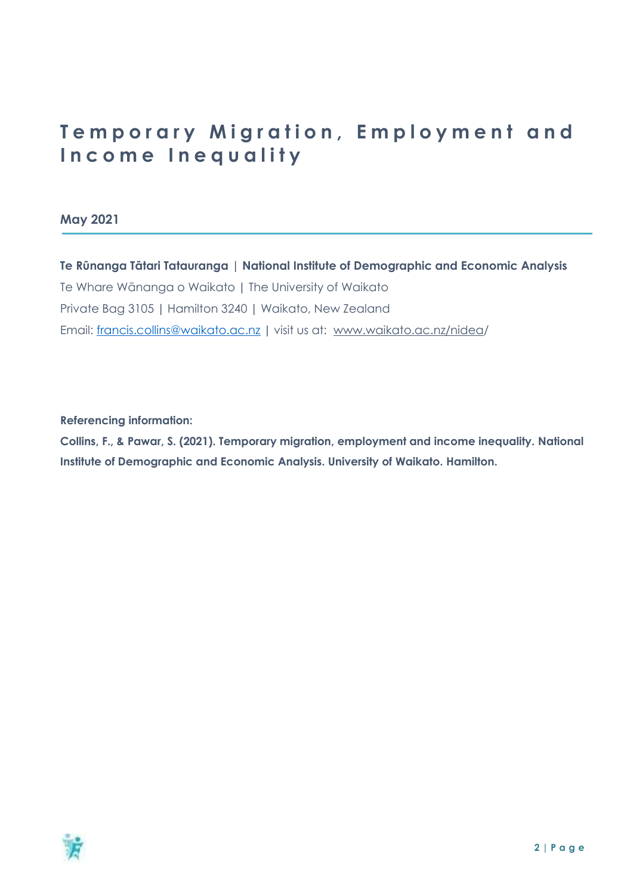# Temporary Migration, Employment and Income Inequality

**May 2021**

**Te Rūnanga Tātari Tatauranga | National Institute of Demographic and Economic Analysis**

Te Whare Wānanga o Waikato | The University of Waikato

Private Bag 3105 | Hamilton 3240 | Waikato, New Zealand

Email: francis.collins@waikato.ac.nz | visit us at: www.waikato.ac.nz/nidea/

**Referencing information:**

**Collins, F., & Pawar, S. (2021). Temporary migration, employment and income inequality. National Institute of Demographic and Economic Analysis. University of Waikato. Hamilton.**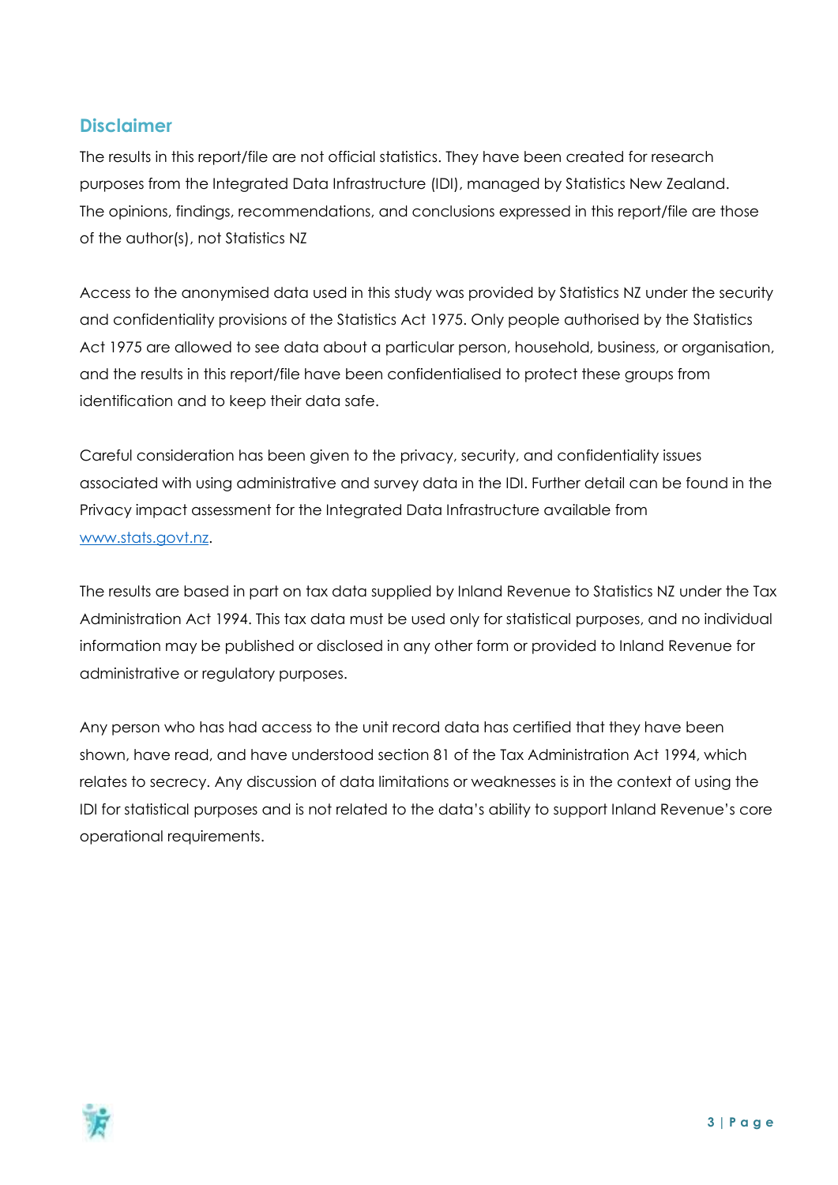## Disclaimer

The results in this report/file are not official statistics. They have been created for research purposes from the Integrated Data Infrastructure (IDI), managed by Statistics New Zealand. The opinions, findings, recommendations, and conclusions expressed in this report/file are those of the author(s), not Statistics NZ

Access to the anonymised data used in this study was provided by Statistics NZ under the security and confidentiality provisions of the Statistics Act 1975. Only people authorised by the Statistics Act 1975 are allowed to see data about a particular person, household, business, or organisation, and the results in this report/file have been confidentialised to protect these groups from identification and to keep their data safe.

Careful consideration has been given to the privacy, security, and confidentiality issues associated with using administrative and survey data in the IDI. Further detail can be found in the Privacy impact assessment for the Integrated Data Infrastructure available from [www.stats.govt.nz](http://www.stats.govt.nz).

The results are based in part on tax data supplied by Inland Revenue to Statistics NZ under the Tax Administration Act 1994. This tax data must be used only for statistical purposes, and no individual information may be published or disclosed in any other form or provided to Inland Revenue for administrative or regulatory purposes.

Any person who has had access to the unit record data has certified that they have been shown, have read, and have understood section 81 of the Tax Administration Act 1994, which relates to secrecy. Any discussion of data limitations or weaknesses is in the context of using the IDI for statistical purposes and is not related to the data's ability to support Inland Revenue's core operational requirements.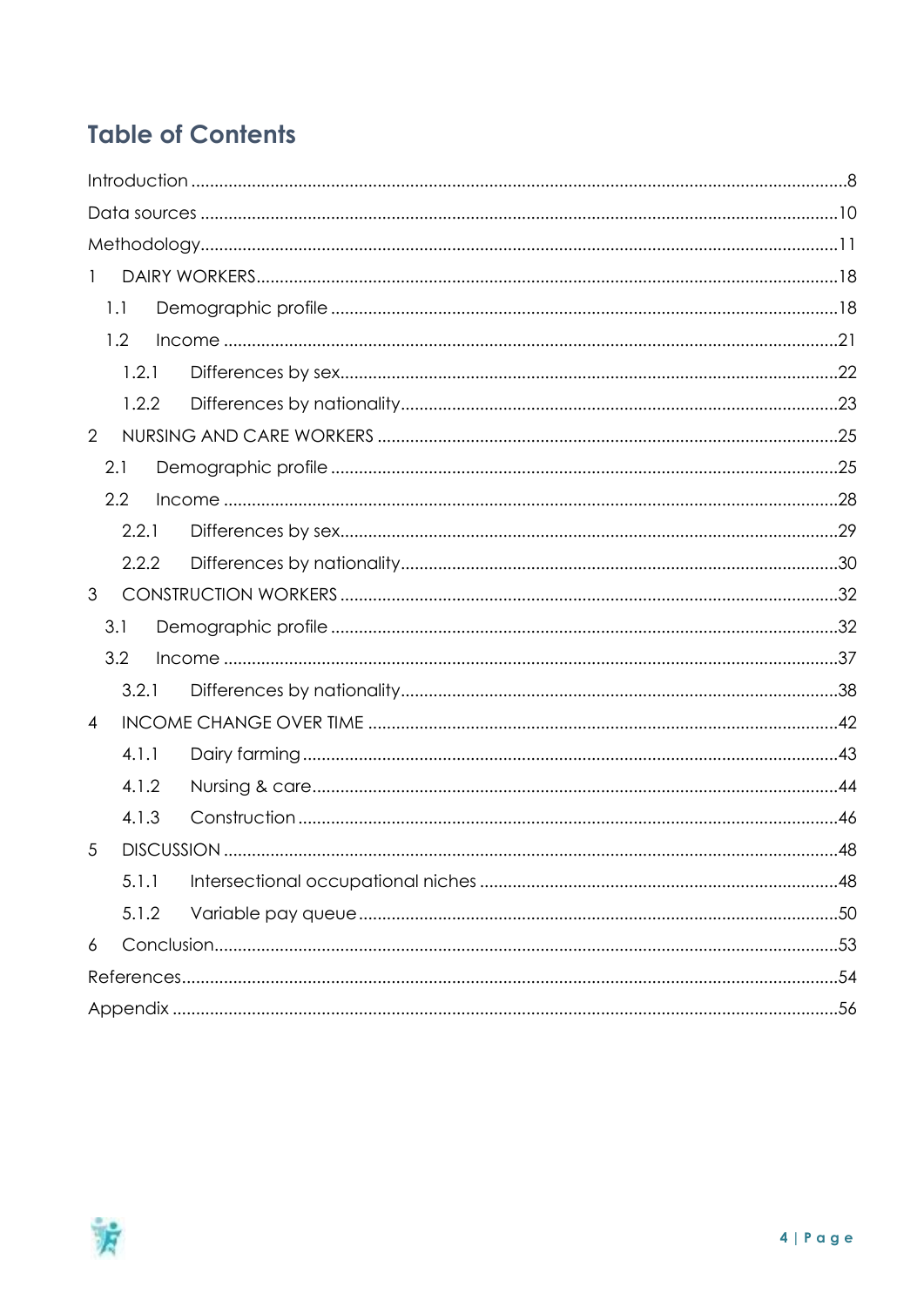# Table of Contents

Introduction ........................................................................................................................8

Data sources .......................................................................................................................10

Methodology.......................................................................................................................11

1 DAIRY WORKERS...........................................................................................................18

  1.1 Demographic profile ..............................................................................................18

  1.2 Income .....................................................................................................................21

    1.2.1 Differences by sex..............................................................................................22

    1.2.2 Differences by nationality..................................................................................23

2 NURSING AND CARE WORKERS ...............................................................................25

  2.1 Demographic profile ..............................................................................................25

  2.2 Income .....................................................................................................................28

    2.2.1 Differences by sex..............................................................................................29

    2.2.2 Differences by nationality..................................................................................30

3 CONSTRUCTION WORKERS .......................................................................................32

  3.1 Demographic profile ..............................................................................................32

  3.2 Income .....................................................................................................................37

    3.2.1 Differences by nationality..................................................................................38

4 INCOME CHANGE OVER TIME ..................................................................................42

    4.1.1 Dairy farming .....................................................................................................43

    4.1.2 Nursing & care...................................................................................................44

    4.1.3 Construction ......................................................................................................46

5 DISCUSSION ..................................................................................................................48

    5.1.1 Intersectional occupational niches ................................................................48

    5.1.2 Variable pay queue...........................................................................................50

6 Conclusion.........................................................................................................................53

References...........................................................................................................................54

Appendix .............................................................................................................................56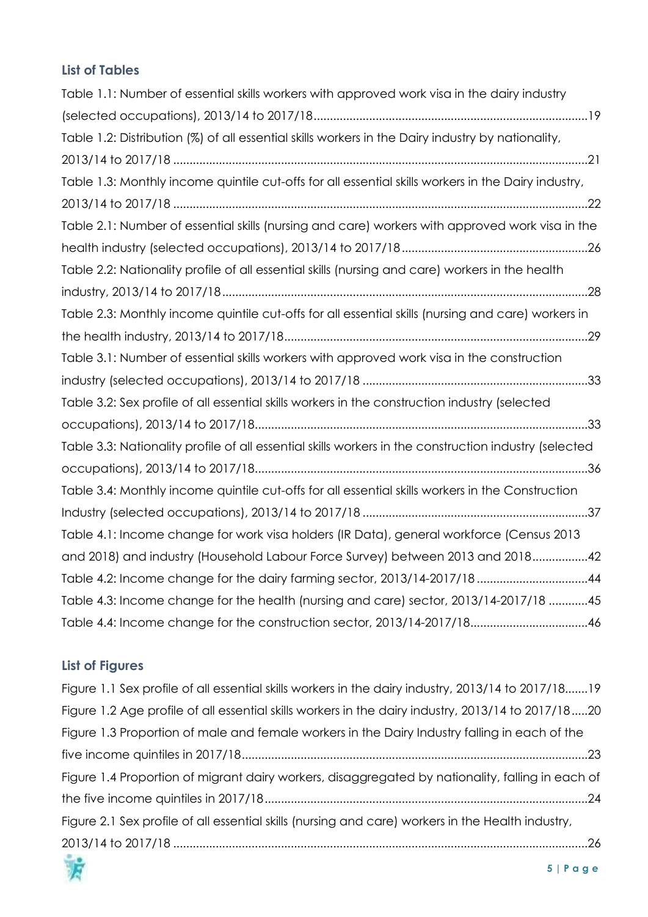## List of Tables

Table 1.1: Number of essential skills workers with approved work visa in the dairy industry (selected occupations), 2013/14 to 2017/18 ....................................................................................19

Table 1.2: Distribution (%) of all essential skills workers in the Dairy industry by nationality, 2013/14 to 2017/18 ...............................................................................................................................21

Table 1.3: Monthly income quintile cut-offs for all essential skills workers in the Dairy industry, 2013/14 to 2017/18 ...............................................................................................................................22

Table 2.1: Number of essential skills (nursing and care) workers with approved work visa in the health industry (selected occupations), 2013/14 to 2017/18 .........................................................26

Table 2.2: Nationality profile of all essential skills (nursing and care) workers in the health industry, 2013/14 to 2017/18 ................................................................................................................28

Table 2.3: Monthly income quintile cut-offs for all essential skills (nursing and care) workers in the health industry, 2013/14 to 2017/18.............................................................................................29

Table 3.1: Number of essential skills workers with approved work visa in the construction industry (selected occupations), 2013/14 to 2017/18 .....................................................................33

Table 3.2: Sex profile of all essential skills workers in the construction industry (selected occupations), 2013/14 to 2017/18......................................................................................................33

Table 3.3: Nationality profile of all essential skills workers in the construction industry (selected occupations), 2013/14 to 2017/18......................................................................................................36

Table 3.4: Monthly income quintile cut-offs for all essential skills workers in the Construction Industry (selected occupations), 2013/14 to 2017/18 .....................................................................37

Table 4.1: Income change for work visa holders (IR Data), general workforce (Census 2013 and 2018) and industry (Household Labour Force Survey) between 2013 and 2018.................42

Table 4.2: Income change for the dairy farming sector, 2013/14-2017/18 ..................................44

Table 4.3: Income change for the health (nursing and care) sector, 2013/14-2017/18 ............45

Table 4.4: Income change for the construction sector, 2013/14-2017/18....................................46

## List of Figures

Figure 1.1 Sex profile of all essential skills workers in the dairy industry, 2013/14 to 2017/18.......19

Figure 1.2 Age profile of all essential skills workers in the dairy industry, 2013/14 to 2017/18.....20

Figure 1.3 Proportion of male and female workers in the Dairy Industry falling in each of the five income quintiles in 2017/18..........................................................................................................23

Figure 1.4 Proportion of migrant dairy workers, disaggregated by nationality, falling in each of the five income quintiles in 2017/18..................................................................................................24

Figure 2.1 Sex profile of all essential skills (nursing and care) workers in the Health industry, 2013/14 to 2017/18 ...............................................................................................................................26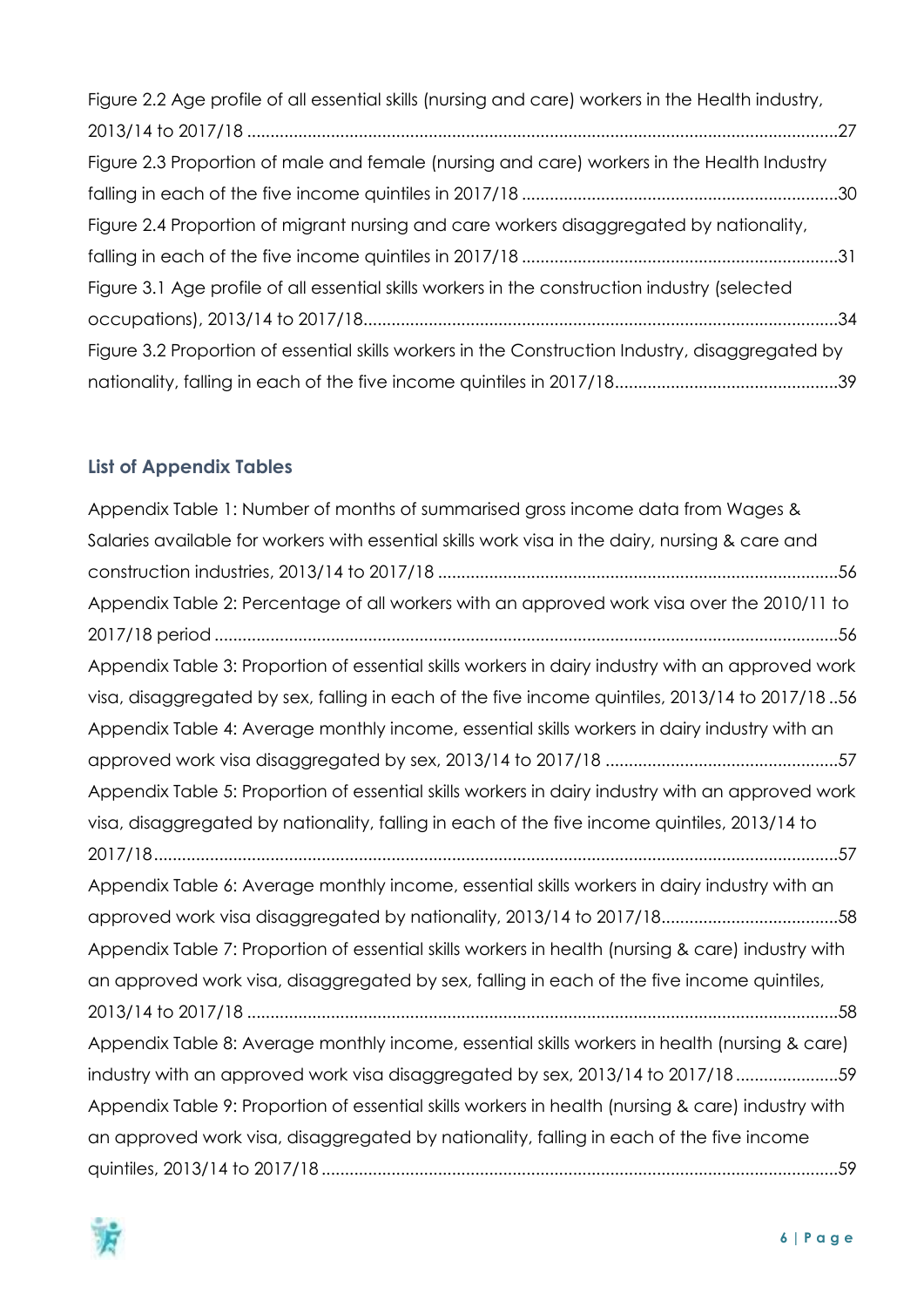Figure 2.2 Age profile of all essential skills (nursing and care) workers in the Health industry, 2013/14 to 2017/18 ............................................................................................................27

Figure 2.3 Proportion of male and female (nursing and care) workers in the Health Industry falling in each of the five income quintiles in 2017/18 ...................................................................30

Figure 2.4 Proportion of migrant nursing and care workers disaggregated by nationality, falling in each of the five income quintiles in 2017/18 ...................................................................31

Figure 3.1 Age profile of all essential skills workers in the construction industry (selected occupations), 2013/14 to 2017/18....................................................................................................34

Figure 3.2 Proportion of essential skills workers in the Construction Industry, disaggregated by nationality, falling in each of the five income quintiles in 2017/18...............................................39

### List of Appendix Tables

Appendix Table 1: Number of months of summarised gross income data from Wages & Salaries available for workers with essential skills work visa in the dairy, nursing & care and construction industries, 2013/14 to 2017/18 .....................................................................................56

Appendix Table 2: Percentage of all workers with an approved work visa over the 2010/11 to 2017/18 period ....................................................................................................................................56

Appendix Table 3: Proportion of essential skills workers in dairy industry with an approved work visa, disaggregated by sex, falling in each of the five income quintiles, 2013/14 to 2017/18 ..56

Appendix Table 4: Average monthly income, essential skills workers in dairy industry with an approved work visa disaggregated by sex, 2013/14 to 2017/18 .................................................57

Appendix Table 5: Proportion of essential skills workers in dairy industry with an approved work visa, disaggregated by nationality, falling in each of the five income quintiles, 2013/14 to 2017/18.................................................................................................................................................57

Appendix Table 6: Average monthly income, essential skills workers in dairy industry with an approved work visa disaggregated by nationality, 2013/14 to 2017/18......................................58

Appendix Table 7: Proportion of essential skills workers in health (nursing & care) industry with an approved work visa, disaggregated by sex, falling in each of the five income quintiles, 2013/14 to 2017/18 .............................................................................................................................58

Appendix Table 8: Average monthly income, essential skills workers in health (nursing & care) industry with an approved work visa disaggregated by sex, 2013/14 to 2017/18 ......................59

Appendix Table 9: Proportion of essential skills workers in health (nursing & care) industry with an approved work visa, disaggregated by nationality, falling in each of the five income quintiles, 2013/14 to 2017/18 .............................................................................................................59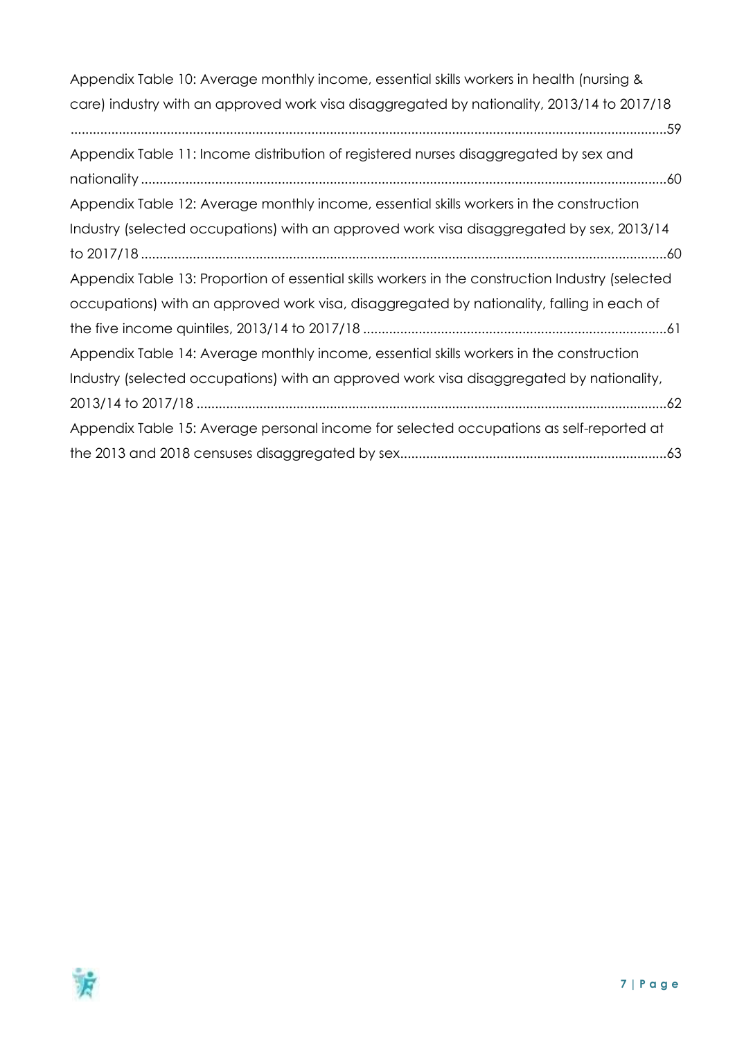Appendix Table 10: Average monthly income, essential skills workers in health (nursing & care) industry with an approved work visa disaggregated by nationality, 2013/14 to 2017/18 ....59

Appendix Table 11: Income distribution of registered nurses disaggregated by sex and nationality ....60

Appendix Table 12: Average monthly income, essential skills workers in the construction Industry (selected occupations) with an approved work visa disaggregated by sex, 2013/14 to 2017/18 ....60

Appendix Table 13: Proportion of essential skills workers in the construction Industry (selected occupations) with an approved work visa, disaggregated by nationality, falling in each of the five income quintiles, 2013/14 to 2017/18 ....61

Appendix Table 14: Average monthly income, essential skills workers in the construction Industry (selected occupations) with an approved work visa disaggregated by nationality, 2013/14 to 2017/18 ....62

Appendix Table 15: Average personal income for selected occupations as self-reported at the 2013 and 2018 censuses disaggregated by sex....63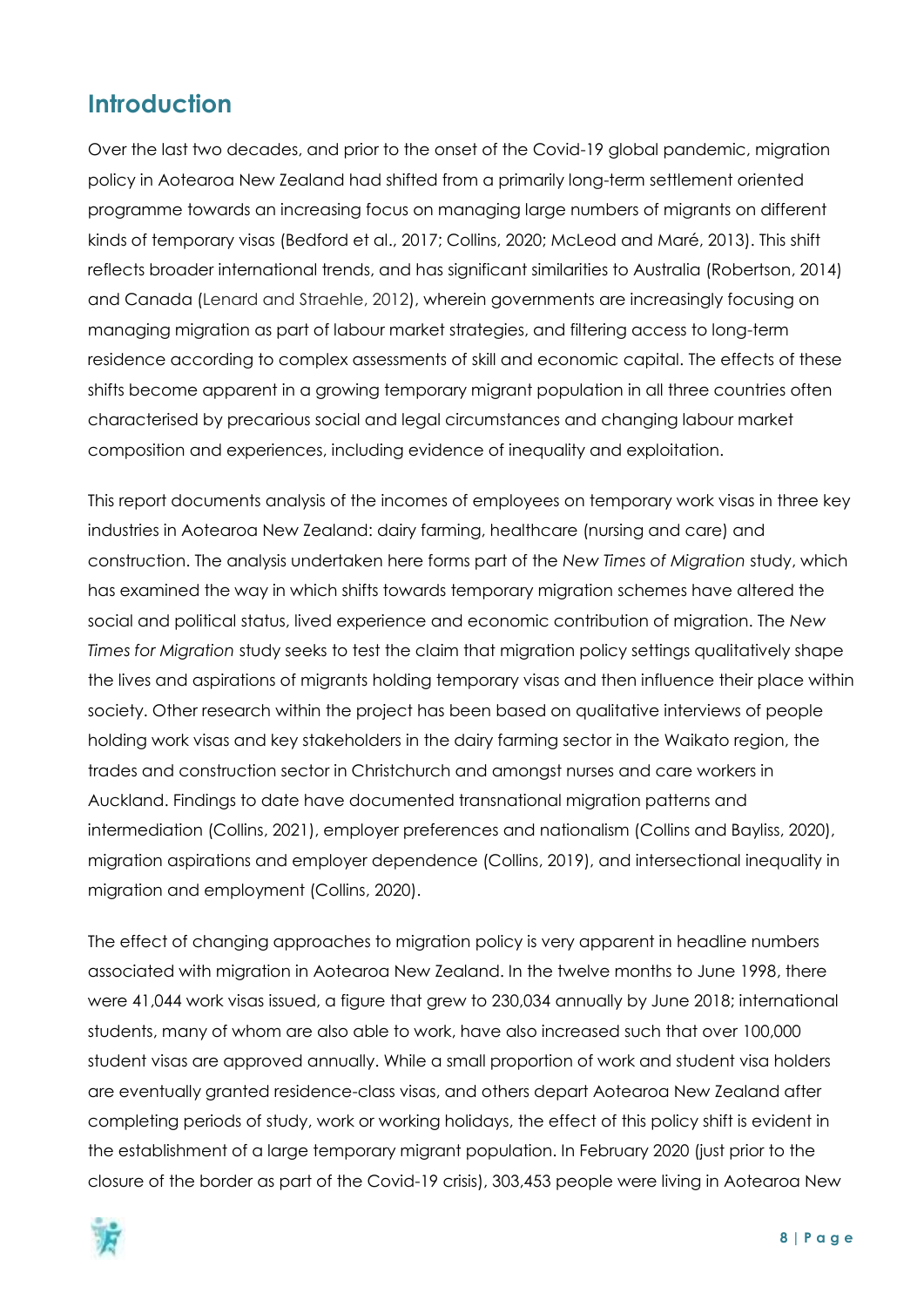## Introduction

Over the last two decades, and prior to the onset of the Covid-19 global pandemic, migration policy in Aotearoa New Zealand had shifted from a primarily long-term settlement oriented programme towards an increasing focus on managing large numbers of migrants on different kinds of temporary visas (Bedford et al., 2017; Collins, 2020; McLeod and Maré, 2013). This shift reflects broader international trends, and has significant similarities to Australia (Robertson, 2014) and Canada (Lenard and Straehle, 2012), wherein governments are increasingly focusing on managing migration as part of labour market strategies, and filtering access to long-term residence according to complex assessments of skill and economic capital. The effects of these shifts become apparent in a growing temporary migrant population in all three countries often characterised by precarious social and legal circumstances and changing labour market composition and experiences, including evidence of inequality and exploitation.

This report documents analysis of the incomes of employees on temporary work visas in three key industries in Aotearoa New Zealand: dairy farming, healthcare (nursing and care) and construction. The analysis undertaken here forms part of the *New Times of Migration* study, which has examined the way in which shifts towards temporary migration schemes have altered the social and political status, lived experience and economic contribution of migration. The *New Times for Migration* study seeks to test the claim that migration policy settings qualitatively shape the lives and aspirations of migrants holding temporary visas and then influence their place within society. Other research within the project has been based on qualitative interviews of people holding work visas and key stakeholders in the dairy farming sector in the Waikato region, the trades and construction sector in Christchurch and amongst nurses and care workers in Auckland. Findings to date have documented transnational migration patterns and intermediation (Collins, 2021), employer preferences and nationalism (Collins and Bayliss, 2020), migration aspirations and employer dependence (Collins, 2019), and intersectional inequality in migration and employment (Collins, 2020).

The effect of changing approaches to migration policy is very apparent in headline numbers associated with migration in Aotearoa New Zealand. In the twelve months to June 1998, there were 41,044 work visas issued, a figure that grew to 230,034 annually by June 2018; international students, many of whom are also able to work, have also increased such that over 100,000 student visas are approved annually. While a small proportion of work and student visa holders are eventually granted residence-class visas, and others depart Aotearoa New Zealand after completing periods of study, work or working holidays, the effect of this policy shift is evident in the establishment of a large temporary migrant population. In February 2020 (just prior to the closure of the border as part of the Covid-19 crisis), 303,453 people were living in Aotearoa New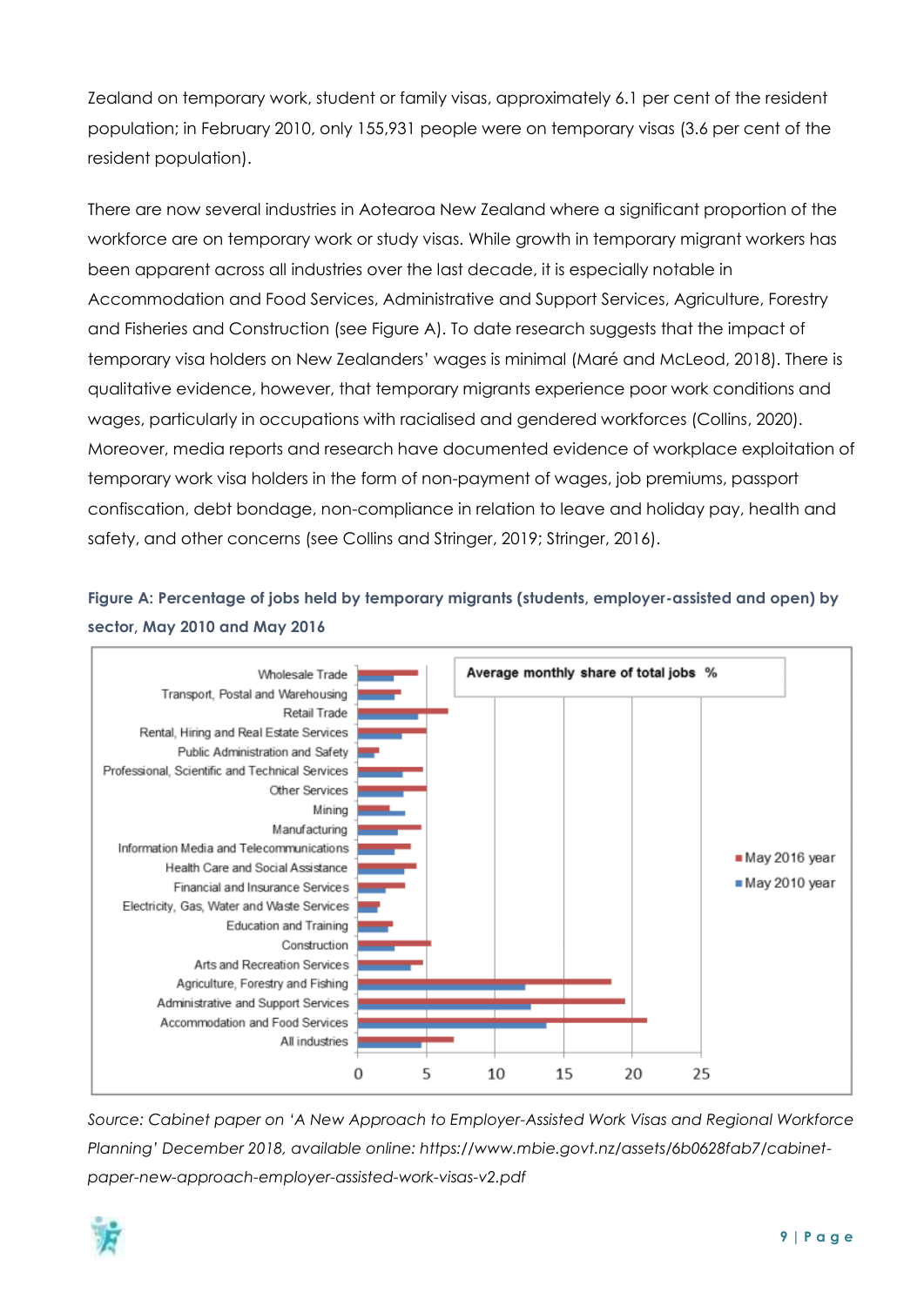Zealand on temporary work, student or family visas, approximately 6.1 per cent of the resident population; in February 2010, only 155,931 people were on temporary visas (3.6 per cent of the resident population).

There are now several industries in Aotearoa New Zealand where a significant proportion of the workforce are on temporary work or study visas. While growth in temporary migrant workers has been apparent across all industries over the last decade, it is especially notable in Accommodation and Food Services, Administrative and Support Services, Agriculture, Forestry and Fisheries and Construction (see Figure A). To date research suggests that the impact of temporary visa holders on New Zealanders' wages is minimal (Maré and McLeod, 2018). There is qualitative evidence, however, that temporary migrants experience poor work conditions and wages, particularly in occupations with racialised and gendered workforces (Collins, 2020). Moreover, media reports and research have documented evidence of workplace exploitation of temporary work visa holders in the form of non-payment of wages, job premiums, passport confiscation, debt bondage, non-compliance in relation to leave and holiday pay, health and safety, and other concerns (see Collins and Stringer, 2019; Stringer, 2016).

**Figure A: Percentage of jobs held by temporary migrants (students, employer-assisted and open) by sector, May 2010 and May 2016**

*Source: Cabinet paper on 'A New Approach to Employer-Assisted Work Visas and Regional Workforce Planning' December 2018, available online: https://www.mbie.govt.nz/assets/6b0628fab7/cabinet-paper-new-approach-employer-assisted-work-visas-v2.pdf*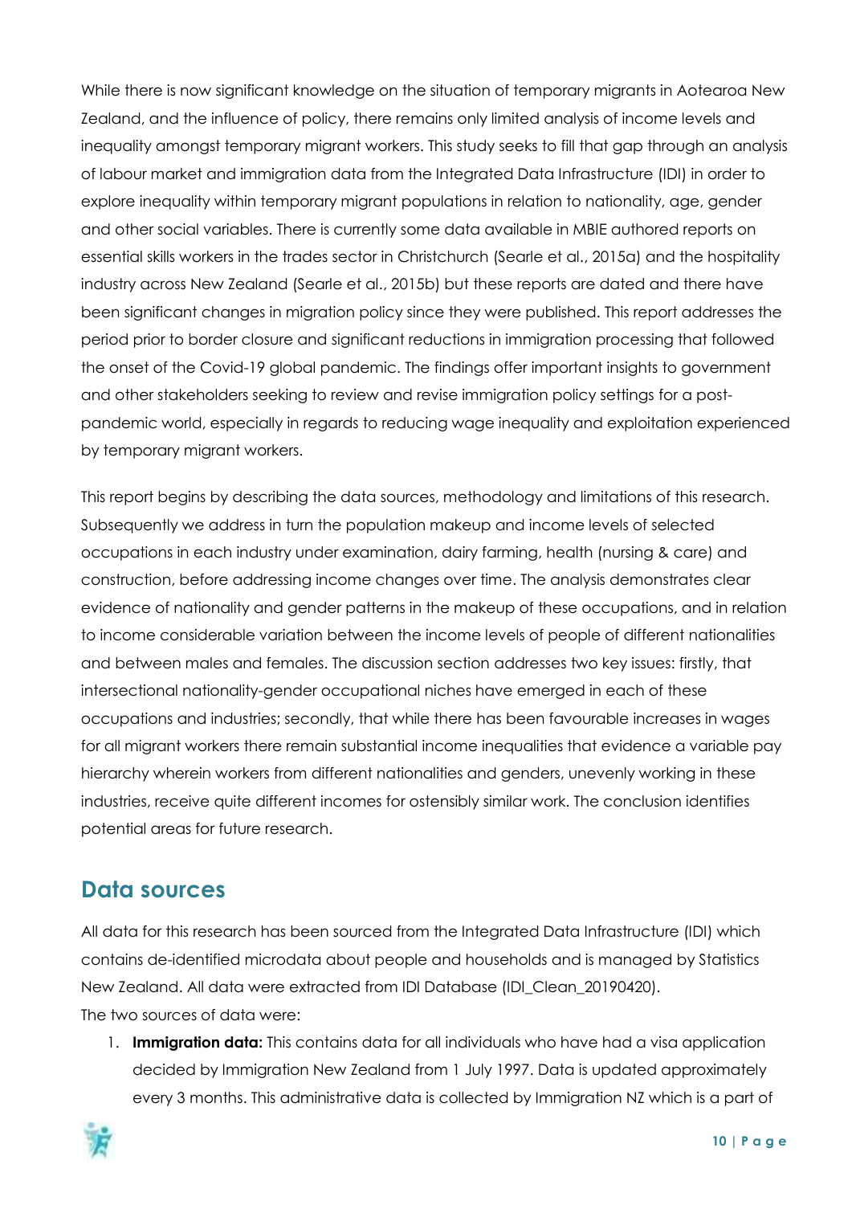While there is now significant knowledge on the situation of temporary migrants in Aotearoa New Zealand, and the influence of policy, there remains only limited analysis of income levels and inequality amongst temporary migrant workers. This study seeks to fill that gap through an analysis of labour market and immigration data from the Integrated Data Infrastructure (IDI) in order to explore inequality within temporary migrant populations in relation to nationality, age, gender and other social variables. There is currently some data available in MBIE authored reports on essential skills workers in the trades sector in Christchurch (Searle et al., 2015a) and the hospitality industry across New Zealand (Searle et al., 2015b) but these reports are dated and there have been significant changes in migration policy since they were published. This report addresses the period prior to border closure and significant reductions in immigration processing that followed the onset of the Covid-19 global pandemic. The findings offer important insights to government and other stakeholders seeking to review and revise immigration policy settings for a post-pandemic world, especially in regards to reducing wage inequality and exploitation experienced by temporary migrant workers.

This report begins by describing the data sources, methodology and limitations of this research. Subsequently we address in turn the population makeup and income levels of selected occupations in each industry under examination, dairy farming, health (nursing & care) and construction, before addressing income changes over time. The analysis demonstrates clear evidence of nationality and gender patterns in the makeup of these occupations, and in relation to income considerable variation between the income levels of people of different nationalities and between males and females. The discussion section addresses two key issues: firstly, that intersectional nationality-gender occupational niches have emerged in each of these occupations and industries; secondly, that while there has been favourable increases in wages for all migrant workers there remain substantial income inequalities that evidence a variable pay hierarchy wherein workers from different nationalities and genders, unevenly working in these industries, receive quite different incomes for ostensibly similar work. The conclusion identifies potential areas for future research.

## Data sources

All data for this research has been sourced from the Integrated Data Infrastructure (IDI) which contains de-identified microdata about people and households and is managed by Statistics New Zealand. All data were extracted from IDI Database (IDI_Clean_20190420).

The two sources of data were:

1. **Immigration data:** This contains data for all individuals who have had a visa application decided by Immigration New Zealand from 1 July 1997. Data is updated approximately every 3 months. This administrative data is collected by Immigration NZ which is a part of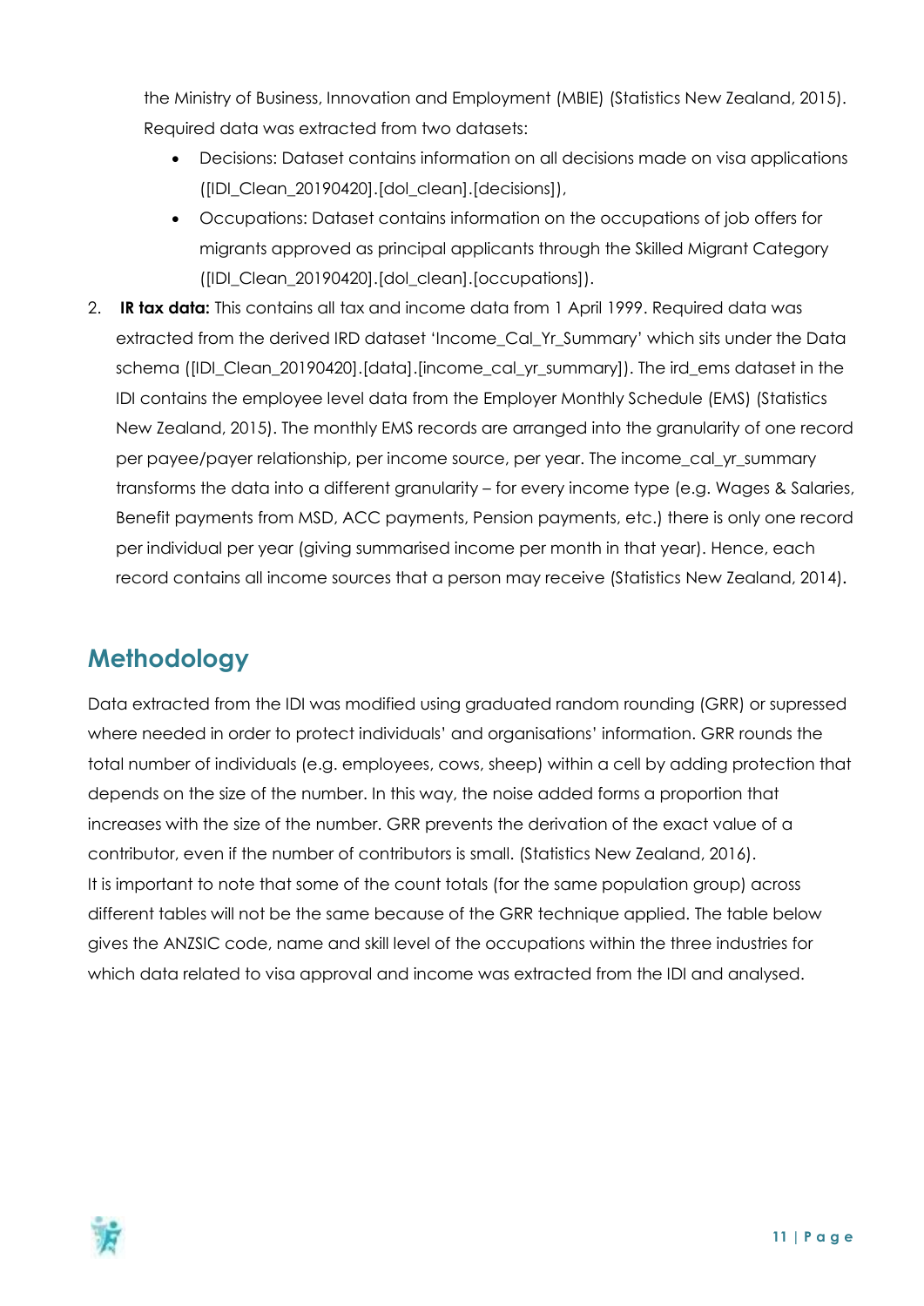the Ministry of Business, Innovation and Employment (MBIE) (Statistics New Zealand, 2015). Required data was extracted from two datasets:

- Decisions: Dataset contains information on all decisions made on visa applications ([IDI_Clean_20190420].[dol_clean].[decisions]),
- Occupations: Dataset contains information on the occupations of job offers for migrants approved as principal applicants through the Skilled Migrant Category ([IDI_Clean_20190420].[dol_clean].[occupations]).

2. **IR tax data:** This contains all tax and income data from 1 April 1999. Required data was extracted from the derived IRD dataset 'Income_Cal_Yr_Summary' which sits under the Data schema ([IDI_Clean_20190420].[data].[income_cal_yr_summary]). The ird_ems dataset in the IDI contains the employee level data from the Employer Monthly Schedule (EMS) (Statistics New Zealand, 2015). The monthly EMS records are arranged into the granularity of one record per payee/payer relationship, per income source, per year. The income_cal_yr_summary transforms the data into a different granularity – for every income type (e.g. Wages & Salaries, Benefit payments from MSD, ACC payments, Pension payments, etc.) there is only one record per individual per year (giving summarised income per month in that year). Hence, each record contains all income sources that a person may receive (Statistics New Zealand, 2014).

## Methodology

Data extracted from the IDI was modified using graduated random rounding (GRR) or supressed where needed in order to protect individuals' and organisations' information. GRR rounds the total number of individuals (e.g. employees, cows, sheep) within a cell by adding protection that depends on the size of the number. In this way, the noise added forms a proportion that increases with the size of the number. GRR prevents the derivation of the exact value of a contributor, even if the number of contributors is small. (Statistics New Zealand, 2016).
It is important to note that some of the count totals (for the same population group) across different tables will not be the same because of the GRR technique applied. The table below gives the ANZSIC code, name and skill level of the occupations within the three industries for which data related to visa approval and income was extracted from the IDI and analysed.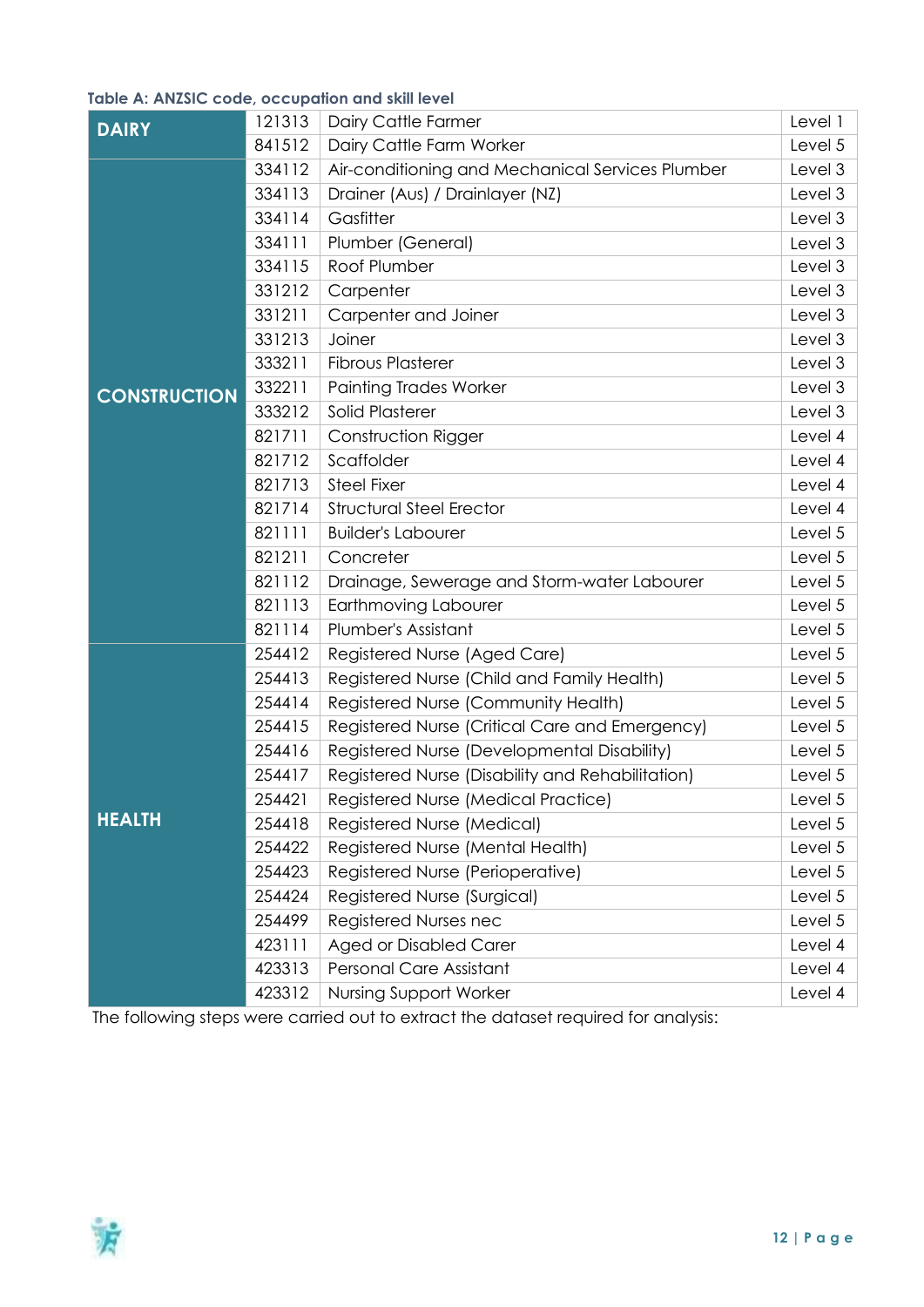**Table A: ANZSIC code, occupation and skill level**

| | | | |
|---|---|---|---|
| **DAIRY** | 121313 | Dairy Cattle Farmer | Level 1 |
| | 841512 | Dairy Cattle Farm Worker | Level 5 |
| **CONSTRUCTION** | 334112 | Air-conditioning and Mechanical Services Plumber | Level 3 |
| | 334113 | Drainer (Aus) / Drainlayer (NZ) | Level 3 |
| | 334114 | Gasfitter | Level 3 |
| | 334111 | Plumber (General) | Level 3 |
| | 334115 | Roof Plumber | Level 3 |
| | 331212 | Carpenter | Level 3 |
| | 331211 | Carpenter and Joiner | Level 3 |
| | 331213 | Joiner | Level 3 |
| | 333211 | Fibrous Plasterer | Level 3 |
| | 332211 | Painting Trades Worker | Level 3 |
| | 333212 | Solid Plasterer | Level 3 |
| | 821711 | Construction Rigger | Level 4 |
| | 821712 | Scaffolder | Level 4 |
| | 821713 | Steel Fixer | Level 4 |
| | 821714 | Structural Steel Erector | Level 4 |
| | 821111 | Builder's Labourer | Level 5 |
| | 821211 | Concreter | Level 5 |
| | 821112 | Drainage, Sewerage and Storm-water Labourer | Level 5 |
| | 821113 | Earthmoving Labourer | Level 5 |
| | 821114 | Plumber's Assistant | Level 5 |
| **HEALTH** | 254412 | Registered Nurse (Aged Care) | Level 5 |
| | 254413 | Registered Nurse (Child and Family Health) | Level 5 |
| | 254414 | Registered Nurse (Community Health) | Level 5 |
| | 254415 | Registered Nurse (Critical Care and Emergency) | Level 5 |
| | 254416 | Registered Nurse (Developmental Disability) | Level 5 |
| | 254417 | Registered Nurse (Disability and Rehabilitation) | Level 5 |
| | 254421 | Registered Nurse (Medical Practice) | Level 5 |
| | 254418 | Registered Nurse (Medical) | Level 5 |
| | 254422 | Registered Nurse (Mental Health) | Level 5 |
| | 254423 | Registered Nurse (Perioperative) | Level 5 |
| | 254424 | Registered Nurse (Surgical) | Level 5 |
| | 254499 | Registered Nurses nec | Level 5 |
| | 423111 | Aged or Disabled Carer | Level 4 |
| | 423313 | Personal Care Assistant | Level 4 |
| | 423312 | Nursing Support Worker | Level 4 |

The following steps were carried out to extract the dataset required for analysis: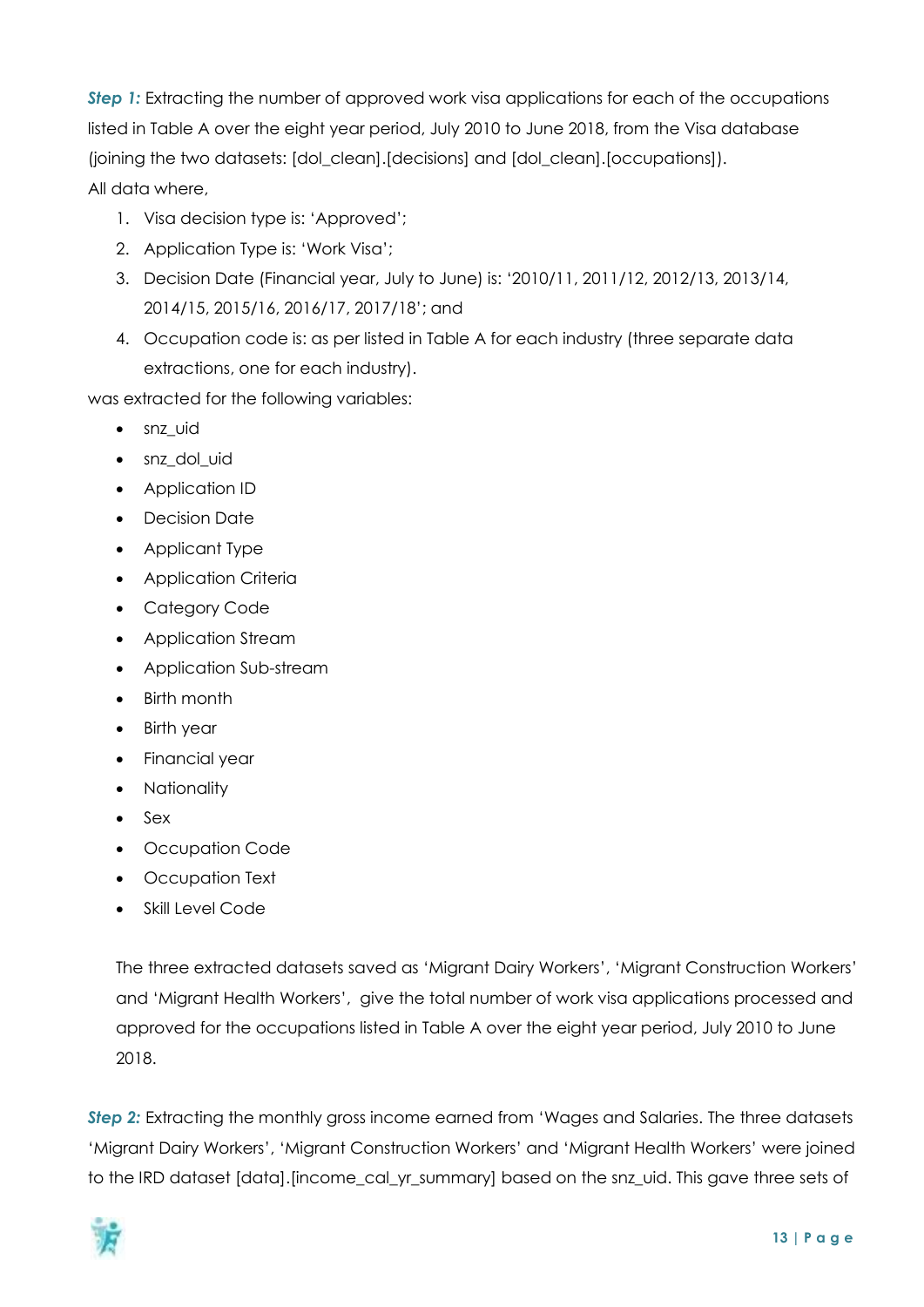***Step 1:*** Extracting the number of approved work visa applications for each of the occupations listed in Table A over the eight year period, July 2010 to June 2018, from the Visa database (joining the two datasets: [dol_clean].[decisions] and [dol_clean].[occupations]).

All data where,

1. Visa decision type is: 'Approved';
2. Application Type is: 'Work Visa';
3. Decision Date (Financial year, July to June) is: '2010/11, 2011/12, 2012/13, 2013/14, 2014/15, 2015/16, 2016/17, 2017/18'; and
4. Occupation code is: as per listed in Table A for each industry (three separate data extractions, one for each industry).

was extracted for the following variables:

- snz_uid
- snz_dol_uid
- Application ID
- Decision Date
- Applicant Type
- Application Criteria
- Category Code
- Application Stream
- Application Sub-stream
- Birth month
- Birth year
- Financial year
- Nationality
- Sex
- Occupation Code
- Occupation Text
- Skill Level Code

The three extracted datasets saved as 'Migrant Dairy Workers', 'Migrant Construction Workers' and 'Migrant Health Workers', give the total number of work visa applications processed and approved for the occupations listed in Table A over the eight year period, July 2010 to June 2018.

***Step 2:*** Extracting the monthly gross income earned from 'Wages and Salaries. The three datasets 'Migrant Dairy Workers', 'Migrant Construction Workers' and 'Migrant Health Workers' were joined to the IRD dataset [data].[income_cal_yr_summary] based on the snz_uid. This gave three sets of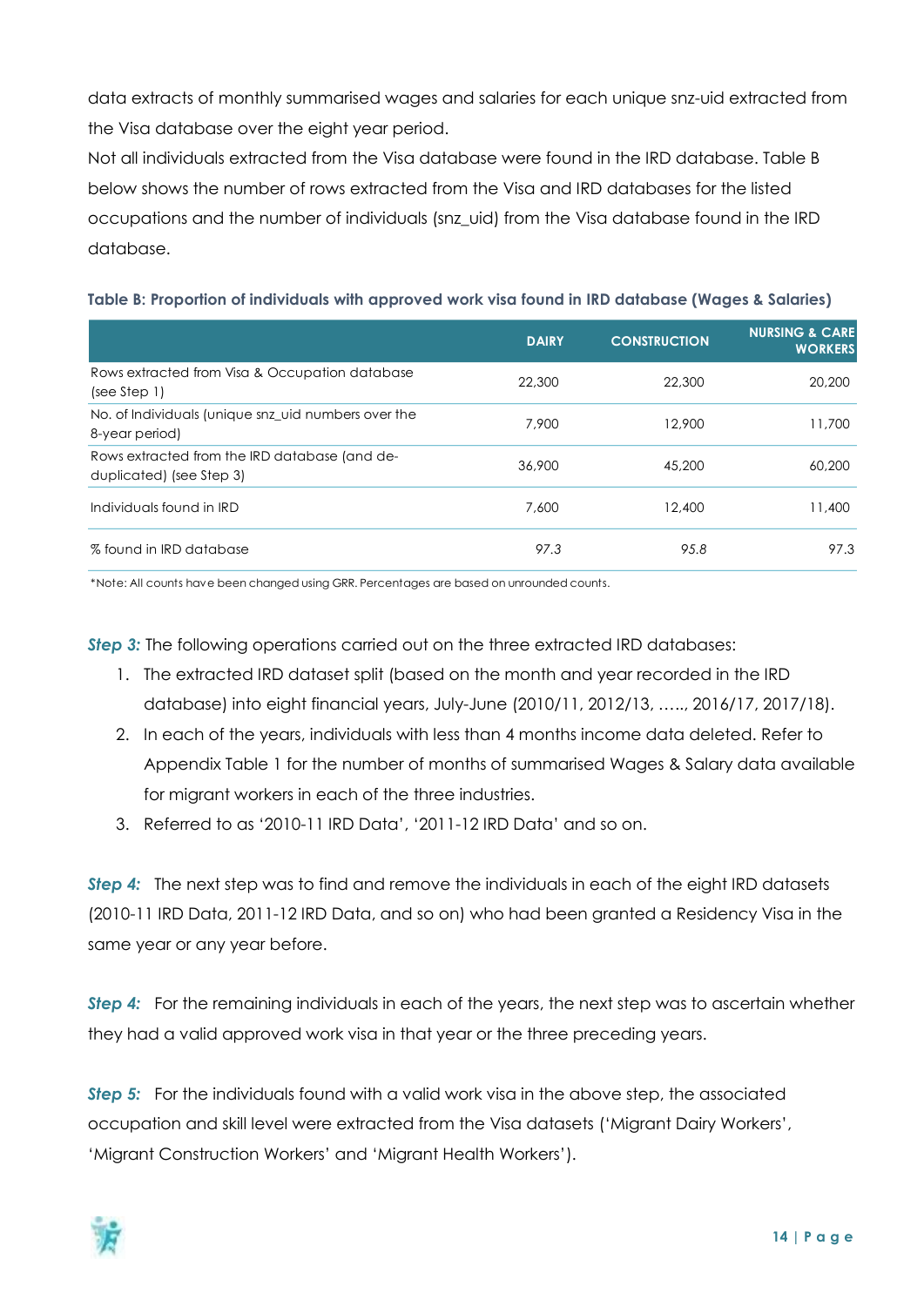data extracts of monthly summarised wages and salaries for each unique snz-uid extracted from the Visa database over the eight year period.

Not all individuals extracted from the Visa database were found in the IRD database. Table B below shows the number of rows extracted from the Visa and IRD databases for the listed occupations and the number of individuals (snz_uid) from the Visa database found in the IRD database.

**Table B: Proportion of individuals with approved work visa found in IRD database (Wages & Salaries)**

| | DAIRY | CONSTRUCTION | NURSING & CARE WORKERS |
|---|---|---|---|
| Rows extracted from Visa & Occupation database (see Step 1) | 22,300 | 22,300 | 20,200 |
| No. of Individuals (unique snz_uid numbers over the 8-year period) | 7,900 | 12,900 | 11,700 |
| Rows extracted from the IRD database (and de-duplicated) (see Step 3) | 36,900 | 45,200 | 60,200 |
| Individuals found in IRD | 7,600 | 12,400 | 11,400 |
| % found in IRD database | 97.3 | 95.8 | 97.3 |

*Note: All counts have been changed using GRR. Percentages are based on unrounded counts.

***Step 3:*** The following operations carried out on the three extracted IRD databases:

1. The extracted IRD dataset split (based on the month and year recorded in the IRD database) into eight financial years, July-June (2010/11, 2012/13, ….., 2016/17, 2017/18).
2. In each of the years, individuals with less than 4 months income data deleted. Refer to Appendix Table 1 for the number of months of summarised Wages & Salary data available for migrant workers in each of the three industries.
3. Referred to as '2010-11 IRD Data', '2011-12 IRD Data' and so on.

***Step 4:*** The next step was to find and remove the individuals in each of the eight IRD datasets (2010-11 IRD Data, 2011-12 IRD Data, and so on) who had been granted a Residency Visa in the same year or any year before.

***Step 4:*** For the remaining individuals in each of the years, the next step was to ascertain whether they had a valid approved work visa in that year or the three preceding years.

***Step 5:*** For the individuals found with a valid work visa in the above step, the associated occupation and skill level were extracted from the Visa datasets ('Migrant Dairy Workers', 'Migrant Construction Workers' and 'Migrant Health Workers').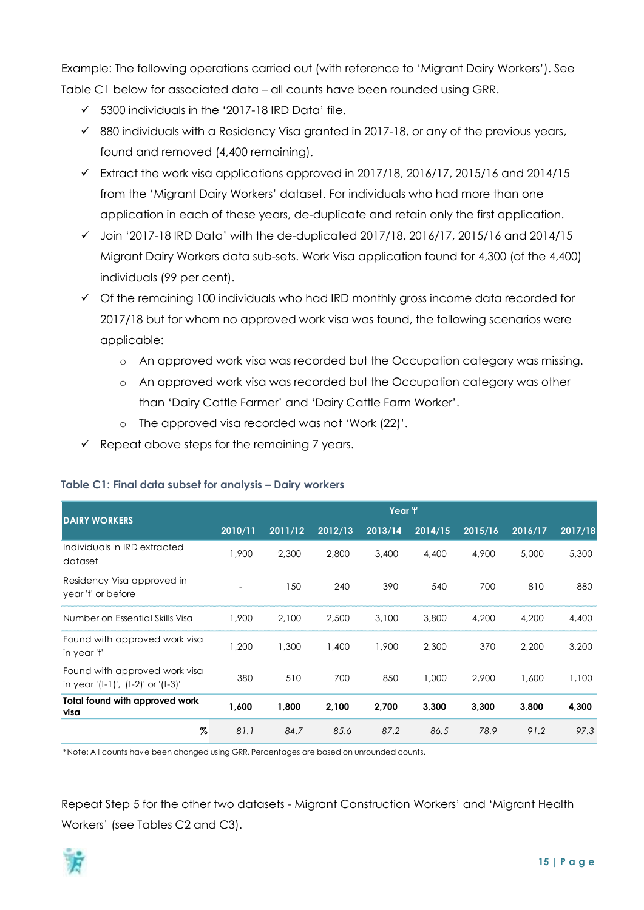Example: The following operations carried out (with reference to 'Migrant Dairy Workers'). See Table C1 below for associated data – all counts have been rounded using GRR.

- ✓ 5300 individuals in the '2017-18 IRD Data' file.
- ✓ 880 individuals with a Residency Visa granted in 2017-18, or any of the previous years, found and removed (4,400 remaining).
- ✓ Extract the work visa applications approved in 2017/18, 2016/17, 2015/16 and 2014/15 from the 'Migrant Dairy Workers' dataset. For individuals who had more than one application in each of these years, de-duplicate and retain only the first application.
- ✓ Join '2017-18 IRD Data' with the de-duplicated 2017/18, 2016/17, 2015/16 and 2014/15 Migrant Dairy Workers data sub-sets. Work Visa application found for 4,300 (of the 4,400) individuals (99 per cent).
- ✓ Of the remaining 100 individuals who had IRD monthly gross income data recorded for 2017/18 but for whom no approved work visa was found, the following scenarios were applicable:
  - An approved work visa was recorded but the Occupation category was missing.
  - An approved work visa was recorded but the Occupation category was other than 'Dairy Cattle Farmer' and 'Dairy Cattle Farm Worker'.
  - The approved visa recorded was not 'Work (22)'.
- ✓ Repeat above steps for the remaining 7 years.

**Table C1: Final data subset for analysis – Dairy workers**

| DAIRY WORKERS | Year 't' | | | | | | | |
|---|---|---|---|---|---|---|---|---|
| | 2010/11 | 2011/12 | 2012/13 | 2013/14 | 2014/15 | 2015/16 | 2016/17 | 2017/18 |
| Individuals in IRD extracted dataset | 1,900 | 2,300 | 2,800 | 3,400 | 4,400 | 4,900 | 5,000 | 5,300 |
| Residency Visa approved in year 't' or before | - | 150 | 240 | 390 | 540 | 700 | 810 | 880 |
| Number on Essential Skills Visa | 1,900 | 2,100 | 2,500 | 3,100 | 3,800 | 4,200 | 4,200 | 4,400 |
| Found with approved work visa in year 't' | 1,200 | 1,300 | 1,400 | 1,900 | 2,300 | 370 | 2,200 | 3,200 |
| Found with approved work visa in year '(t-1)', '(t-2)' or '(t-3)' | 380 | 510 | 700 | 850 | 1,000 | 2,900 | 1,600 | 1,100 |
| **Total found with approved work visa** | **1,600** | **1,800** | **2,100** | **2,700** | **3,300** | **3,300** | **3,800** | **4,300** |
| % | *81.1* | *84.7* | *85.6* | *87.2* | *86.5* | *78.9* | *91.2* | *97.3* |

*Note: All counts have been changed using GRR. Percentages are based on unrounded counts.

Repeat Step 5 for the other two datasets - Migrant Construction Workers' and 'Migrant Health Workers' (see Tables C2 and C3).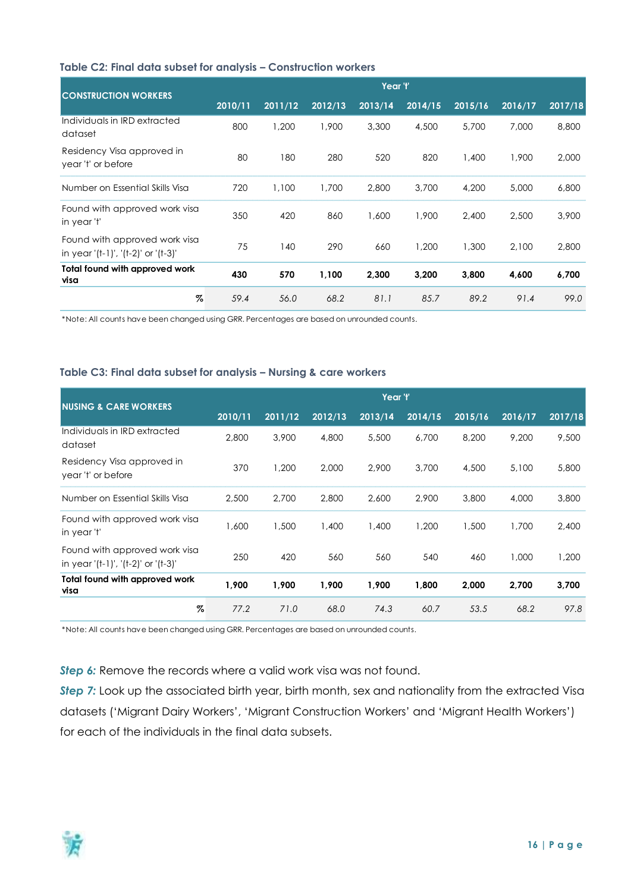**Table C2: Final data subset for analysis – Construction workers**

| CONSTRUCTION WORKERS | Year 't' | | | | | | | |
|---|---|---|---|---|---|---|---|---|
| | 2010/11 | 2011/12 | 2012/13 | 2013/14 | 2014/15 | 2015/16 | 2016/17 | 2017/18 |
| Individuals in IRD extracted dataset | 800 | 1,200 | 1,900 | 3,300 | 4,500 | 5,700 | 7,000 | 8,800 |
| Residency Visa approved in year 't' or before | 80 | 180 | 280 | 520 | 820 | 1,400 | 1,900 | 2,000 |
| Number on Essential Skills Visa | 720 | 1,100 | 1,700 | 2,800 | 3,700 | 4,200 | 5,000 | 6,800 |
| Found with approved work visa in year 't' | 350 | 420 | 860 | 1,600 | 1,900 | 2,400 | 2,500 | 3,900 |
| Found with approved work visa in year '(t-1)', '(t-2)' or '(t-3)' | 75 | 140 | 290 | 660 | 1,200 | 1,300 | 2,100 | 2,800 |
| **Total found with approved work visa** | **430** | **570** | **1,100** | **2,300** | **3,200** | **3,800** | **4,600** | **6,700** |
| % | *59.4* | *56.0* | *68.2* | *81.1* | *85.7* | *89.2* | *91.4* | *99.0* |

*Note: All counts have been changed using GRR. Percentages are based on unrounded counts.

**Table C3: Final data subset for analysis – Nursing & care workers**

| NUSING & CARE WORKERS | Year 't' | | | | | | | |
|---|---|---|---|---|---|---|---|---|
| | 2010/11 | 2011/12 | 2012/13 | 2013/14 | 2014/15 | 2015/16 | 2016/17 | 2017/18 |
| Individuals in IRD extracted dataset | 2,800 | 3,900 | 4,800 | 5,500 | 6,700 | 8,200 | 9,200 | 9,500 |
| Residency Visa approved in year 't' or before | 370 | 1,200 | 2,000 | 2,900 | 3,700 | 4,500 | 5,100 | 5,800 |
| Number on Essential Skills Visa | 2,500 | 2,700 | 2,800 | 2,600 | 2,900 | 3,800 | 4,000 | 3,800 |
| Found with approved work visa in year 't' | 1,600 | 1,500 | 1,400 | 1,400 | 1,200 | 1,500 | 1,700 | 2,400 |
| Found with approved work visa in year '(t-1)', '(t-2)' or '(t-3)' | 250 | 420 | 560 | 560 | 540 | 460 | 1,000 | 1,200 |
| **Total found with approved work visa** | **1,900** | **1,900** | **1,900** | **1,900** | **1,800** | **2,000** | **2,700** | **3,700** |
| % | *77.2* | *71.0* | *68.0* | *74.3* | *60.7* | *53.5* | *68.2* | *97.8* |

*Note: All counts have been changed using GRR. Percentages are based on unrounded counts.

***Step 6:*** Remove the records where a valid work visa was not found.

***Step 7:*** Look up the associated birth year, birth month, sex and nationality from the extracted Visa datasets ('Migrant Dairy Workers', 'Migrant Construction Workers' and 'Migrant Health Workers') for each of the individuals in the final data subsets.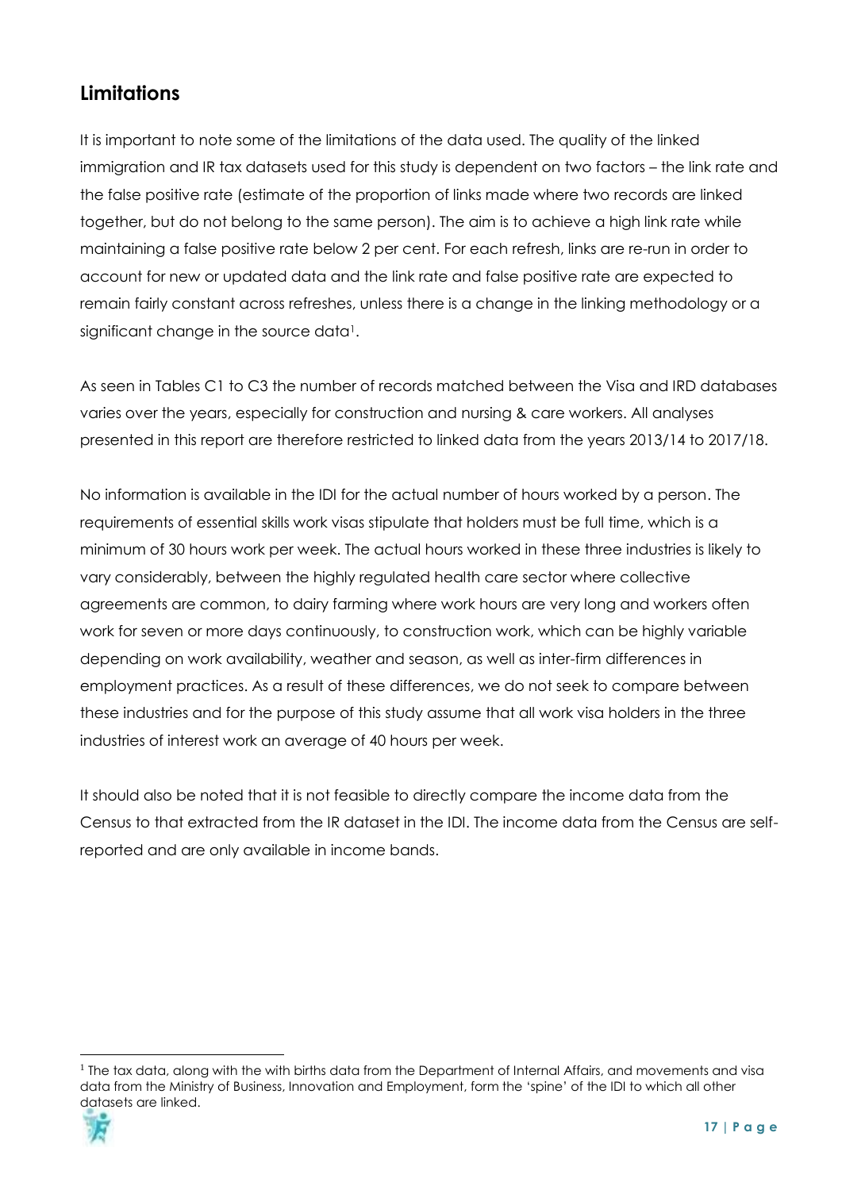## Limitations

It is important to note some of the limitations of the data used. The quality of the linked immigration and IR tax datasets used for this study is dependent on two factors – the link rate and the false positive rate (estimate of the proportion of links made where two records are linked together, but do not belong to the same person). The aim is to achieve a high link rate while maintaining a false positive rate below 2 per cent. For each refresh, links are re-run in order to account for new or updated data and the link rate and false positive rate are expected to remain fairly constant across refreshes, unless there is a change in the linking methodology or a significant change in the source data[1].

As seen in Tables C1 to C3 the number of records matched between the Visa and IRD databases varies over the years, especially for construction and nursing & care workers. All analyses presented in this report are therefore restricted to linked data from the years 2013/14 to 2017/18.

No information is available in the IDI for the actual number of hours worked by a person. The requirements of essential skills work visas stipulate that holders must be full time, which is a minimum of 30 hours work per week. The actual hours worked in these three industries is likely to vary considerably, between the highly regulated health care sector where collective agreements are common, to dairy farming where work hours are very long and workers often work for seven or more days continuously, to construction work, which can be highly variable depending on work availability, weather and season, as well as inter-firm differences in employment practices. As a result of these differences, we do not seek to compare between these industries and for the purpose of this study assume that all work visa holders in the three industries of interest work an average of 40 hours per week.

It should also be noted that it is not feasible to directly compare the income data from the Census to that extracted from the IR dataset in the IDI. The income data from the Census are self-reported and are only available in income bands.

[1] The tax data, along with the with births data from the Department of Internal Affairs, and movements and visa data from the Ministry of Business, Innovation and Employment, form the 'spine' of the IDI to which all other datasets are linked.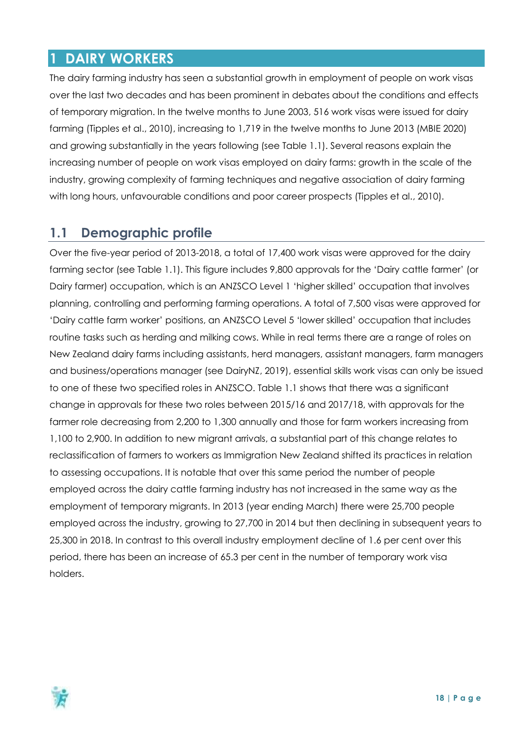# 1 DAIRY WORKERS

The dairy farming industry has seen a substantial growth in employment of people on work visas over the last two decades and has been prominent in debates about the conditions and effects of temporary migration. In the twelve months to June 2003, 516 work visas were issued for dairy farming (Tipples et al., 2010), increasing to 1,719 in the twelve months to June 2013 (MBIE 2020) and growing substantially in the years following (see Table 1.1). Several reasons explain the increasing number of people on work visas employed on dairy farms: growth in the scale of the industry, growing complexity of farming techniques and negative association of dairy farming with long hours, unfavourable conditions and poor career prospects (Tipples et al., 2010).

## 1.1 Demographic profile

Over the five-year period of 2013-2018, a total of 17,400 work visas were approved for the dairy farming sector (see Table 1.1). This figure includes 9,800 approvals for the 'Dairy cattle farmer' (or Dairy farmer) occupation, which is an ANZSCO Level 1 'higher skilled' occupation that involves planning, controlling and performing farming operations. A total of 7,500 visas were approved for 'Dairy cattle farm worker' positions, an ANZSCO Level 5 'lower skilled' occupation that includes routine tasks such as herding and milking cows. While in real terms there are a range of roles on New Zealand dairy farms including assistants, herd managers, assistant managers, farm managers and business/operations manager (see DairyNZ, 2019), essential skills work visas can only be issued to one of these two specified roles in ANZSCO. Table 1.1 shows that there was a significant change in approvals for these two roles between 2015/16 and 2017/18, with approvals for the farmer role decreasing from 2,200 to 1,300 annually and those for farm workers increasing from 1,100 to 2,900. In addition to new migrant arrivals, a substantial part of this change relates to reclassification of farmers to workers as Immigration New Zealand shifted its practices in relation to assessing occupations. It is notable that over this same period the number of people employed across the dairy cattle farming industry has not increased in the same way as the employment of temporary migrants. In 2013 (year ending March) there were 25,700 people employed across the industry, growing to 27,700 in 2014 but then declining in subsequent years to 25,300 in 2018. In contrast to this overall industry employment decline of 1.6 per cent over this period, there has been an increase of 65.3 per cent in the number of temporary work visa holders.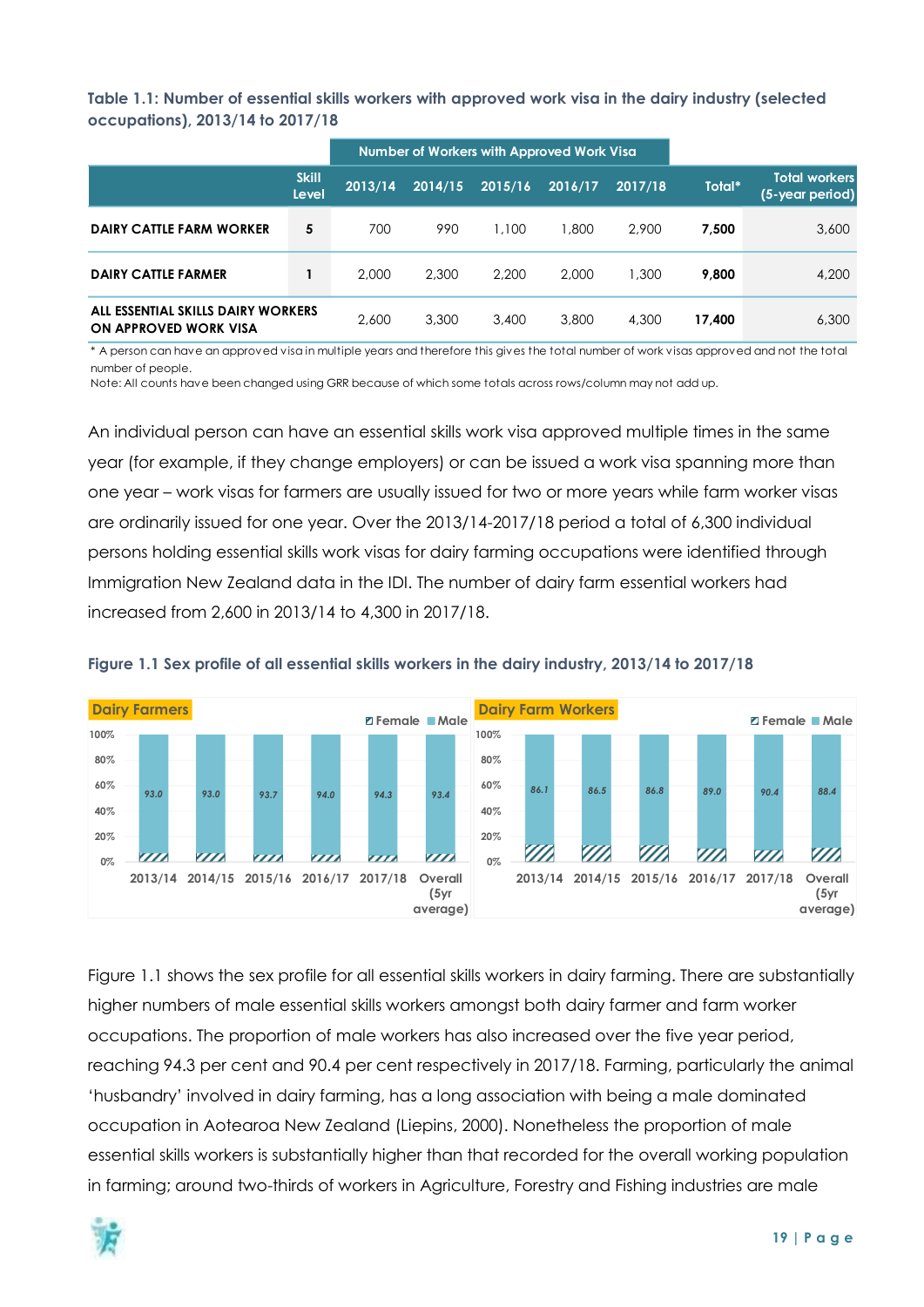**Table 1.1: Number of essential skills workers with approved work visa in the dairy industry (selected occupations), 2013/14 to 2017/18**

| | Skill Level | Number of Workers with Approved Work Visa | | | | | | |
|---|---|---|---|---|---|---|---|---|
| | | 2013/14 | 2014/15 | 2015/16 | 2016/17 | 2017/18 | Total* | Total workers (5-year period) |
| **DAIRY CATTLE FARM WORKER** | **5** | 700 | 990 | 1,100 | 1,800 | 2,900 | **7,500** | 3,600 |
| **DAIRY CATTLE FARMER** | **1** | 2,000 | 2,300 | 2,200 | 2,000 | 1,300 | **9,800** | 4,200 |
| **ALL ESSENTIAL SKILLS DAIRY WORKERS ON APPROVED WORK VISA** | | 2,600 | 3,300 | 3,400 | 3,800 | 4,300 | **17,400** | 6,300 |

\* A person can have an approved visa in multiple years and therefore this gives the total number of work visas approved and not the total number of people.
Note: All counts have been changed using GRR because of which some totals across rows/column may not add up.

An individual person can have an essential skills work visa approved multiple times in the same year (for example, if they change employers) or can be issued a work visa spanning more than one year – work visas for farmers are usually issued for two or more years while farm worker visas are ordinarily issued for one year. Over the 2013/14-2017/18 period a total of 6,300 individual persons holding essential skills work visas for dairy farming occupations were identified through Immigration New Zealand data in the IDI. The number of dairy farm essential workers had increased from 2,600 in 2013/14 to 4,300 in 2017/18.

**Figure 1.1 Sex profile of all essential skills workers in the dairy industry, 2013/14 to 2017/18**

Dairy Farmers (Male %): 2013/14: 93.0; 2014/15: 93.0; 2015/16: 93.7; 2016/17: 94.0; 2017/18: 94.3; Overall (5yr average): 93.4

Dairy Farm Workers (Male %): 2013/14: 86.1; 2014/15: 86.5; 2015/16: 86.8; 2016/17: 89.0; 2017/18: 90.4; Overall (5yr average): 88.4

Figure 1.1 shows the sex profile for all essential skills workers in dairy farming. There are substantially higher numbers of male essential skills workers amongst both dairy farmer and farm worker occupations. The proportion of male workers has also increased over the five year period, reaching 94.3 per cent and 90.4 per cent respectively in 2017/18. Farming, particularly the animal 'husbandry' involved in dairy farming, has a long association with being a male dominated occupation in Aotearoa New Zealand (Liepins, 2000). Nonetheless the proportion of male essential skills workers is substantially higher than that recorded for the overall working population in farming; around two-thirds of workers in Agriculture, Forestry and Fishing industries are male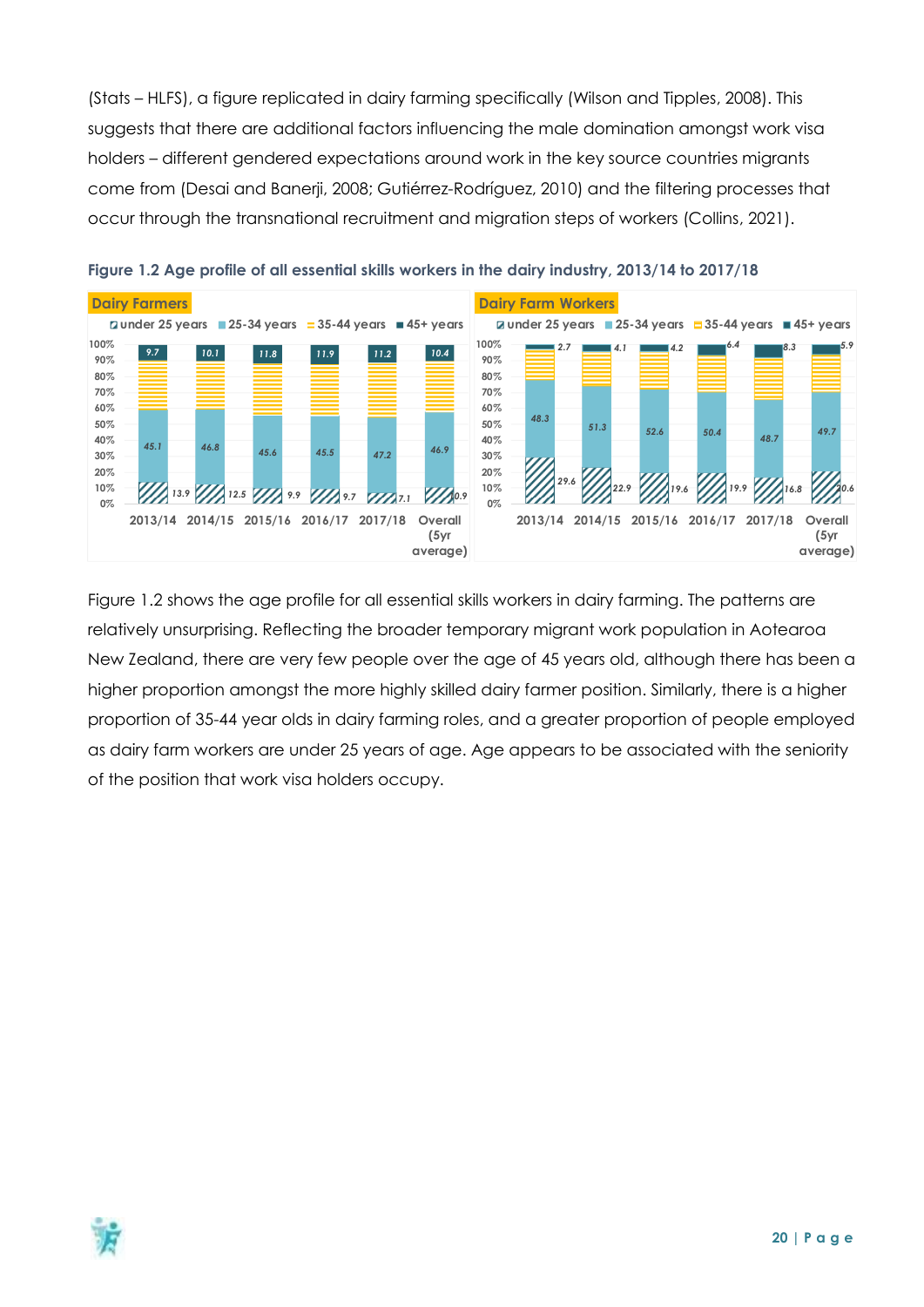(Stats – HLFS), a figure replicated in dairy farming specifically (Wilson and Tipples, 2008). This suggests that there are additional factors influencing the male domination amongst work visa holders – different gendered expectations around work in the key source countries migrants come from (Desai and Banerji, 2008; Gutiérrez-Rodríguez, 2010) and the filtering processes that occur through the transnational recruitment and migration steps of workers (Collins, 2021).

**Figure 1.2 Age profile of all essential skills workers in the dairy industry, 2013/14 to 2017/18**

**Dairy Farmers**

| | 2013/14 | 2014/15 | 2015/16 | 2016/17 | 2017/18 | Overall (5yr average) |
|---|---|---|---|---|---|---|
| under 25 years | 13.9 | 12.5 | 9.9 | 9.7 | 7.1 | 10.9 |
| 25-34 years | 45.1 | 46.8 | 45.6 | 45.5 | 47.2 | 46.9 |
| 35-44 years | | | | | | |
| 45+ years | 9.7 | 10.1 | 11.8 | 11.9 | 11.2 | 10.4 |

**Dairy Farm Workers**

| | 2013/14 | 2014/15 | 2015/16 | 2016/17 | 2017/18 | Overall (5yr average) |
|---|---|---|---|---|---|---|
| under 25 years | 29.6 | 22.9 | 19.6 | 19.9 | 16.8 | 20.6 |
| 25-34 years | 48.3 | 51.3 | 52.6 | 50.4 | 48.7 | 49.7 |
| 35-44 years | | | | | | |
| 45+ years | 2.7 | 4.1 | 4.2 | 6.4 | 8.3 | 5.9 |

Figure 1.2 shows the age profile for all essential skills workers in dairy farming. The patterns are relatively unsurprising. Reflecting the broader temporary migrant work population in Aotearoa New Zealand, there are very few people over the age of 45 years old, although there has been a higher proportion amongst the more highly skilled dairy farmer position. Similarly, there is a higher proportion of 35-44 year olds in dairy farming roles, and a greater proportion of people employed as dairy farm workers are under 25 years of age. Age appears to be associated with the seniority of the position that work visa holders occupy.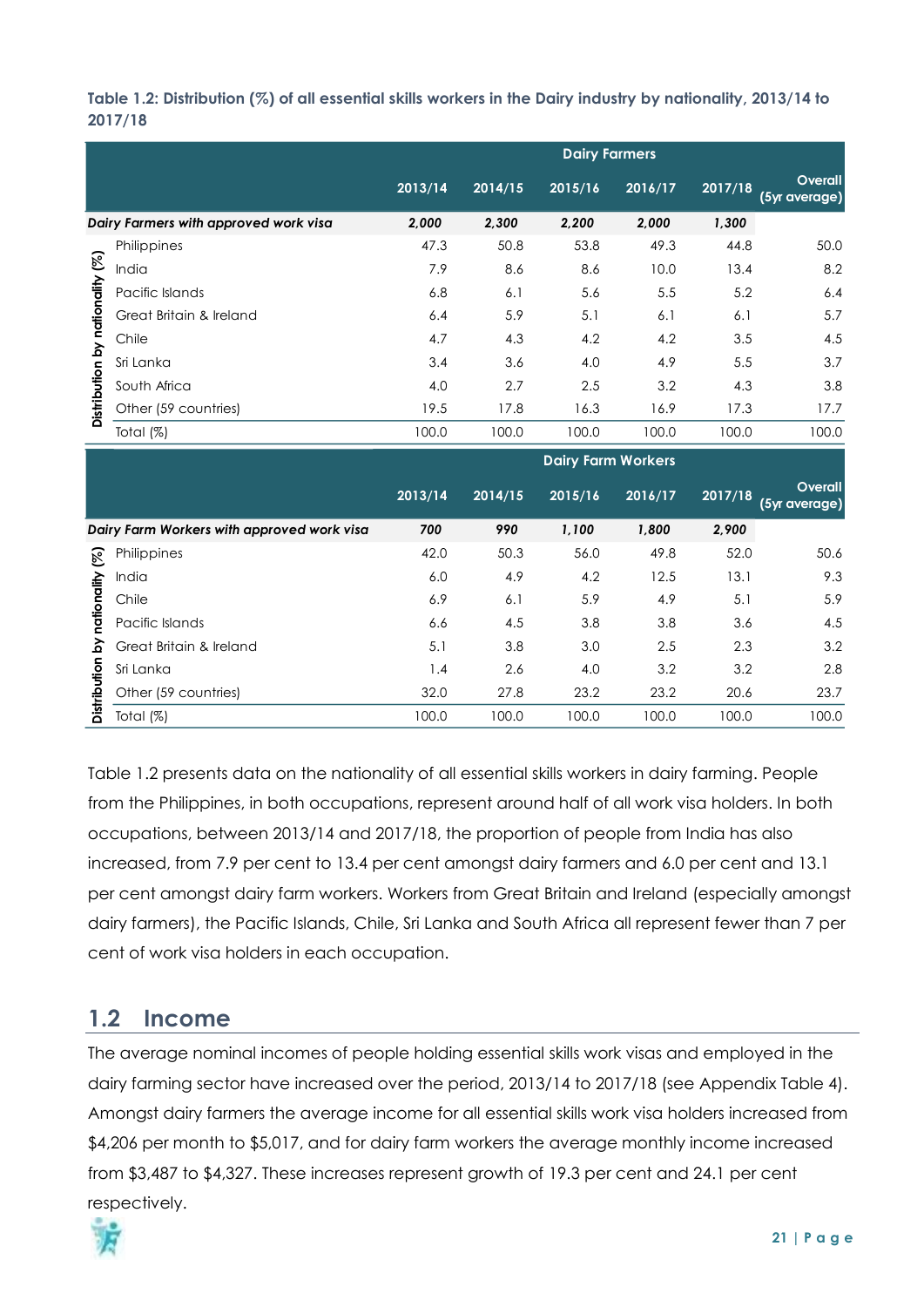**Table 1.2: Distribution (%) of all essential skills workers in the Dairy industry by nationality, 2013/14 to 2017/18**

| | | Dairy Farmers | | | | | |
|---|---|---|---|---|---|---|---|
| | | 2013/14 | 2014/15 | 2015/16 | 2016/17 | 2017/18 | Overall (5yr average) |
| ***Dairy Farmers with approved work visa*** | | ***2,000*** | ***2,300*** | ***2,200*** | ***2,000*** | ***1,300*** | |
| Distribution by nationality (%) | Philippines | 47.3 | 50.8 | 53.8 | 49.3 | 44.8 | 50.0 |
| | India | 7.9 | 8.6 | 8.6 | 10.0 | 13.4 | 8.2 |
| | Pacific Islands | 6.8 | 6.1 | 5.6 | 5.5 | 5.2 | 6.4 |
| | Great Britain & Ireland | 6.4 | 5.9 | 5.1 | 6.1 | 6.1 | 5.7 |
| | Chile | 4.7 | 4.3 | 4.2 | 4.2 | 3.5 | 4.5 |
| | Sri Lanka | 3.4 | 3.6 | 4.0 | 4.9 | 5.5 | 3.7 |
| | South Africa | 4.0 | 2.7 | 2.5 | 3.2 | 4.3 | 3.8 |
| | Other (59 countries) | 19.5 | 17.8 | 16.3 | 16.9 | 17.3 | 17.7 |
| | Total (%) | 100.0 | 100.0 | 100.0 | 100.0 | 100.0 | 100.0 |
| | | **Dairy Farm Workers** | | | | | |
| | | **2013/14** | **2014/15** | **2015/16** | **2016/17** | **2017/18** | **Overall (5yr average)** |
| ***Dairy Farm Workers with approved work visa*** | | ***700*** | ***990*** | ***1,100*** | ***1,800*** | ***2,900*** | |
| Distribution by nationality (%) | Philippines | 42.0 | 50.3 | 56.0 | 49.8 | 52.0 | 50.6 |
| | India | 6.0 | 4.9 | 4.2 | 12.5 | 13.1 | 9.3 |
| | Chile | 6.9 | 6.1 | 5.9 | 4.9 | 5.1 | 5.9 |
| | Pacific Islands | 6.6 | 4.5 | 3.8 | 3.8 | 3.6 | 4.5 |
| | Great Britain & Ireland | 5.1 | 3.8 | 3.0 | 2.5 | 2.3 | 3.2 |
| | Sri Lanka | 1.4 | 2.6 | 4.0 | 3.2 | 3.2 | 2.8 |
| | Other (59 countries) | 32.0 | 27.8 | 23.2 | 23.2 | 20.6 | 23.7 |
| | Total (%) | 100.0 | 100.0 | 100.0 | 100.0 | 100.0 | 100.0 |

Table 1.2 presents data on the nationality of all essential skills workers in dairy farming. People from the Philippines, in both occupations, represent around half of all work visa holders. In both occupations, between 2013/14 and 2017/18, the proportion of people from India has also increased, from 7.9 per cent to 13.4 per cent amongst dairy farmers and 6.0 per cent and 13.1 per cent amongst dairy farm workers. Workers from Great Britain and Ireland (especially amongst dairy farmers), the Pacific Islands, Chile, Sri Lanka and South Africa all represent fewer than 7 per cent of work visa holders in each occupation.

## 1.2 Income

The average nominal incomes of people holding essential skills work visas and employed in the dairy farming sector have increased over the period, 2013/14 to 2017/18 (see Appendix Table 4). Amongst dairy farmers the average income for all essential skills work visa holders increased from $4,206 per month to $5,017, and for dairy farm workers the average monthly income increased from $3,487 to $4,327. These increases represent growth of 19.3 per cent and 24.1 per cent respectively.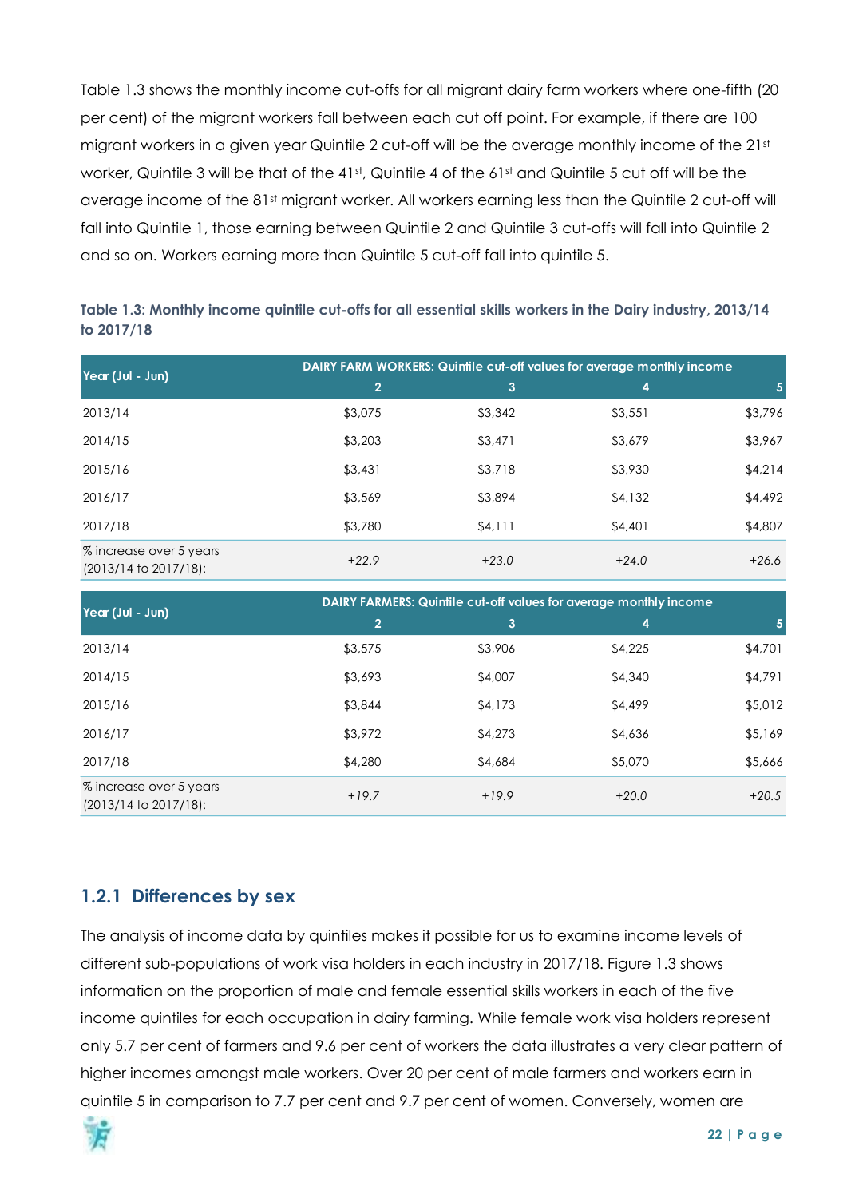Table 1.3 shows the monthly income cut-offs for all migrant dairy farm workers where one-fifth (20 per cent) of the migrant workers fall between each cut off point. For example, if there are 100 migrant workers in a given year Quintile 2 cut-off will be the average monthly income of the 21st worker, Quintile 3 will be that of the 41st, Quintile 4 of the 61st and Quintile 5 cut off will be the average income of the 81st migrant worker. All workers earning less than the Quintile 2 cut-off will fall into Quintile 1, those earning between Quintile 2 and Quintile 3 cut-offs will fall into Quintile 2 and so on. Workers earning more than Quintile 5 cut-off fall into quintile 5.

**Table 1.3: Monthly income quintile cut-offs for all essential skills workers in the Dairy industry, 2013/14 to 2017/18**

| Year (Jul - Jun) | DAIRY FARM WORKERS: Quintile cut-off values for average monthly income | | | |
|---|---|---|---|---|
| | 2 | 3 | 4 | 5 |
| 2013/14 | $3,075 | $3,342 | $3,551 | $3,796 |
| 2014/15 | $3,203 | $3,471 | $3,679 | $3,967 |
| 2015/16 | $3,431 | $3,718 | $3,930 | $4,214 |
| 2016/17 | $3,569 | $3,894 | $4,132 | $4,492 |
| 2017/18 | $3,780 | $4,111 | $4,401 | $4,807 |
| % increase over 5 years (2013/14 to 2017/18): | *+22.9* | *+23.0* | *+24.0* | *+26.6* |

| Year (Jul - Jun) | DAIRY FARMERS: Quintile cut-off values for average monthly income | | | |
|---|---|---|---|---|
| | 2 | 3 | 4 | 5 |
| 2013/14 | $3,575 | $3,906 | $4,225 | $4,701 |
| 2014/15 | $3,693 | $4,007 | $4,340 | $4,791 |
| 2015/16 | $3,844 | $4,173 | $4,499 | $5,012 |
| 2016/17 | $3,972 | $4,273 | $4,636 | $5,169 |
| 2017/18 | $4,280 | $4,684 | $5,070 | $5,666 |
| % increase over 5 years (2013/14 to 2017/18): | *+19.7* | *+19.9* | *+20.0* | *+20.5* |

### 1.2.1 Differences by sex

The analysis of income data by quintiles makes it possible for us to examine income levels of different sub-populations of work visa holders in each industry in 2017/18. Figure 1.3 shows information on the proportion of male and female essential skills workers in each of the five income quintiles for each occupation in dairy farming. While female work visa holders represent only 5.7 per cent of farmers and 9.6 per cent of workers the data illustrates a very clear pattern of higher incomes amongst male workers. Over 20 per cent of male farmers and workers earn in quintile 5 in comparison to 7.7 per cent and 9.7 per cent of women. Conversely, women are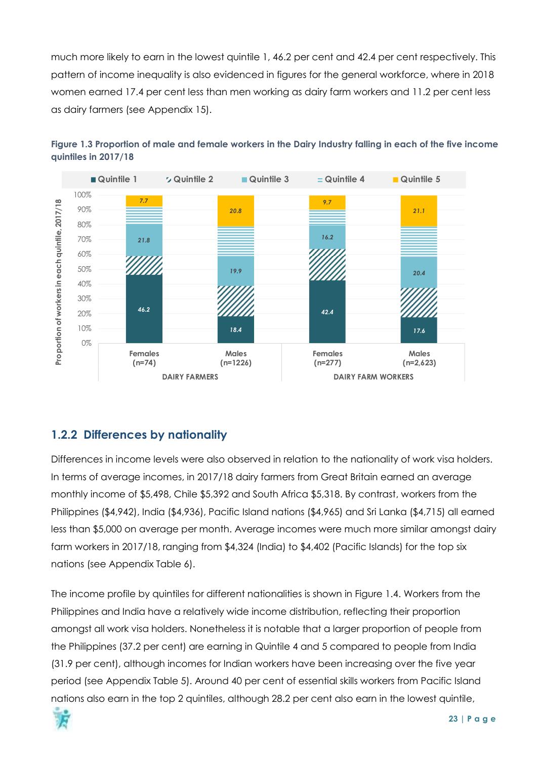much more likely to earn in the lowest quintile 1, 46.2 per cent and 42.4 per cent respectively. This pattern of income inequality is also evidenced in figures for the general workforce, where in 2018 women earned 17.4 per cent less than men working as dairy farm workers and 11.2 per cent less as dairy farmers (see Appendix 15).

**Figure 1.3 Proportion of male and female workers in the Dairy Industry falling in each of the five income quintiles in 2017/18**

| | DAIRY FARMERS: Females (n=74) | DAIRY FARMERS: Males (n=1226) | DAIRY FARM WORKERS: Females (n=277) | DAIRY FARM WORKERS: Males (n=2,623) |
|---|---|---|---|---|
| Quintile 1 | 46.2 | 18.4 | 42.4 | 17.6 |
| Quintile 2 | | | | |
| Quintile 3 | 21.8 | 19.9 | 16.2 | 20.4 |
| Quintile 4 | | | | |
| Quintile 5 | 7.7 | 20.8 | 9.7 | 21.1 |

## 1.2.2 Differences by nationality

Differences in income levels were also observed in relation to the nationality of work visa holders. In terms of average incomes, in 2017/18 dairy farmers from Great Britain earned an average monthly income of $5,498, Chile $5,392 and South Africa $5,318. By contrast, workers from the Philippines ($4,942), India ($4,936), Pacific Island nations ($4,965) and Sri Lanka ($4,715) all earned less than $5,000 on average per month. Average incomes were much more similar amongst dairy farm workers in 2017/18, ranging from $4,324 (India) to $4,402 (Pacific Islands) for the top six nations (see Appendix Table 6).

The income profile by quintiles for different nationalities is shown in Figure 1.4. Workers from the Philippines and India have a relatively wide income distribution, reflecting their proportion amongst all work visa holders. Nonetheless it is notable that a larger proportion of people from the Philippines (37.2 per cent) are earning in Quintile 4 and 5 compared to people from India (31.9 per cent), although incomes for Indian workers have been increasing over the five year period (see Appendix Table 5). Around 40 per cent of essential skills workers from Pacific Island nations also earn in the top 2 quintiles, although 28.2 per cent also earn in the lowest quintile,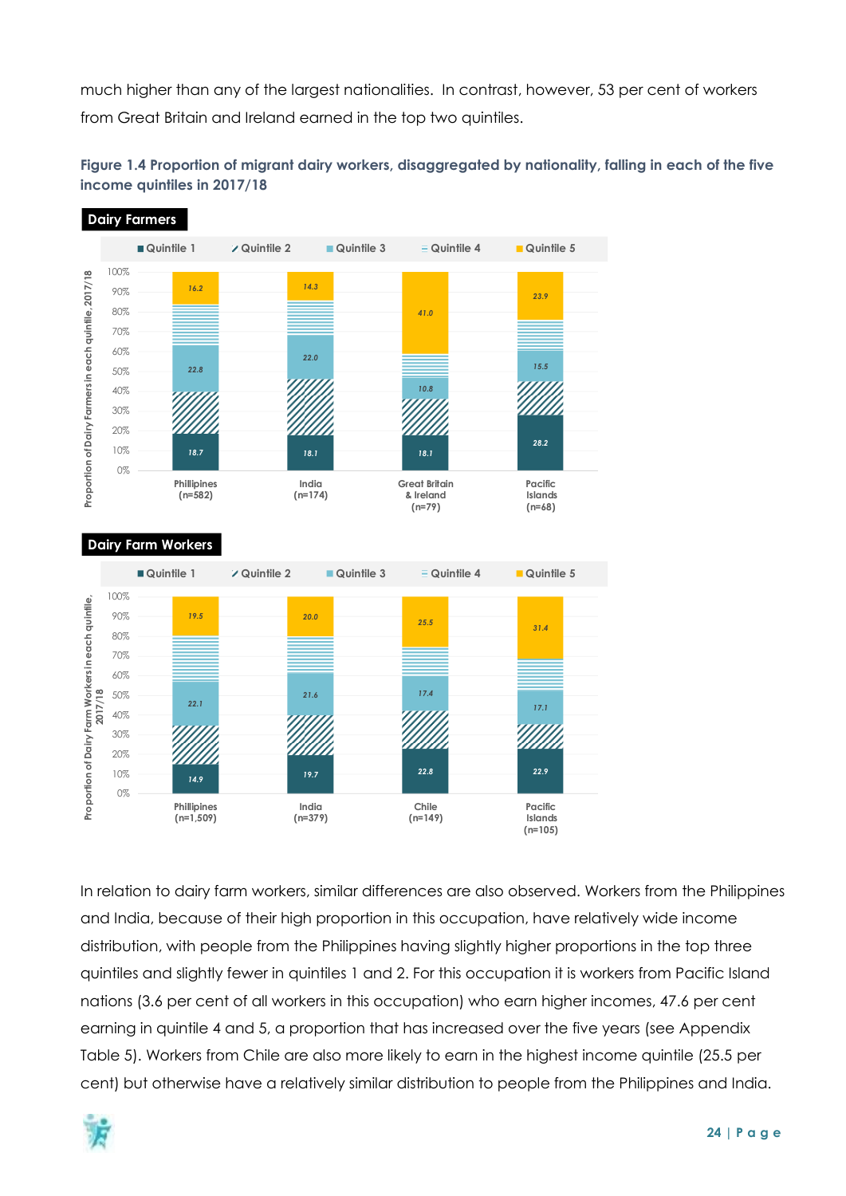much higher than any of the largest nationalities. In contrast, however, 53 per cent of workers from Great Britain and Ireland earned in the top two quintiles.

**Figure 1.4 Proportion of migrant dairy workers, disaggregated by nationality, falling in each of the five income quintiles in 2017/18**

**Dairy Farmers**

| | Phillipines (n=582) | India (n=174) | Great Britain & Ireland (n=79) | Pacific Islands (n=68) |
|---|---|---|---|---|
| Quintile 1 | 18.7 | 18.1 | 18.1 | 28.2 |
| Quintile 2 | | | | |
| Quintile 3 | 22.8 | 22.0 | 10.8 | 15.5 |
| Quintile 4 | | | | |
| Quintile 5 | 16.2 | 14.3 | 41.0 | 23.9 |

**Dairy Farm Workers**

| | Phillipines (n=1,509) | India (n=379) | Chile (n=149) | Pacific Islands (n=105) |
|---|---|---|---|---|
| Quintile 1 | 14.9 | 19.7 | 22.8 | 22.9 |
| Quintile 2 | | | | |
| Quintile 3 | 22.1 | 21.6 | 17.4 | 17.1 |
| Quintile 4 | | | | |
| Quintile 5 | 19.5 | 20.0 | 25.5 | 31.4 |

In relation to dairy farm workers, similar differences are also observed. Workers from the Philippines and India, because of their high proportion in this occupation, have relatively wide income distribution, with people from the Philippines having slightly higher proportions in the top three quintiles and slightly fewer in quintiles 1 and 2. For this occupation it is workers from Pacific Island nations (3.6 per cent of all workers in this occupation) who earn higher incomes, 47.6 per cent earning in quintile 4 and 5, a proportion that has increased over the five years (see Appendix Table 5). Workers from Chile are also more likely to earn in the highest income quintile (25.5 per cent) but otherwise have a relatively similar distribution to people from the Philippines and India.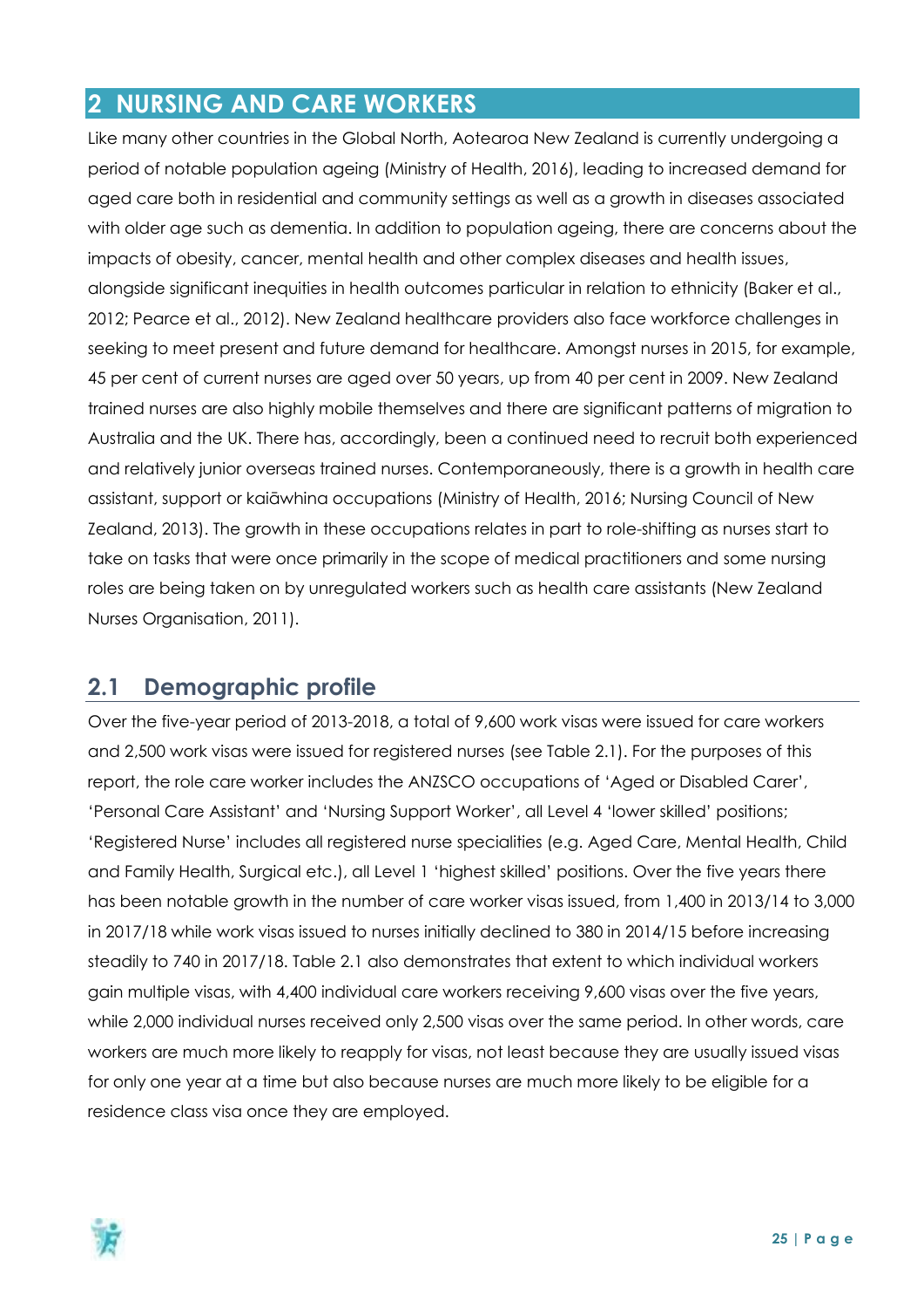# 2 NURSING AND CARE WORKERS

Like many other countries in the Global North, Aotearoa New Zealand is currently undergoing a period of notable population ageing (Ministry of Health, 2016), leading to increased demand for aged care both in residential and community settings as well as a growth in diseases associated with older age such as dementia. In addition to population ageing, there are concerns about the impacts of obesity, cancer, mental health and other complex diseases and health issues, alongside significant inequities in health outcomes particular in relation to ethnicity (Baker et al., 2012; Pearce et al., 2012). New Zealand healthcare providers also face workforce challenges in seeking to meet present and future demand for healthcare. Amongst nurses in 2015, for example, 45 per cent of current nurses are aged over 50 years, up from 40 per cent in 2009. New Zealand trained nurses are also highly mobile themselves and there are significant patterns of migration to Australia and the UK. There has, accordingly, been a continued need to recruit both experienced and relatively junior overseas trained nurses. Contemporaneously, there is a growth in health care assistant, support or kaiāwhina occupations (Ministry of Health, 2016; Nursing Council of New Zealand, 2013). The growth in these occupations relates in part to role-shifting as nurses start to take on tasks that were once primarily in the scope of medical practitioners and some nursing roles are being taken on by unregulated workers such as health care assistants (New Zealand Nurses Organisation, 2011).

## 2.1 Demographic profile

Over the five-year period of 2013-2018, a total of 9,600 work visas were issued for care workers and 2,500 work visas were issued for registered nurses (see Table 2.1). For the purposes of this report, the role care worker includes the ANZSCO occupations of 'Aged or Disabled Carer', 'Personal Care Assistant' and 'Nursing Support Worker', all Level 4 'lower skilled' positions; 'Registered Nurse' includes all registered nurse specialities (e.g. Aged Care, Mental Health, Child and Family Health, Surgical etc.), all Level 1 'highest skilled' positions. Over the five years there has been notable growth in the number of care worker visas issued, from 1,400 in 2013/14 to 3,000 in 2017/18 while work visas issued to nurses initially declined to 380 in 2014/15 before increasing steadily to 740 in 2017/18. Table 2.1 also demonstrates that extent to which individual workers gain multiple visas, with 4,400 individual care workers receiving 9,600 visas over the five years, while 2,000 individual nurses received only 2,500 visas over the same period. In other words, care workers are much more likely to reapply for visas, not least because they are usually issued visas for only one year at a time but also because nurses are much more likely to be eligible for a residence class visa once they are employed.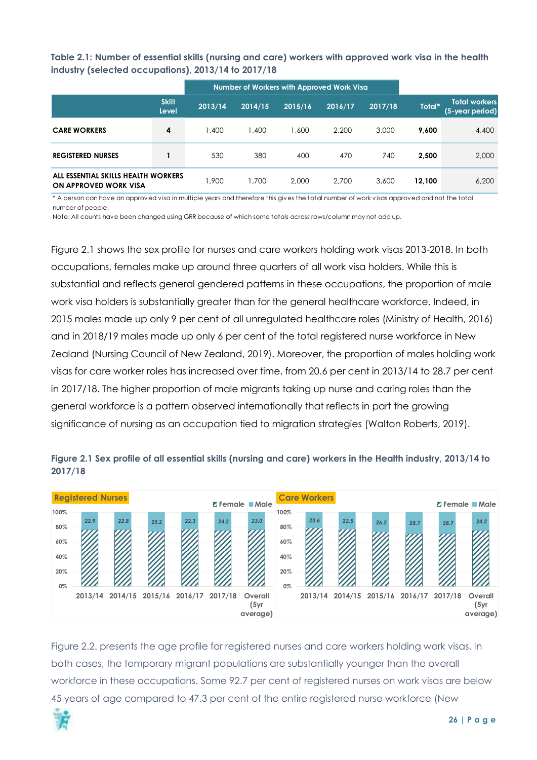**Table 2.1: Number of essential skills (nursing and care) workers with approved work visa in the health industry (selected occupations), 2013/14 to 2017/18**

| | Skill Level | Number of Workers with Approved Work Visa | | | | | Total* | Total workers (5-year period) |
|---|---|---|---|---|---|---|---|---|
| | | 2013/14 | 2014/15 | 2015/16 | 2016/17 | 2017/18 | | |
| **CARE WORKERS** | **4** | 1,400 | 1,400 | 1,600 | 2,200 | 3,000 | **9,600** | 4,400 |
| **REGISTERED NURSES** | **1** | 530 | 380 | 400 | 470 | 740 | **2,500** | 2,000 |
| **ALL ESSENTIAL SKILLS HEALTH WORKERS ON APPROVED WORK VISA** | | 1,900 | 1,700 | 2,000 | 2,700 | 3,600 | **12,100** | 6,200 |

\* A person can have an approved visa in multiple years and therefore this gives the total number of work visas approved and not the total number of people.

Note: All counts have been changed using GRR because of which some totals across rows/column may not add up.

Figure 2.1 shows the sex profile for nurses and care workers holding work visas 2013-2018. In both occupations, females make up around three quarters of all work visa holders. While this is substantial and reflects general gendered patterns in these occupations, the proportion of male work visa holders is substantially greater than for the general healthcare workforce. Indeed, in 2015 males made up only 9 per cent of all unregulated healthcare roles (Ministry of Health, 2016) and in 2018/19 males made up only 6 per cent of the total registered nurse workforce in New Zealand (Nursing Council of New Zealand, 2019). Moreover, the proportion of males holding work visas for care worker roles has increased over time, from 20.6 per cent in 2013/14 to 28.7 per cent in 2017/18. The higher proportion of male migrants taking up nurse and caring roles than the general workforce is a pattern observed internationally that reflects in part the growing significance of nursing as an occupation tied to migration strategies (Walton Roberts, 2019).

**Figure 2.1 Sex profile of all essential skills (nursing and care) workers in the Health industry, 2013/14 to 2017/18**

Registered Nurses (Male %)

| 2013/14 | 2014/15 | 2015/16 | 2016/17 | 2017/18 | Overall (5yr average) |
|---|---|---|---|---|---|
| 22.9 | 22.8 | 25.2 | 22.3 | 24.2 | 23.0 |

Care Workers (Male %)

| 2013/14 | 2014/15 | 2015/16 | 2016/17 | 2017/18 | Overall (5yr average) |
|---|---|---|---|---|---|
| 20.6 | 22.5 | 26.2 | 28.7 | 28.7 | 24.2 |

Figure 2.2. presents the age profile for registered nurses and care workers holding work visas. In both cases, the temporary migrant populations are substantially younger than the overall workforce in these occupations. Some 92.7 per cent of registered nurses on work visas are below 45 years of age compared to 47.3 per cent of the entire registered nurse workforce (New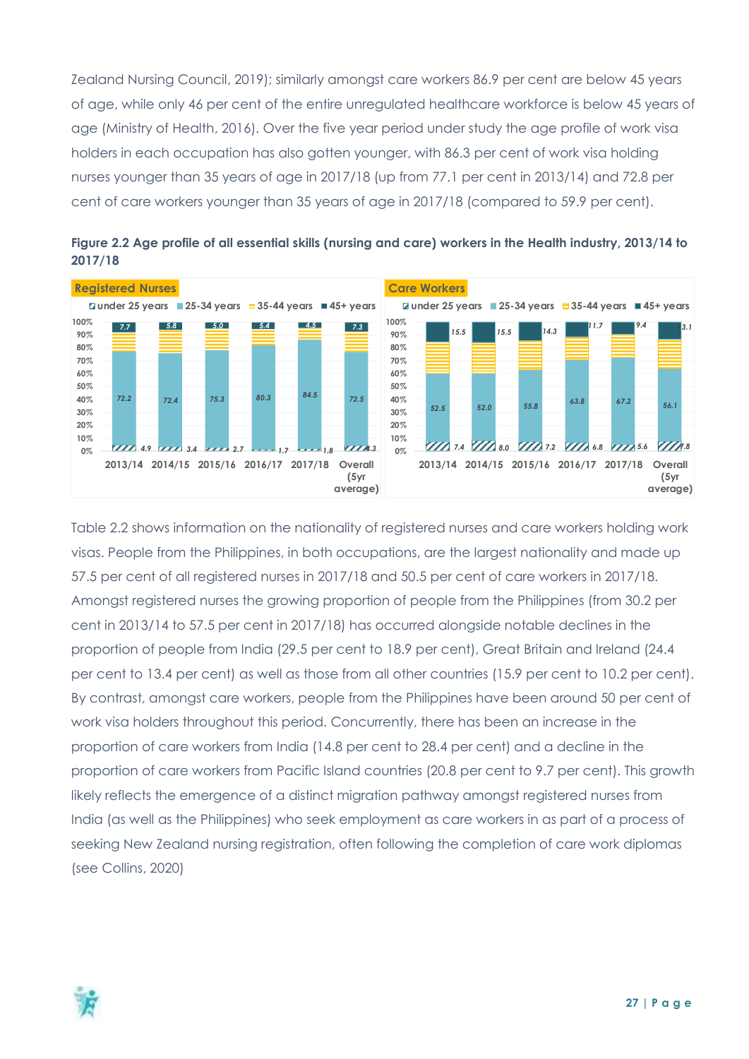Zealand Nursing Council, 2019); similarly amongst care workers 86.9 per cent are below 45 years of age, while only 46 per cent of the entire unregulated healthcare workforce is below 45 years of age (Ministry of Health, 2016). Over the five year period under study the age profile of work visa holders in each occupation has also gotten younger, with 86.3 per cent of work visa holding nurses younger than 35 years of age in 2017/18 (up from 77.1 per cent in 2013/14) and 72.8 per cent of care workers younger than 35 years of age in 2017/18 (compared to 59.9 per cent).

**Figure 2.2 Age profile of all essential skills (nursing and care) workers in the Health industry, 2013/14 to 2017/18**

**Registered Nurses**

| | under 25 years | 25-34 years | 35-44 years | 45+ years |
|---|---|---|---|---|
| 2013/14 | 4.9 | 72.2 | | 7.7 |
| 2014/15 | 3.4 | 72.4 | | 5.8 |
| 2015/16 | 2.7 | 75.3 | | 5.0 |
| 2016/17 | 1.7 | 80.3 | | 5.4 |
| 2017/18 | 1.8 | 84.5 | | 4.5 |
| Overall (5yr average) | 4.3 | 72.5 | | 7.3 |

**Care Workers**

| | under 25 years | 25-34 years | 35-44 years | 45+ years |
|---|---|---|---|---|
| 2013/14 | 7.4 | 52.5 | | 15.5 |
| 2014/15 | 8.0 | 52.0 | | 15.5 |
| 2015/16 | 7.2 | 55.8 | | 14.3 |
| 2016/17 | 6.8 | 63.8 | | 11.7 |
| 2017/18 | 5.6 | 67.2 | | 9.4 |
| Overall (5yr average) | 7.8 | 56.1 | | 13.1 |

Table 2.2 shows information on the nationality of registered nurses and care workers holding work visas. People from the Philippines, in both occupations, are the largest nationality and made up 57.5 per cent of all registered nurses in 2017/18 and 50.5 per cent of care workers in 2017/18. Amongst registered nurses the growing proportion of people from the Philippines (from 30.2 per cent in 2013/14 to 57.5 per cent in 2017/18) has occurred alongside notable declines in the proportion of people from India (29.5 per cent to 18.9 per cent), Great Britain and Ireland (24.4 per cent to 13.4 per cent) as well as those from all other countries (15.9 per cent to 10.2 per cent). By contrast, amongst care workers, people from the Philippines have been around 50 per cent of work visa holders throughout this period. Concurrently, there has been an increase in the proportion of care workers from India (14.8 per cent to 28.4 per cent) and a decline in the proportion of care workers from Pacific Island countries (20.8 per cent to 9.7 per cent). This growth likely reflects the emergence of a distinct migration pathway amongst registered nurses from India (as well as the Philippines) who seek employment as care workers in as part of a process of seeking New Zealand nursing registration, often following the completion of care work diplomas (see Collins, 2020)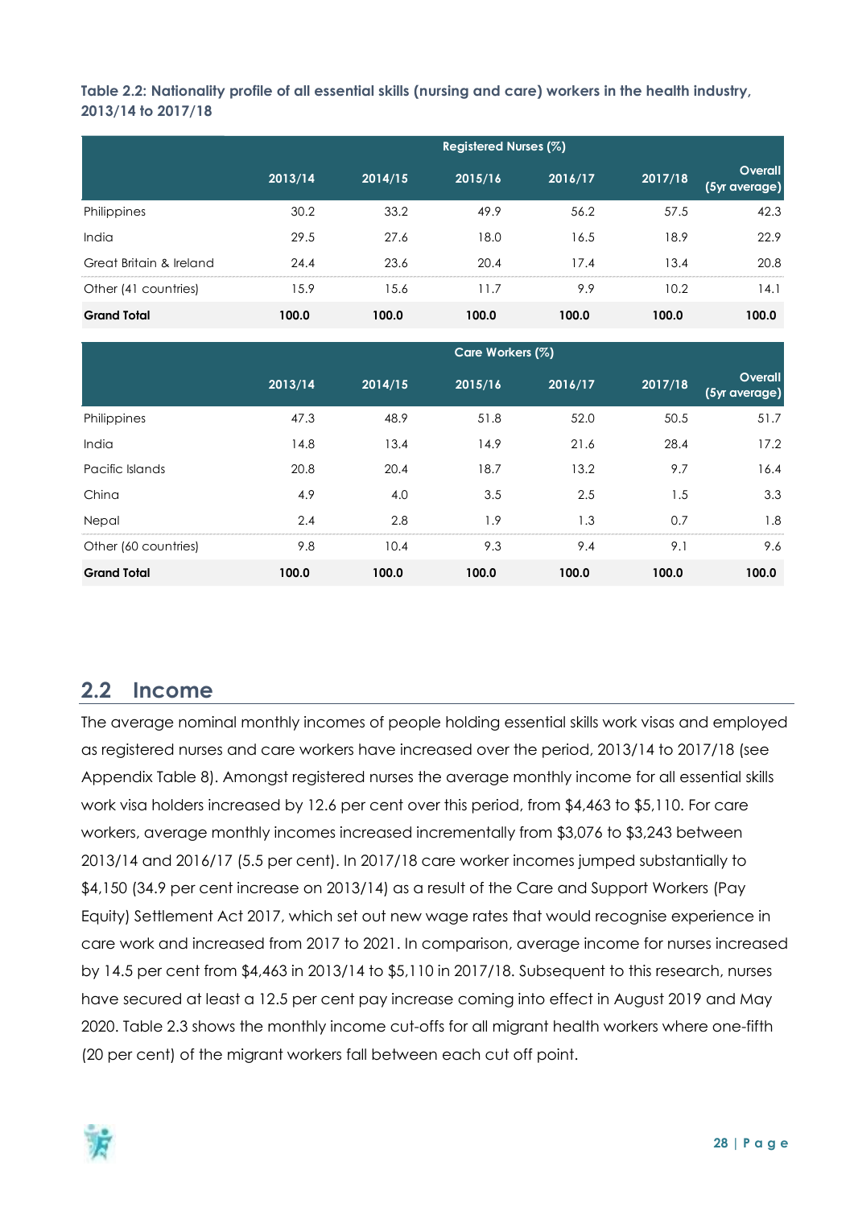**Table 2.2: Nationality profile of all essential skills (nursing and care) workers in the health industry, 2013/14 to 2017/18**

| | Registered Nurses (%) | | | | | |
|---|---|---|---|---|---|---|
| | 2013/14 | 2014/15 | 2015/16 | 2016/17 | 2017/18 | Overall (5yr average) |
| Philippines | 30.2 | 33.2 | 49.9 | 56.2 | 57.5 | 42.3 |
| India | 29.5 | 27.6 | 18.0 | 16.5 | 18.9 | 22.9 |
| Great Britain & Ireland | 24.4 | 23.6 | 20.4 | 17.4 | 13.4 | 20.8 |
| Other (41 countries) | 15.9 | 15.6 | 11.7 | 9.9 | 10.2 | 14.1 |
| **Grand Total** | **100.0** | **100.0** | **100.0** | **100.0** | **100.0** | **100.0** |

| | Care Workers (%) | | | | | |
|---|---|---|---|---|---|---|
| | 2013/14 | 2014/15 | 2015/16 | 2016/17 | 2017/18 | Overall (5yr average) |
| Philippines | 47.3 | 48.9 | 51.8 | 52.0 | 50.5 | 51.7 |
| India | 14.8 | 13.4 | 14.9 | 21.6 | 28.4 | 17.2 |
| Pacific Islands | 20.8 | 20.4 | 18.7 | 13.2 | 9.7 | 16.4 |
| China | 4.9 | 4.0 | 3.5 | 2.5 | 1.5 | 3.3 |
| Nepal | 2.4 | 2.8 | 1.9 | 1.3 | 0.7 | 1.8 |
| Other (60 countries) | 9.8 | 10.4 | 9.3 | 9.4 | 9.1 | 9.6 |
| **Grand Total** | **100.0** | **100.0** | **100.0** | **100.0** | **100.0** | **100.0** |

## 2.2 Income

The average nominal monthly incomes of people holding essential skills work visas and employed as registered nurses and care workers have increased over the period, 2013/14 to 2017/18 (see Appendix Table 8). Amongst registered nurses the average monthly income for all essential skills work visa holders increased by 12.6 per cent over this period, from $4,463 to $5,110. For care workers, average monthly incomes increased incrementally from $3,076 to $3,243 between 2013/14 and 2016/17 (5.5 per cent). In 2017/18 care worker incomes jumped substantially to $4,150 (34.9 per cent increase on 2013/14) as a result of the Care and Support Workers (Pay Equity) Settlement Act 2017, which set out new wage rates that would recognise experience in care work and increased from 2017 to 2021. In comparison, average income for nurses increased by 14.5 per cent from $4,463 in 2013/14 to $5,110 in 2017/18. Subsequent to this research, nurses have secured at least a 12.5 per cent pay increase coming into effect in August 2019 and May 2020. Table 2.3 shows the monthly income cut-offs for all migrant health workers where one-fifth (20 per cent) of the migrant workers fall between each cut off point.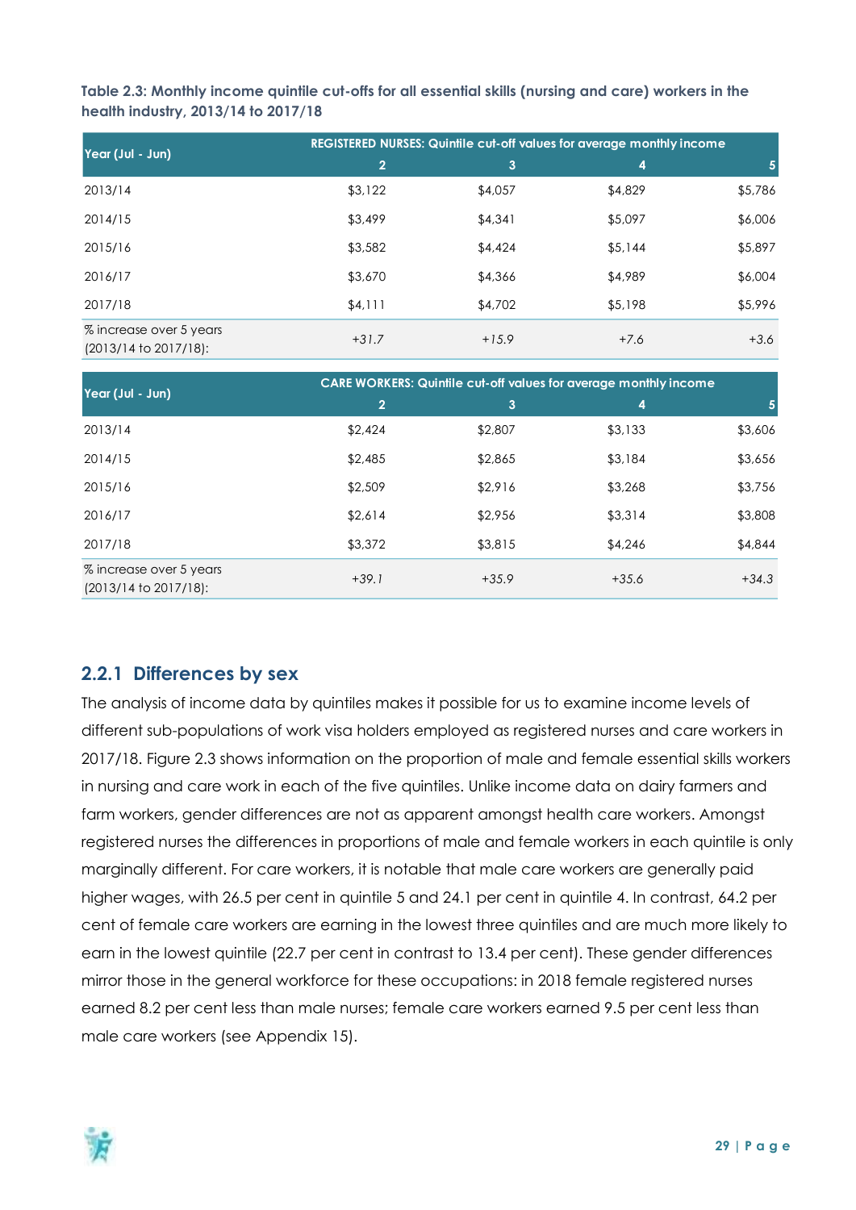**Table 2.3: Monthly income quintile cut-offs for all essential skills (nursing and care) workers in the health industry, 2013/14 to 2017/18**

| Year (Jul - Jun) | REGISTERED NURSES: Quintile cut-off values for average monthly income | | | |
|---|---|---|---|---|
| | 2 | 3 | 4 | 5 |
| 2013/14 | $3,122 | $4,057 | $4,829 | $5,786 |
| 2014/15 | $3,499 | $4,341 | $5,097 | $6,006 |
| 2015/16 | $3,582 | $4,424 | $5,144 | $5,897 |
| 2016/17 | $3,670 | $4,366 | $4,989 | $6,004 |
| 2017/18 | $4,111 | $4,702 | $5,198 | $5,996 |
| % increase over 5 years (2013/14 to 2017/18): | +31.7 | +15.9 | +7.6 | +3.6 |

| Year (Jul - Jun) | CARE WORKERS: Quintile cut-off values for average monthly income | | | |
|---|---|---|---|---|
| | 2 | 3 | 4 | 5 |
| 2013/14 | $2,424 | $2,807 | $3,133 | $3,606 |
| 2014/15 | $2,485 | $2,865 | $3,184 | $3,656 |
| 2015/16 | $2,509 | $2,916 | $3,268 | $3,756 |
| 2016/17 | $2,614 | $2,956 | $3,314 | $3,808 |
| 2017/18 | $3,372 | $3,815 | $4,246 | $4,844 |
| % increase over 5 years (2013/14 to 2017/18): | +39.1 | +35.9 | +35.6 | +34.3 |

## 2.2.1 Differences by sex

The analysis of income data by quintiles makes it possible for us to examine income levels of different sub-populations of work visa holders employed as registered nurses and care workers in 2017/18. Figure 2.3 shows information on the proportion of male and female essential skills workers in nursing and care work in each of the five quintiles. Unlike income data on dairy farmers and farm workers, gender differences are not as apparent amongst health care workers. Amongst registered nurses the differences in proportions of male and female workers in each quintile is only marginally different. For care workers, it is notable that male care workers are generally paid higher wages, with 26.5 per cent in quintile 5 and 24.1 per cent in quintile 4. In contrast, 64.2 per cent of female care workers are earning in the lowest three quintiles and are much more likely to earn in the lowest quintile (22.7 per cent in contrast to 13.4 per cent). These gender differences mirror those in the general workforce for these occupations: in 2018 female registered nurses earned 8.2 per cent less than male nurses; female care workers earned 9.5 per cent less than male care workers (see Appendix 15).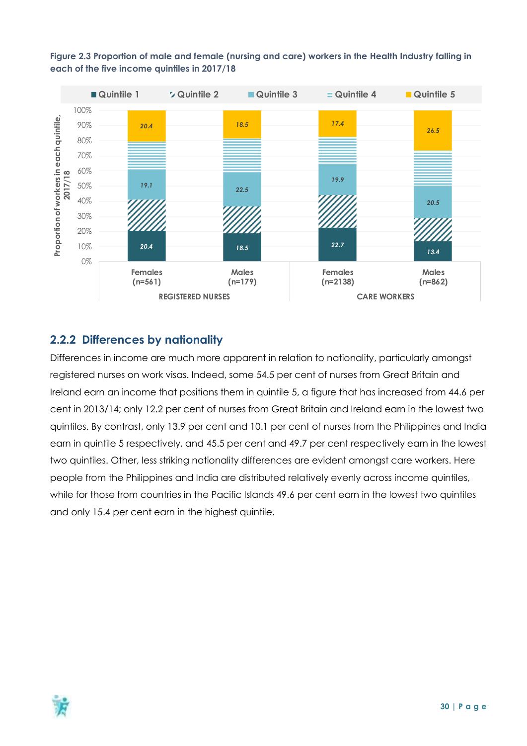**Figure 2.3 Proportion of male and female (nursing and care) workers in the Health Industry falling in each of the five income quintiles in 2017/18**

| | Registered Nurses: Females (n=561) | Registered Nurses: Males (n=179) | Care Workers: Females (n=2138) | Care Workers: Males (n=862) |
|---|---|---|---|---|
| Quintile 1 | 20.4 | 18.5 | 22.7 | 13.4 |
| Quintile 3 | 19.1 | 22.5 | 19.9 | 20.5 |
| Quintile 5 | 20.4 | 18.5 | 17.4 | 26.5 |

## 2.2.2 Differences by nationality

Differences in income are much more apparent in relation to nationality, particularly amongst registered nurses on work visas. Indeed, some 54.5 per cent of nurses from Great Britain and Ireland earn an income that positions them in quintile 5, a figure that has increased from 44.6 per cent in 2013/14; only 12.2 per cent of nurses from Great Britain and Ireland earn in the lowest two quintiles. By contrast, only 13.9 per cent and 10.1 per cent of nurses from the Philippines and India earn in quintile 5 respectively, and 45.5 per cent and 49.7 per cent respectively earn in the lowest two quintiles. Other, less striking nationality differences are evident amongst care workers. Here people from the Philippines and India are distributed relatively evenly across income quintiles, while for those from countries in the Pacific Islands 49.6 per cent earn in the lowest two quintiles and only 15.4 per cent earn in the highest quintile.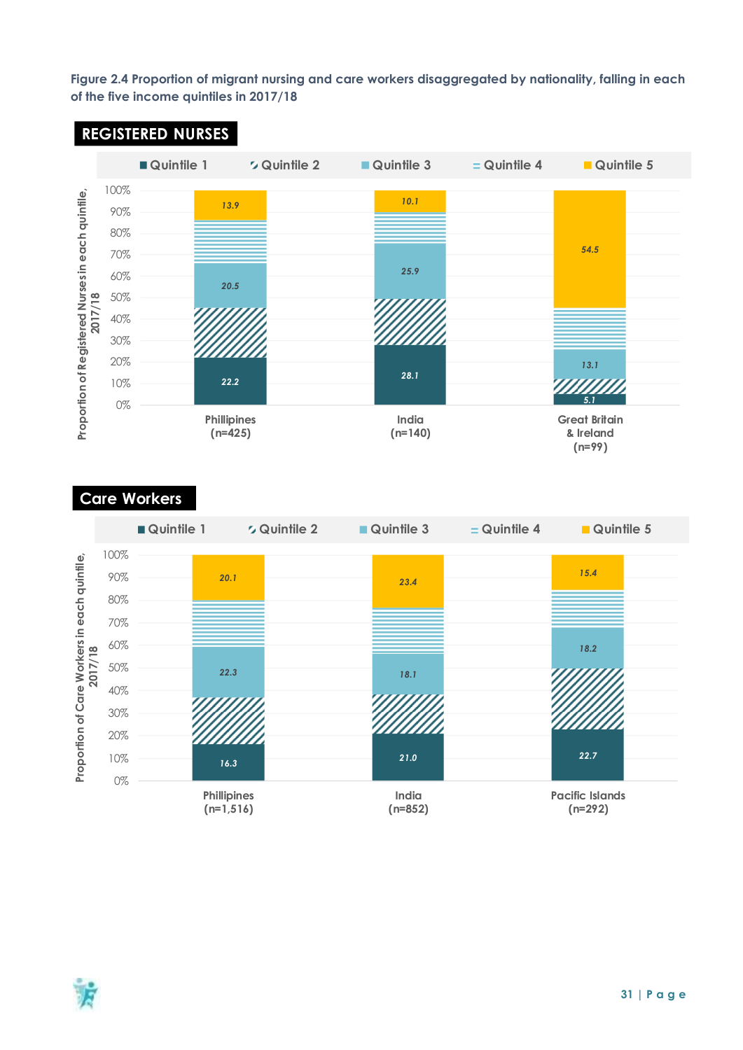Figure 2.4 Proportion of migrant nursing and care workers disaggregated by nationality, falling in each of the five income quintiles in 2017/18

## REGISTERED NURSES

| | Quintile 1 | Quintile 2 | Quintile 3 | Quintile 4 | Quintile 5 |
|---|---|---|---|---|---|
| Phillipines (n=425) | 22.2 | | 20.5 | | 13.9 |
| India (n=140) | 28.1 | | 25.9 | | 10.1 |
| Great Britain & Ireland (n=99) | 5.1 | | 13.1 | | 54.5 |

Proportion of Registered Nurses in each quintile, 2017/18

## Care Workers

| | Quintile 1 | Quintile 2 | Quintile 3 | Quintile 4 | Quintile 5 |
|---|---|---|---|---|---|
| Phillipines (n=1,516) | 16.3 | | 22.3 | | 20.1 |
| India (n=852) | 21.0 | | 18.1 | | 23.4 |
| Pacific Islands (n=292) | 22.7 | | 18.2 | | 15.4 |

Proportion of Care Workers in each quintile, 2017/18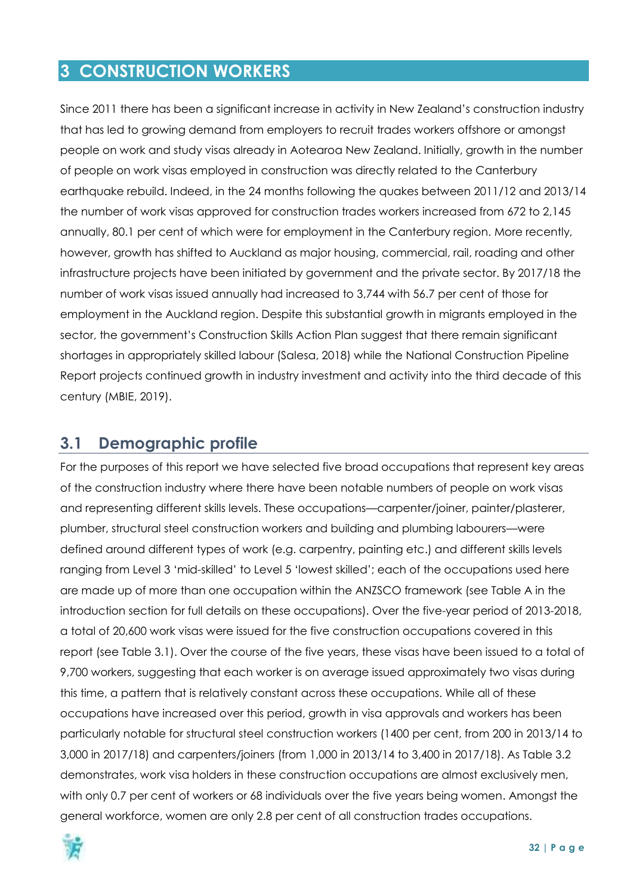# 3 CONSTRUCTION WORKERS

Since 2011 there has been a significant increase in activity in New Zealand's construction industry that has led to growing demand from employers to recruit trades workers offshore or amongst people on work and study visas already in Aotearoa New Zealand. Initially, growth in the number of people on work visas employed in construction was directly related to the Canterbury earthquake rebuild. Indeed, in the 24 months following the quakes between 2011/12 and 2013/14 the number of work visas approved for construction trades workers increased from 672 to 2,145 annually, 80.1 per cent of which were for employment in the Canterbury region. More recently, however, growth has shifted to Auckland as major housing, commercial, rail, roading and other infrastructure projects have been initiated by government and the private sector. By 2017/18 the number of work visas issued annually had increased to 3,744 with 56.7 per cent of those for employment in the Auckland region. Despite this substantial growth in migrants employed in the sector, the government's Construction Skills Action Plan suggest that there remain significant shortages in appropriately skilled labour (Salesa, 2018) while the National Construction Pipeline Report projects continued growth in industry investment and activity into the third decade of this century (MBIE, 2019).

## 3.1 Demographic profile

For the purposes of this report we have selected five broad occupations that represent key areas of the construction industry where there have been notable numbers of people on work visas and representing different skills levels. These occupations—carpenter/joiner, painter/plasterer, plumber, structural steel construction workers and building and plumbing labourers—were defined around different types of work (e.g. carpentry, painting etc.) and different skills levels ranging from Level 3 'mid-skilled' to Level 5 'lowest skilled'; each of the occupations used here are made up of more than one occupation within the ANZSCO framework (see Table A in the introduction section for full details on these occupations). Over the five-year period of 2013-2018, a total of 20,600 work visas were issued for the five construction occupations covered in this report (see Table 3.1). Over the course of the five years, these visas have been issued to a total of 9,700 workers, suggesting that each worker is on average issued approximately two visas during this time, a pattern that is relatively constant across these occupations. While all of these occupations have increased over this period, growth in visa approvals and workers has been particularly notable for structural steel construction workers (1400 per cent, from 200 in 2013/14 to 3,000 in 2017/18) and carpenters/joiners (from 1,000 in 2013/14 to 3,400 in 2017/18). As Table 3.2 demonstrates, work visa holders in these construction occupations are almost exclusively men, with only 0.7 per cent of workers or 68 individuals over the five years being women. Amongst the general workforce, women are only 2.8 per cent of all construction trades occupations.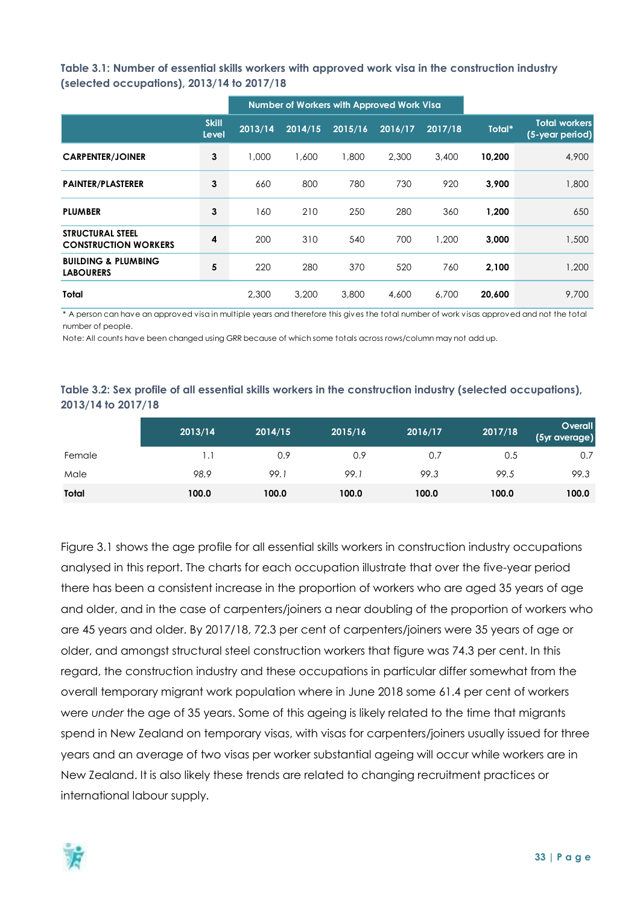**Table 3.1: Number of essential skills workers with approved work visa in the construction industry (selected occupations), 2013/14 to 2017/18**

| | Skill Level | Number of Workers with Approved Work Visa | | | | | | |
|---|---|---|---|---|---|---|---|---|
| | | 2013/14 | 2014/15 | 2015/16 | 2016/17 | 2017/18 | Total* | Total workers (5-year period) |
| **CARPENTER/JOINER** | 3 | 1,000 | 1,600 | 1,800 | 2,300 | 3,400 | **10,200** | 4,900 |
| **PAINTER/PLASTERER** | 3 | 660 | 800 | 780 | 730 | 920 | **3,900** | 1,800 |
| **PLUMBER** | 3 | 160 | 210 | 250 | 280 | 360 | **1,200** | 650 |
| **STRUCTURAL STEEL CONSTRUCTION WORKERS** | 4 | 200 | 310 | 540 | 700 | 1,200 | **3,000** | 1,500 |
| **BUILDING & PLUMBING LABOURERS** | 5 | 220 | 280 | 370 | 520 | 760 | **2,100** | 1,200 |
| **Total** | | 2,300 | 3,200 | 3,800 | 4,600 | 6,700 | **20,600** | 9,700 |

\* A person can have an approved visa in multiple years and therefore this gives the total number of work visas approved and not the total number of people.

Note: All counts have been changed using GRR because of which some totals across rows/column may not add up.

**Table 3.2: Sex profile of all essential skills workers in the construction industry (selected occupations), 2013/14 to 2017/18**

| | 2013/14 | 2014/15 | 2015/16 | 2016/17 | 2017/18 | Overall (5yr average) |
|---|---|---|---|---|---|---|
| Female | 1.1 | 0.9 | 0.9 | 0.7 | 0.5 | 0.7 |
| Male | 98.9 | 99.1 | 99.1 | 99.3 | 99.5 | 99.3 |
| **Total** | **100.0** | **100.0** | **100.0** | **100.0** | **100.0** | **100.0** |

Figure 3.1 shows the age profile for all essential skills workers in construction industry occupations analysed in this report. The charts for each occupation illustrate that over the five-year period there has been a consistent increase in the proportion of workers who are aged 35 years of age and older, and in the case of carpenters/joiners a near doubling of the proportion of workers who are 45 years and older. By 2017/18, 72.3 per cent of carpenters/joiners were 35 years of age or older, and amongst structural steel construction workers that figure was 74.3 per cent. In this regard, the construction industry and these occupations in particular differ somewhat from the overall temporary migrant work population where in June 2018 some 61.4 per cent of workers were *under* the age of 35 years. Some of this ageing is likely related to the time that migrants spend in New Zealand on temporary visas, with visas for carpenters/joiners usually issued for three years and an average of two visas per worker substantial ageing will occur while workers are in New Zealand. It is also likely these trends are related to changing recruitment practices or international labour supply.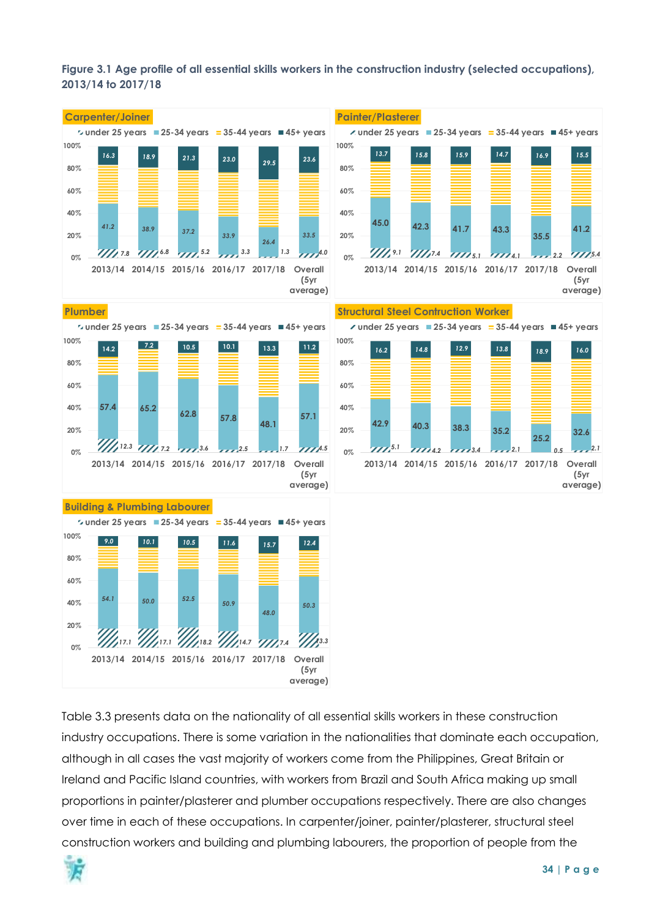**Figure 3.1 Age profile of all essential skills workers in the construction industry (selected occupations), 2013/14 to 2017/18**

**Carpenter/Joiner**

| | 2013/14 | 2014/15 | 2015/16 | 2016/17 | 2017/18 | Overall (5yr average) |
|---|---|---|---|---|---|---|
| under 25 years | 7.8 | 6.8 | 5.2 | 3.3 | 1.3 | 4.0 |
| 25-34 years | 41.2 | 38.9 | 37.2 | 33.9 | 26.4 | 33.5 |
| 45+ years | 16.3 | 18.9 | 21.3 | 23.0 | 29.5 | 23.6 |

**Painter/Plasterer**

| | 2013/14 | 2014/15 | 2015/16 | 2016/17 | 2017/18 | Overall (5yr average) |
|---|---|---|---|---|---|---|
| under 25 years | 9.1 | 7.4 | 5.1 | 4.1 | 2.2 | 5.4 |
| 25-34 years | 45.0 | 42.3 | 41.7 | 43.3 | 35.5 | 41.2 |
| 45+ years | 13.7 | 15.8 | 15.9 | 14.7 | 16.9 | 15.5 |

**Plumber**

| | 2013/14 | 2014/15 | 2015/16 | 2016/17 | 2017/18 | Overall (5yr average) |
|---|---|---|---|---|---|---|
| under 25 years | 12.3 | 7.2 | 3.6 | 2.5 | 1.7 | 4.5 |
| 25-34 years | 57.4 | 65.2 | 62.8 | 57.8 | 48.1 | 57.1 |
| 45+ years | 14.2 | 7.2 | 10.5 | 10.1 | 13.3 | 11.2 |

**Structural Steel Contruction Worker**

| | 2013/14 | 2014/15 | 2015/16 | 2016/17 | 2017/18 | Overall (5yr average) |
|---|---|---|---|---|---|---|
| under 25 years | 5.1 | 4.2 | 3.4 | 2.1 | 0.5 | 2.1 |
| 25-34 years | 42.9 | 40.3 | 38.3 | 35.2 | 25.2 | 32.6 |
| 45+ years | 16.2 | 14.8 | 12.9 | 13.8 | 18.9 | 16.0 |

**Building & Plumbing Labourer**

| | 2013/14 | 2014/15 | 2015/16 | 2016/17 | 2017/18 | Overall (5yr average) |
|---|---|---|---|---|---|---|
| under 25 years | 17.1 | 17.1 | 18.2 | 14.7 | 7.4 | 13.3 |
| 25-34 years | 54.1 | 50.0 | 52.5 | 50.9 | 48.0 | 50.3 |
| 45+ years | 9.0 | 10.1 | 10.5 | 11.6 | 15.7 | 12.4 |

Table 3.3 presents data on the nationality of all essential skills workers in these construction industry occupations. There is some variation in the nationalities that dominate each occupation, although in all cases the vast majority of workers come from the Philippines, Great Britain or Ireland and Pacific Island countries, with workers from Brazil and South Africa making up small proportions in painter/plasterer and plumber occupations respectively. There are also changes over time in each of these occupations. In carpenter/joiner, painter/plasterer, structural steel construction workers and building and plumbing labourers, the proportion of people from the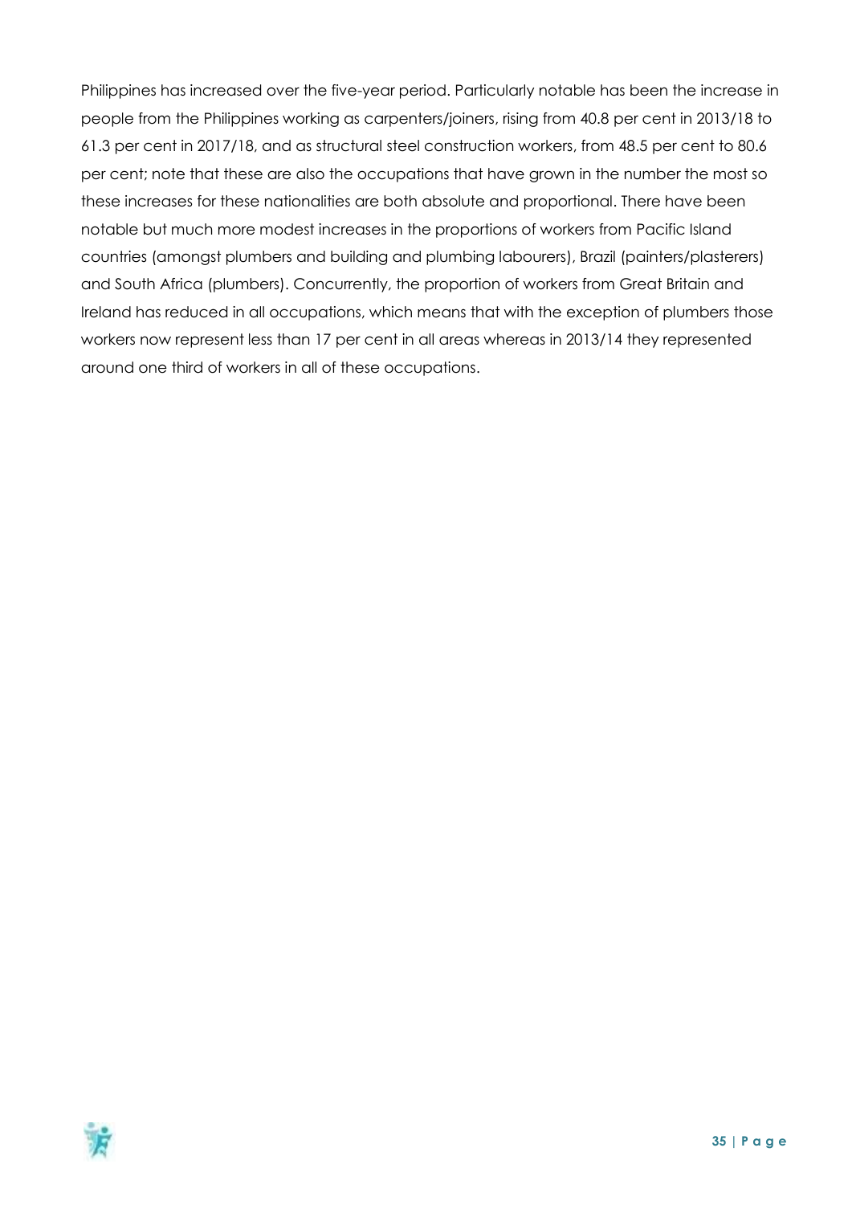Philippines has increased over the five-year period. Particularly notable has been the increase in people from the Philippines working as carpenters/joiners, rising from 40.8 per cent in 2013/18 to 61.3 per cent in 2017/18, and as structural steel construction workers, from 48.5 per cent to 80.6 per cent; note that these are also the occupations that have grown in the number the most so these increases for these nationalities are both absolute and proportional. There have been notable but much more modest increases in the proportions of workers from Pacific Island countries (amongst plumbers and building and plumbing labourers), Brazil (painters/plasterers) and South Africa (plumbers). Concurrently, the proportion of workers from Great Britain and Ireland has reduced in all occupations, which means that with the exception of plumbers those workers now represent less than 17 per cent in all areas whereas in 2013/14 they represented around one third of workers in all of these occupations.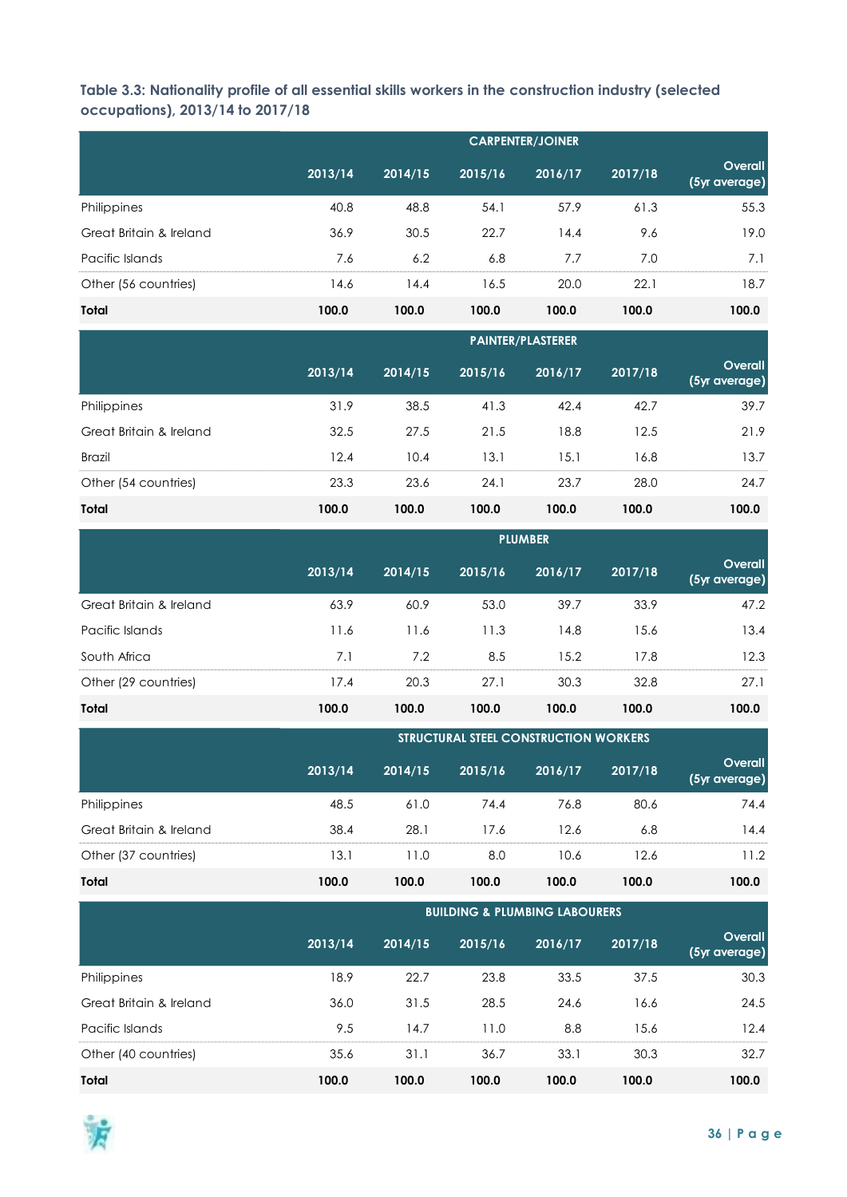**Table 3.3: Nationality profile of all essential skills workers in the construction industry (selected occupations), 2013/14 to 2017/18**

| | CARPENTER/JOINER | | | | | |
|---|---|---|---|---|---|---|
| | 2013/14 | 2014/15 | 2015/16 | 2016/17 | 2017/18 | Overall (5yr average) |
| Philippines | 40.8 | 48.8 | 54.1 | 57.9 | 61.3 | 55.3 |
| Great Britain & Ireland | 36.9 | 30.5 | 22.7 | 14.4 | 9.6 | 19.0 |
| Pacific Islands | 7.6 | 6.2 | 6.8 | 7.7 | 7.0 | 7.1 |
| Other (56 countries) | 14.6 | 14.4 | 16.5 | 20.0 | 22.1 | 18.7 |
| **Total** | **100.0** | **100.0** | **100.0** | **100.0** | **100.0** | **100.0** |
| | **PAINTER/PLASTERER** | | | | | |
| | 2013/14 | 2014/15 | 2015/16 | 2016/17 | 2017/18 | Overall (5yr average) |
| Philippines | 31.9 | 38.5 | 41.3 | 42.4 | 42.7 | 39.7 |
| Great Britain & Ireland | 32.5 | 27.5 | 21.5 | 18.8 | 12.5 | 21.9 |
| Brazil | 12.4 | 10.4 | 13.1 | 15.1 | 16.8 | 13.7 |
| Other (54 countries) | 23.3 | 23.6 | 24.1 | 23.7 | 28.0 | 24.7 |
| **Total** | **100.0** | **100.0** | **100.0** | **100.0** | **100.0** | **100.0** |
| | **PLUMBER** | | | | | |
| | 2013/14 | 2014/15 | 2015/16 | 2016/17 | 2017/18 | Overall (5yr average) |
| Great Britain & Ireland | 63.9 | 60.9 | 53.0 | 39.7 | 33.9 | 47.2 |
| Pacific Islands | 11.6 | 11.6 | 11.3 | 14.8 | 15.6 | 13.4 |
| South Africa | 7.1 | 7.2 | 8.5 | 15.2 | 17.8 | 12.3 |
| Other (29 countries) | 17.4 | 20.3 | 27.1 | 30.3 | 32.8 | 27.1 |
| **Total** | **100.0** | **100.0** | **100.0** | **100.0** | **100.0** | **100.0** |
| | **STRUCTURAL STEEL CONSTRUCTION WORKERS** | | | | | |
| | 2013/14 | 2014/15 | 2015/16 | 2016/17 | 2017/18 | Overall (5yr average) |
| Philippines | 48.5 | 61.0 | 74.4 | 76.8 | 80.6 | 74.4 |
| Great Britain & Ireland | 38.4 | 28.1 | 17.6 | 12.6 | 6.8 | 14.4 |
| Other (37 countries) | 13.1 | 11.0 | 8.0 | 10.6 | 12.6 | 11.2 |
| **Total** | **100.0** | **100.0** | **100.0** | **100.0** | **100.0** | **100.0** |
| | **BUILDING & PLUMBING LABOURERS** | | | | | |
| | 2013/14 | 2014/15 | 2015/16 | 2016/17 | 2017/18 | Overall (5yr average) |
| Philippines | 18.9 | 22.7 | 23.8 | 33.5 | 37.5 | 30.3 |
| Great Britain & Ireland | 36.0 | 31.5 | 28.5 | 24.6 | 16.6 | 24.5 |
| Pacific Islands | 9.5 | 14.7 | 11.0 | 8.8 | 15.6 | 12.4 |
| Other (40 countries) | 35.6 | 31.1 | 36.7 | 33.1 | 30.3 | 32.7 |
| **Total** | **100.0** | **100.0** | **100.0** | **100.0** | **100.0** | **100.0** |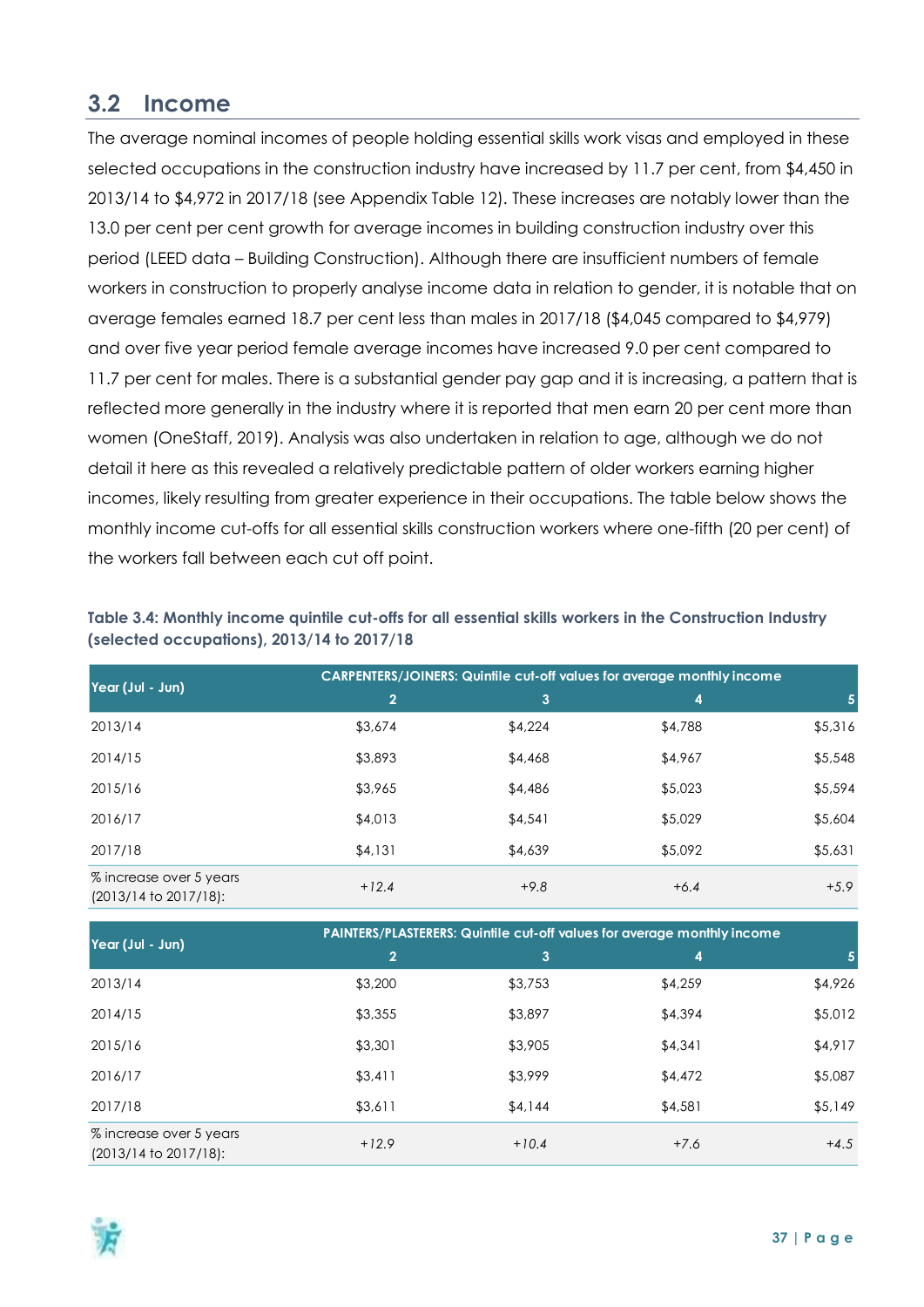## 3.2 Income

The average nominal incomes of people holding essential skills work visas and employed in these selected occupations in the construction industry have increased by 11.7 per cent, from $4,450 in 2013/14 to $4,972 in 2017/18 (see Appendix Table 12). These increases are notably lower than the 13.0 per cent per cent growth for average incomes in building construction industry over this period (LEED data – Building Construction). Although there are insufficient numbers of female workers in construction to properly analyse income data in relation to gender, it is notable that on average females earned 18.7 per cent less than males in 2017/18 ($4,045 compared to $4,979) and over five year period female average incomes have increased 9.0 per cent compared to 11.7 per cent for males. There is a substantial gender pay gap and it is increasing, a pattern that is reflected more generally in the industry where it is reported that men earn 20 per cent more than women (OneStaff, 2019). Analysis was also undertaken in relation to age, although we do not detail it here as this revealed a relatively predictable pattern of older workers earning higher incomes, likely resulting from greater experience in their occupations. The table below shows the monthly income cut-offs for all essential skills construction workers where one-fifth (20 per cent) of the workers fall between each cut off point.

**Table 3.4: Monthly income quintile cut-offs for all essential skills workers in the Construction Industry (selected occupations), 2013/14 to 2017/18**

| Year (Jul - Jun) | CARPENTERS/JOINERS: Quintile cut-off values for average monthly income | | | |
|---|---|---|---|---|
| | 2 | 3 | 4 | 5 |
| 2013/14 | $3,674 | $4,224 | $4,788 | $5,316 |
| 2014/15 | $3,893 | $4,468 | $4,967 | $5,548 |
| 2015/16 | $3,965 | $4,486 | $5,023 | $5,594 |
| 2016/17 | $4,013 | $4,541 | $5,029 | $5,604 |
| 2017/18 | $4,131 | $4,639 | $5,092 | $5,631 |
| % increase over 5 years (2013/14 to 2017/18): | *+12.4* | *+9.8* | *+6.4* | *+5.9* |

| Year (Jul - Jun) | PAINTERS/PLASTERERS: Quintile cut-off values for average monthly income | | | |
|---|---|---|---|---|
| | 2 | 3 | 4 | 5 |
| 2013/14 | $3,200 | $3,753 | $4,259 | $4,926 |
| 2014/15 | $3,355 | $3,897 | $4,394 | $5,012 |
| 2015/16 | $3,301 | $3,905 | $4,341 | $4,917 |
| 2016/17 | $3,411 | $3,999 | $4,472 | $5,087 |
| 2017/18 | $3,611 | $4,144 | $4,581 | $5,149 |
| % increase over 5 years (2013/14 to 2017/18): | *+12.9* | *+10.4* | *+7.6* | *+4.5* |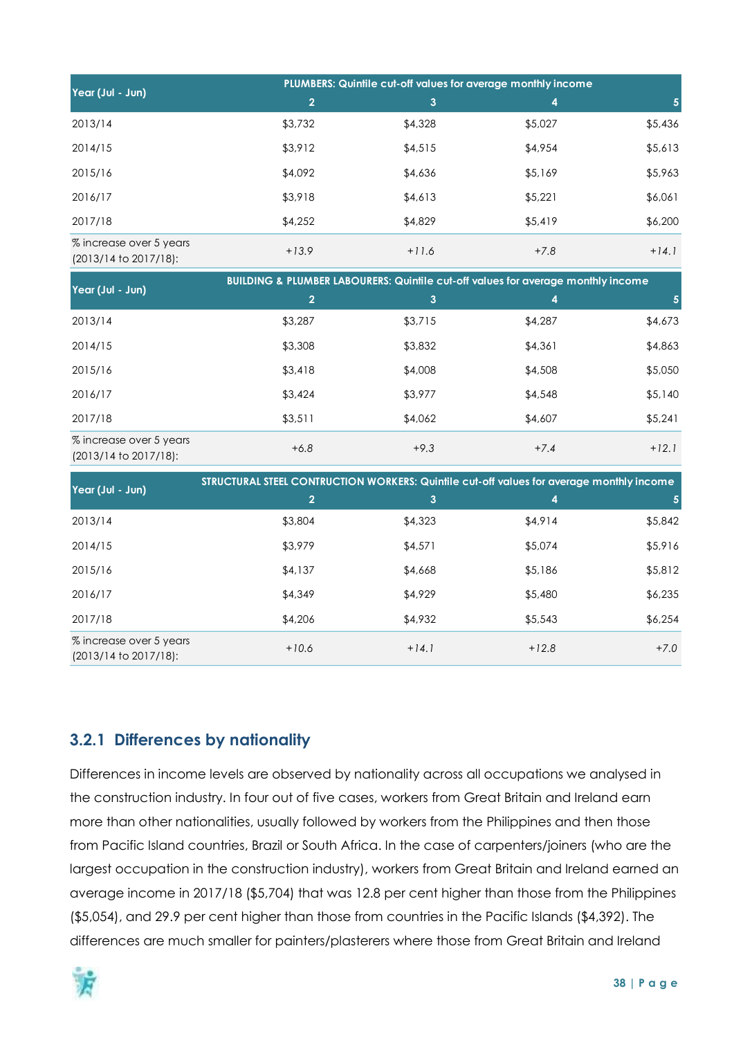| Year (Jul - Jun) | PLUMBERS: Quintile cut-off values for average monthly income | | | |
|---|---|---|---|---|
| | 2 | 3 | 4 | 5 |
| 2013/14 | $3,732 | $4,328 | $5,027 | $5,436 |
| 2014/15 | $3,912 | $4,515 | $4,954 | $5,613 |
| 2015/16 | $4,092 | $4,636 | $5,169 | $5,963 |
| 2016/17 | $3,918 | $4,613 | $5,221 | $6,061 |
| 2017/18 | $4,252 | $4,829 | $5,419 | $6,200 |
| % increase over 5 years (2013/14 to 2017/18): | *+13.9* | *+11.6* | *+7.8* | *+14.1* |

| Year (Jul - Jun) | BUILDING & PLUMBER LABOURERS: Quintile cut-off values for average monthly income | | | |
|---|---|---|---|---|
| | 2 | 3 | 4 | 5 |
| 2013/14 | $3,287 | $3,715 | $4,287 | $4,673 |
| 2014/15 | $3,308 | $3,832 | $4,361 | $4,863 |
| 2015/16 | $3,418 | $4,008 | $4,508 | $5,050 |
| 2016/17 | $3,424 | $3,977 | $4,548 | $5,140 |
| 2017/18 | $3,511 | $4,062 | $4,607 | $5,241 |
| % increase over 5 years (2013/14 to 2017/18): | *+6.8* | *+9.3* | *+7.4* | *+12.1* |

| Year (Jul - Jun) | STRUCTURAL STEEL CONTRUCTION WORKERS: Quintile cut-off values for average monthly income | | | |
|---|---|---|---|---|
| | 2 | 3 | 4 | 5 |
| 2013/14 | $3,804 | $4,323 | $4,914 | $5,842 |
| 2014/15 | $3,979 | $4,571 | $5,074 | $5,916 |
| 2015/16 | $4,137 | $4,668 | $5,186 | $5,812 |
| 2016/17 | $4,349 | $4,929 | $5,480 | $6,235 |
| 2017/18 | $4,206 | $4,932 | $5,543 | $6,254 |
| % increase over 5 years (2013/14 to 2017/18): | *+10.6* | *+14.1* | *+12.8* | *+7.0* |

### 3.2.1 Differences by nationality

Differences in income levels are observed by nationality across all occupations we analysed in the construction industry. In four out of five cases, workers from Great Britain and Ireland earn more than other nationalities, usually followed by workers from the Philippines and then those from Pacific Island countries, Brazil or South Africa. In the case of carpenters/joiners (who are the largest occupation in the construction industry), workers from Great Britain and Ireland earned an average income in 2017/18 ($5,704) that was 12.8 per cent higher than those from the Philippines ($5,054), and 29.9 per cent higher than those from countries in the Pacific Islands ($4,392). The differences are much smaller for painters/plasterers where those from Great Britain and Ireland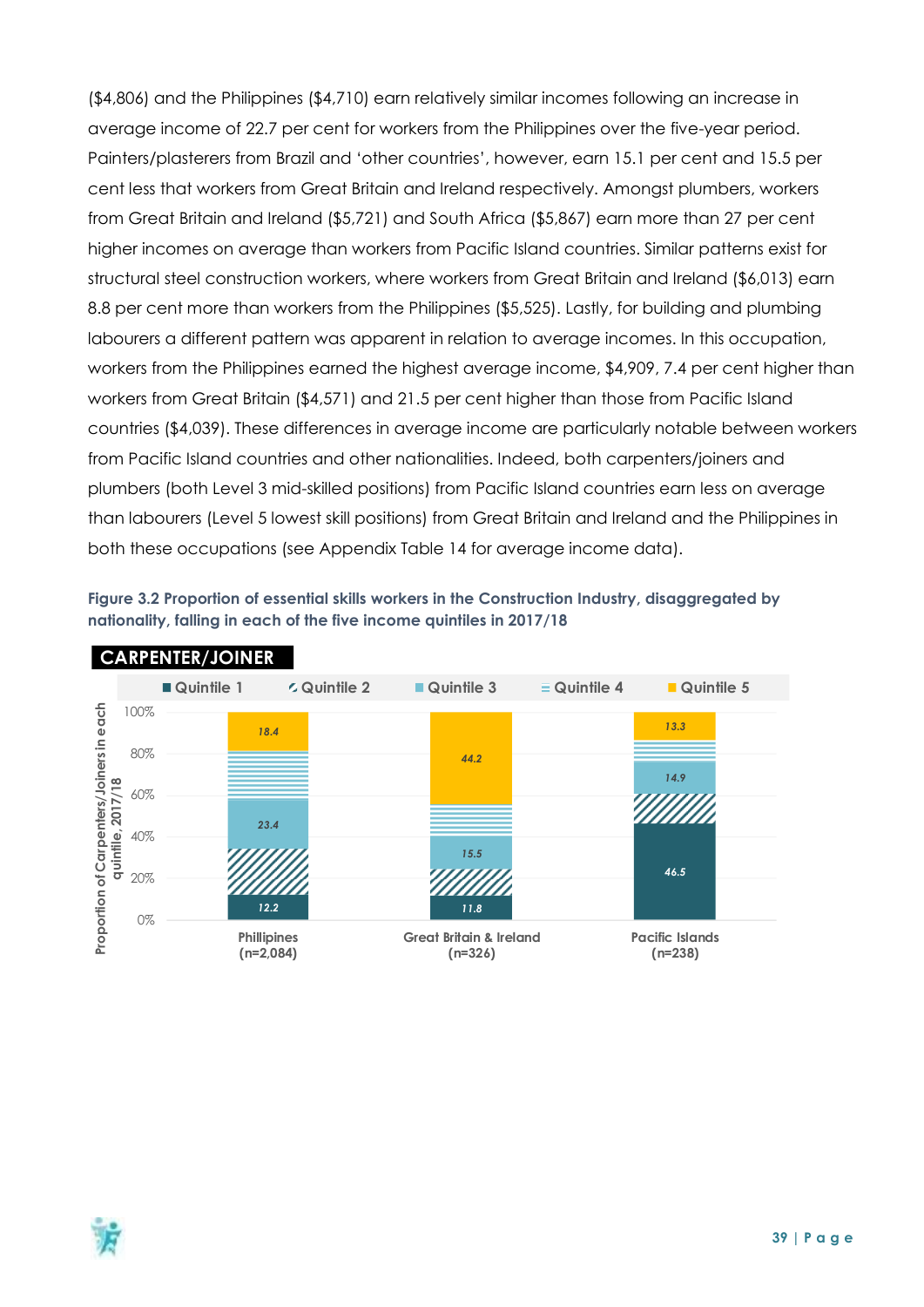($4,806) and the Philippines ($4,710) earn relatively similar incomes following an increase in average income of 22.7 per cent for workers from the Philippines over the five-year period. Painters/plasterers from Brazil and 'other countries', however, earn 15.1 per cent and 15.5 per cent less that workers from Great Britain and Ireland respectively. Amongst plumbers, workers from Great Britain and Ireland ($5,721) and South Africa ($5,867) earn more than 27 per cent higher incomes on average than workers from Pacific Island countries. Similar patterns exist for structural steel construction workers, where workers from Great Britain and Ireland ($6,013) earn 8.8 per cent more than workers from the Philippines ($5,525). Lastly, for building and plumbing labourers a different pattern was apparent in relation to average incomes. In this occupation, workers from the Philippines earned the highest average income, $4,909, 7.4 per cent higher than workers from Great Britain ($4,571) and 21.5 per cent higher than those from Pacific Island countries ($4,039). These differences in average income are particularly notable between workers from Pacific Island countries and other nationalities. Indeed, both carpenters/joiners and plumbers (both Level 3 mid-skilled positions) from Pacific Island countries earn less on average than labourers (Level 5 lowest skill positions) from Great Britain and Ireland and the Philippines in both these occupations (see Appendix Table 14 for average income data).

**Figure 3.2 Proportion of essential skills workers in the Construction Industry, disaggregated by nationality, falling in each of the five income quintiles in 2017/18**

**CARPENTER/JOINER**

| Nationality | Quintile 1 | Quintile 2 | Quintile 3 | Quintile 4 | Quintile 5 |
|---|---|---|---|---|---|
| Phillipines (n=2,084) | 12.2 | | 23.4 | | 18.4 |
| Great Britain & Ireland (n=326) | 11.8 | | 15.5 | | 44.2 |
| Pacific Islands (n=238) | 46.5 | | 14.9 | | 13.3 |

Y-axis: Proportion of Carpenters/Joiners in each quintile, 2017/18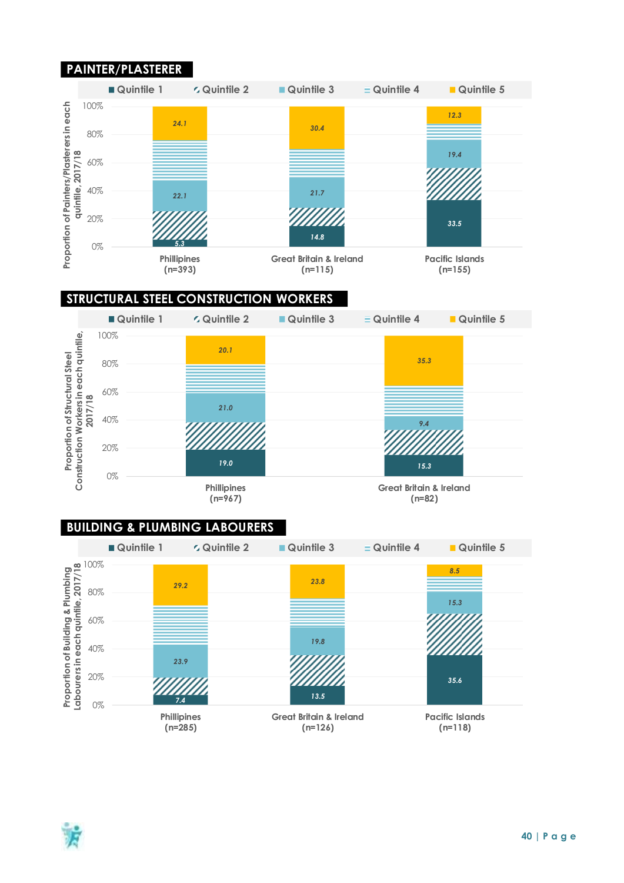## PAINTER/PLASTERER

Legend: Quintile 1, Quintile 2, Quintile 3, Quintile 4, Quintile 5

Proportion of Painters/Plasterers in each quintile, 2017/18

| | Quintile 1 | Quintile 3 | Quintile 5 |
|---|---|---|---|
| Phillipines (n=393) | 5.3 | 22.1 | 24.1 |
| Great Britain & Ireland (n=115) | 14.8 | 21.7 | 30.4 |
| Pacific Islands (n=155) | 33.5 | 19.4 | 12.3 |

## STRUCTURAL STEEL CONSTRUCTION WORKERS

Legend: Quintile 1, Quintile 2, Quintile 3, Quintile 4, Quintile 5

Proportion of Structural Steel Construction Workers in each quintile, 2017/18

| | Quintile 1 | Quintile 3 | Quintile 5 |
|---|---|---|---|
| Phillipines (n=967) | 19.0 | 21.0 | 20.1 |
| Great Britain & Ireland (n=82) | 15.3 | 9.4 | 35.3 |

## BUILDING & PLUMBING LABOURERS

Legend: Quintile 1, Quintile 2, Quintile 3, Quintile 4, Quintile 5

Proportion of Building & Plumbing Labourers in each quintile, 2017/18

| | Quintile 1 | Quintile 3 | Quintile 5 |
|---|---|---|---|
| Phillipines (n=285) | 7.4 | 23.9 | 29.2 |
| Great Britain & Ireland (n=126) | 13.5 | 19.8 | 23.8 |
| Pacific Islands (n=118) | 35.6 | 15.3 | 8.5 |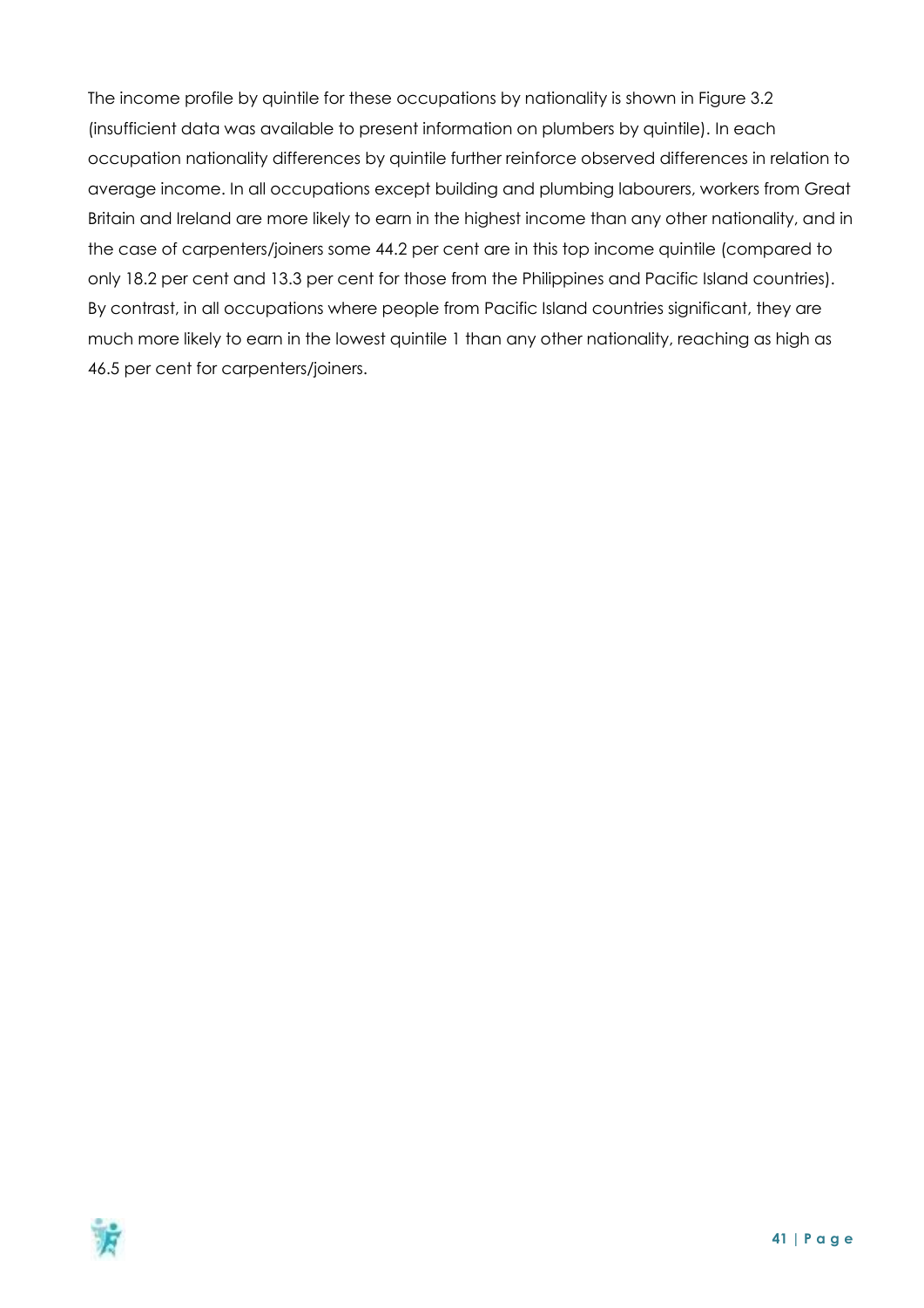The income profile by quintile for these occupations by nationality is shown in Figure 3.2 (insufficient data was available to present information on plumbers by quintile). In each occupation nationality differences by quintile further reinforce observed differences in relation to average income. In all occupations except building and plumbing labourers, workers from Great Britain and Ireland are more likely to earn in the highest income than any other nationality, and in the case of carpenters/joiners some 44.2 per cent are in this top income quintile (compared to only 18.2 per cent and 13.3 per cent for those from the Philippines and Pacific Island countries). By contrast, in all occupations where people from Pacific Island countries significant, they are much more likely to earn in the lowest quintile 1 than any other nationality, reaching as high as 46.5 per cent for carpenters/joiners.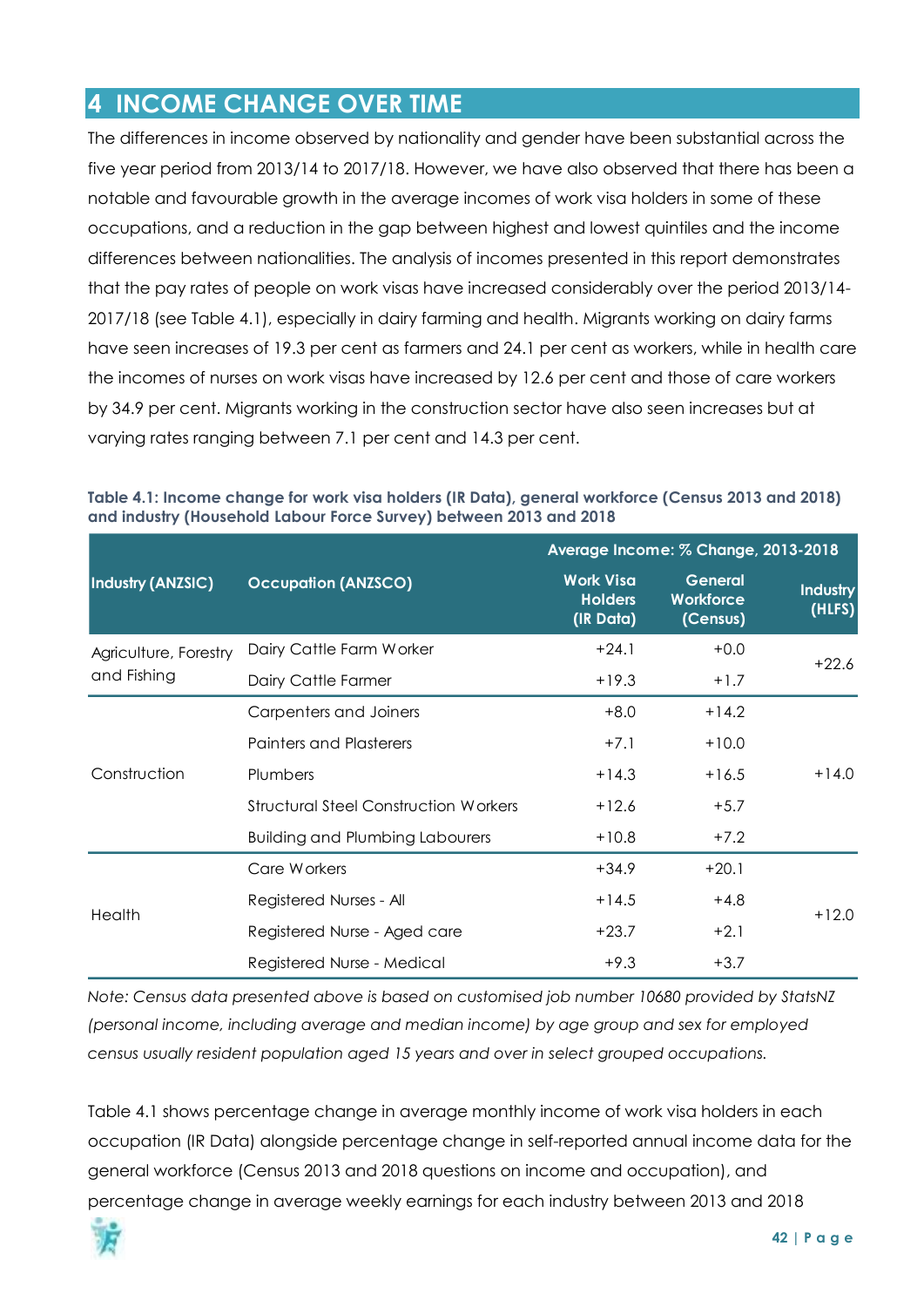## 4 INCOME CHANGE OVER TIME

The differences in income observed by nationality and gender have been substantial across the five year period from 2013/14 to 2017/18. However, we have also observed that there has been a notable and favourable growth in the average incomes of work visa holders in some of these occupations, and a reduction in the gap between highest and lowest quintiles and the income differences between nationalities. The analysis of incomes presented in this report demonstrates that the pay rates of people on work visas have increased considerably over the period 2013/14-2017/18 (see Table 4.1), especially in dairy farming and health. Migrants working on dairy farms have seen increases of 19.3 per cent as farmers and 24.1 per cent as workers, while in health care the incomes of nurses on work visas have increased by 12.6 per cent and those of care workers by 34.9 per cent. Migrants working in the construction sector have also seen increases but at varying rates ranging between 7.1 per cent and 14.3 per cent.

**Table 4.1: Income change for work visa holders (IR Data), general workforce (Census 2013 and 2018) and industry (Household Labour Force Survey) between 2013 and 2018**

| Industry (ANZSIC) | Occupation (ANZSCO) | Average Income: % Change, 2013-2018 | | |
|---|---|---|---|---|
| | | Work Visa Holders (IR Data) | General Workforce (Census) | Industry (HLFS) |
| Agriculture, Forestry and Fishing | Dairy Cattle Farm Worker | +24.1 | +0.0 | +22.6 |
| | Dairy Cattle Farmer | +19.3 | +1.7 | |
| Construction | Carpenters and Joiners | +8.0 | +14.2 | +14.0 |
| | Painters and Plasterers | +7.1 | +10.0 | |
| | Plumbers | +14.3 | +16.5 | |
| | Structural Steel Construction Workers | +12.6 | +5.7 | |
| | Building and Plumbing Labourers | +10.8 | +7.2 | |
| Health | Care Workers | +34.9 | +20.1 | +12.0 |
| | Registered Nurses - All | +14.5 | +4.8 | |
| | Registered Nurse - Aged care | +23.7 | +2.1 | |
| | Registered Nurse - Medical | +9.3 | +3.7 | |

*Note: Census data presented above is based on customised job number 10680 provided by StatsNZ (personal income, including average and median income) by age group and sex for employed census usually resident population aged 15 years and over in select grouped occupations.*

Table 4.1 shows percentage change in average monthly income of work visa holders in each occupation (IR Data) alongside percentage change in self-reported annual income data for the general workforce (Census 2013 and 2018 questions on income and occupation), and percentage change in average weekly earnings for each industry between 2013 and 2018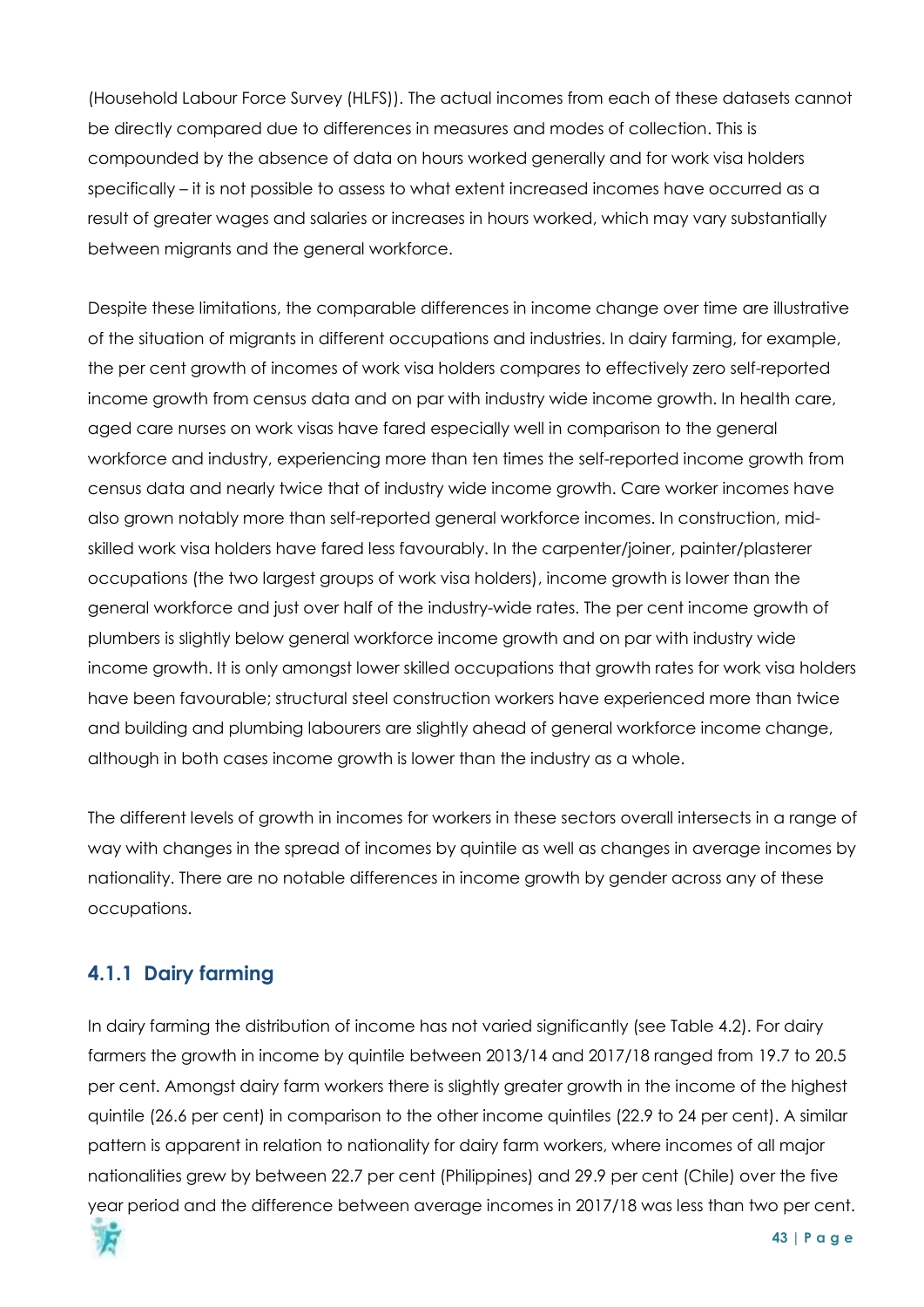(Household Labour Force Survey (HLFS)). The actual incomes from each of these datasets cannot be directly compared due to differences in measures and modes of collection. This is compounded by the absence of data on hours worked generally and for work visa holders specifically – it is not possible to assess to what extent increased incomes have occurred as a result of greater wages and salaries or increases in hours worked, which may vary substantially between migrants and the general workforce.

Despite these limitations, the comparable differences in income change over time are illustrative of the situation of migrants in different occupations and industries. In dairy farming, for example, the per cent growth of incomes of work visa holders compares to effectively zero self-reported income growth from census data and on par with industry wide income growth. In health care, aged care nurses on work visas have fared especially well in comparison to the general workforce and industry, experiencing more than ten times the self-reported income growth from census data and nearly twice that of industry wide income growth. Care worker incomes have also grown notably more than self-reported general workforce incomes. In construction, mid-skilled work visa holders have fared less favourably. In the carpenter/joiner, painter/plasterer occupations (the two largest groups of work visa holders), income growth is lower than the general workforce and just over half of the industry-wide rates. The per cent income growth of plumbers is slightly below general workforce income growth and on par with industry wide income growth. It is only amongst lower skilled occupations that growth rates for work visa holders have been favourable; structural steel construction workers have experienced more than twice and building and plumbing labourers are slightly ahead of general workforce income change, although in both cases income growth is lower than the industry as a whole.

The different levels of growth in incomes for workers in these sectors overall intersects in a range of way with changes in the spread of incomes by quintile as well as changes in average incomes by nationality. There are no notable differences in income growth by gender across any of these occupations.

### 4.1.1 Dairy farming

In dairy farming the distribution of income has not varied significantly (see Table 4.2). For dairy farmers the growth in income by quintile between 2013/14 and 2017/18 ranged from 19.7 to 20.5 per cent. Amongst dairy farm workers there is slightly greater growth in the income of the highest quintile (26.6 per cent) in comparison to the other income quintiles (22.9 to 24 per cent). A similar pattern is apparent in relation to nationality for dairy farm workers, where incomes of all major nationalities grew by between 22.7 per cent (Philippines) and 29.9 per cent (Chile) over the five year period and the difference between average incomes in 2017/18 was less than two per cent.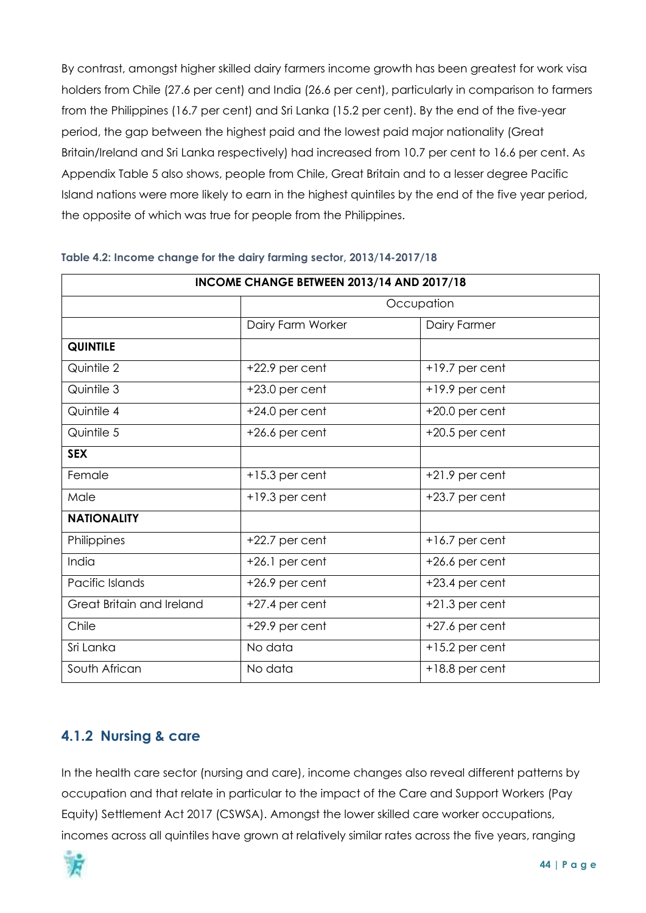By contrast, amongst higher skilled dairy farmers income growth has been greatest for work visa holders from Chile (27.6 per cent) and India (26.6 per cent), particularly in comparison to farmers from the Philippines (16.7 per cent) and Sri Lanka (15.2 per cent). By the end of the five-year period, the gap between the highest paid and the lowest paid major nationality (Great Britain/Ireland and Sri Lanka respectively) had increased from 10.7 per cent to 16.6 per cent. As Appendix Table 5 also shows, people from Chile, Great Britain and to a lesser degree Pacific Island nations were more likely to earn in the highest quintiles by the end of the five year period, the opposite of which was true for people from the Philippines.

**Table 4.2: Income change for the dairy farming sector, 2013/14-2017/18**

| INCOME CHANGE BETWEEN 2013/14 AND 2017/18 | | |
|---|---|---|
| | Occupation | |
| | Dairy Farm Worker | Dairy Farmer |
| **QUINTILE** | | |
| Quintile 2 | +22.9 per cent | +19.7 per cent |
| Quintile 3 | +23.0 per cent | +19.9 per cent |
| Quintile 4 | +24.0 per cent | +20.0 per cent |
| Quintile 5 | +26.6 per cent | +20.5 per cent |
| **SEX** | | |
| Female | +15.3 per cent | +21.9 per cent |
| Male | +19.3 per cent | +23.7 per cent |
| **NATIONALITY** | | |
| Philippines | +22.7 per cent | +16.7 per cent |
| India | +26.1 per cent | +26.6 per cent |
| Pacific Islands | +26.9 per cent | +23.4 per cent |
| Great Britain and Ireland | +27.4 per cent | +21.3 per cent |
| Chile | +29.9 per cent | +27.6 per cent |
| Sri Lanka | No data | +15.2 per cent |
| South African | No data | +18.8 per cent |

## 4.1.2 Nursing & care

In the health care sector (nursing and care), income changes also reveal different patterns by occupation and that relate in particular to the impact of the Care and Support Workers (Pay Equity) Settlement Act 2017 (CSWSA). Amongst the lower skilled care worker occupations, incomes across all quintiles have grown at relatively similar rates across the five years, ranging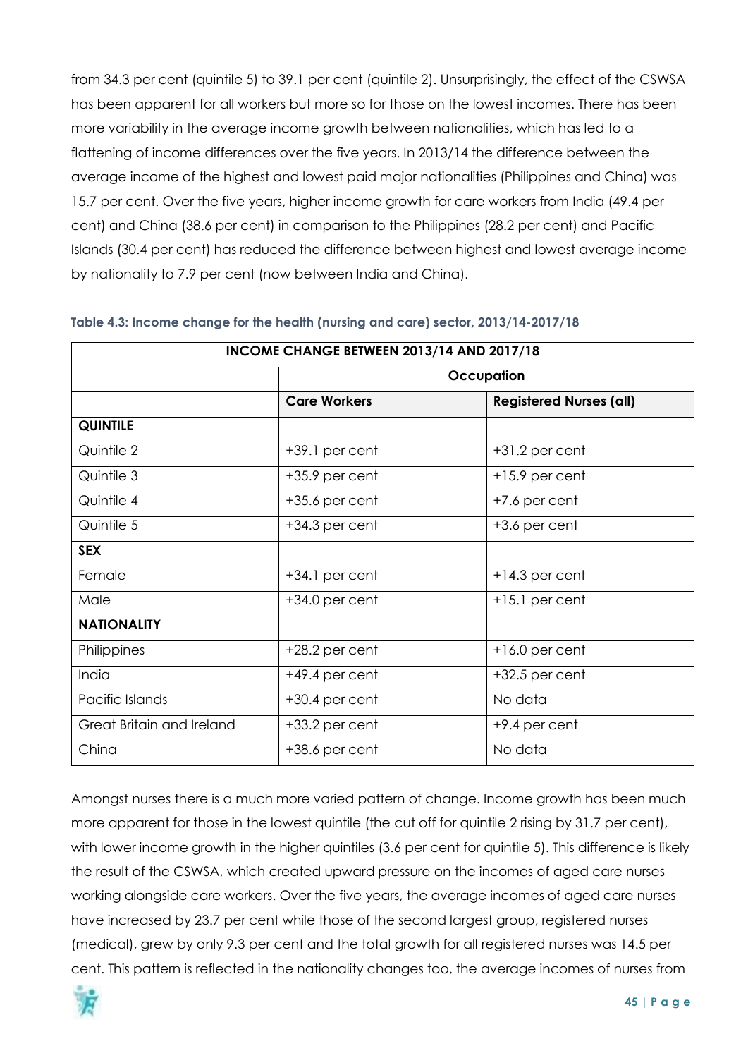from 34.3 per cent (quintile 5) to 39.1 per cent (quintile 2). Unsurprisingly, the effect of the CSWSA has been apparent for all workers but more so for those on the lowest incomes. There has been more variability in the average income growth between nationalities, which has led to a flattening of income differences over the five years. In 2013/14 the difference between the average income of the highest and lowest paid major nationalities (Philippines and China) was 15.7 per cent. Over the five years, higher income growth for care workers from India (49.4 per cent) and China (38.6 per cent) in comparison to the Philippines (28.2 per cent) and Pacific Islands (30.4 per cent) has reduced the difference between highest and lowest average income by nationality to 7.9 per cent (now between India and China).

**Table 4.3: Income change for the health (nursing and care) sector, 2013/14-2017/18**

| INCOME CHANGE BETWEEN 2013/14 AND 2017/18 | | |
|---|---|---|
| | **Occupation** | |
| | **Care Workers** | **Registered Nurses (all)** |
| **QUINTILE** | | |
| Quintile 2 | +39.1 per cent | +31.2 per cent |
| Quintile 3 | +35.9 per cent | +15.9 per cent |
| Quintile 4 | +35.6 per cent | +7.6 per cent |
| Quintile 5 | +34.3 per cent | +3.6 per cent |
| **SEX** | | |
| Female | +34.1 per cent | +14.3 per cent |
| Male | +34.0 per cent | +15.1 per cent |
| **NATIONALITY** | | |
| Philippines | +28.2 per cent | +16.0 per cent |
| India | +49.4 per cent | +32.5 per cent |
| Pacific Islands | +30.4 per cent | No data |
| Great Britain and Ireland | +33.2 per cent | +9.4 per cent |
| China | +38.6 per cent | No data |

Amongst nurses there is a much more varied pattern of change. Income growth has been much more apparent for those in the lowest quintile (the cut off for quintile 2 rising by 31.7 per cent), with lower income growth in the higher quintiles (3.6 per cent for quintile 5). This difference is likely the result of the CSWSA, which created upward pressure on the incomes of aged care nurses working alongside care workers. Over the five years, the average incomes of aged care nurses have increased by 23.7 per cent while those of the second largest group, registered nurses (medical), grew by only 9.3 per cent and the total growth for all registered nurses was 14.5 per cent. This pattern is reflected in the nationality changes too, the average incomes of nurses from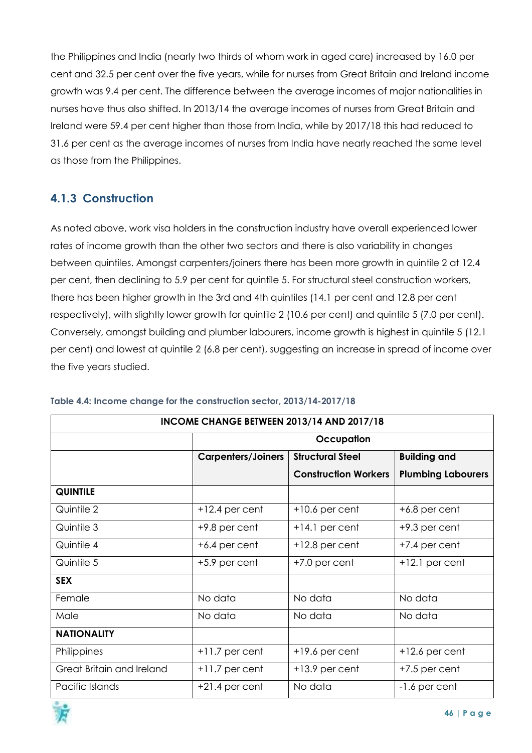the Philippines and India (nearly two thirds of whom work in aged care) increased by 16.0 per cent and 32.5 per cent over the five years, while for nurses from Great Britain and Ireland income growth was 9.4 per cent. The difference between the average incomes of major nationalities in nurses have thus also shifted. In 2013/14 the average incomes of nurses from Great Britain and Ireland were 59.4 per cent higher than those from India, while by 2017/18 this had reduced to 31.6 per cent as the average incomes of nurses from India have nearly reached the same level as those from the Philippines.

### 4.1.3 Construction

As noted above, work visa holders in the construction industry have overall experienced lower rates of income growth than the other two sectors and there is also variability in changes between quintiles. Amongst carpenters/joiners there has been more growth in quintile 2 at 12.4 per cent, then declining to 5.9 per cent for quintile 5. For structural steel construction workers, there has been higher growth in the 3rd and 4th quintiles (14.1 per cent and 12.8 per cent respectively), with slightly lower growth for quintile 2 (10.6 per cent) and quintile 5 (7.0 per cent). Conversely, amongst building and plumber labourers, income growth is highest in quintile 5 (12.1 per cent) and lowest at quintile 2 (6.8 per cent), suggesting an increase in spread of income over the five years studied.

**Table 4.4: Income change for the construction sector, 2013/14-2017/18**

| INCOME CHANGE BETWEEN 2013/14 AND 2017/18 | | | |
|---|---|---|---|
| | Occupation | | |
| | Carpenters/Joiners | Structural Steel Construction Workers | Building and Plumbing Labourers |
| **QUINTILE** | | | |
| Quintile 2 | +12.4 per cent | +10.6 per cent | +6.8 per cent |
| Quintile 3 | +9.8 per cent | +14.1 per cent | +9.3 per cent |
| Quintile 4 | +6.4 per cent | +12.8 per cent | +7.4 per cent |
| Quintile 5 | +5.9 per cent | +7.0 per cent | +12.1 per cent |
| **SEX** | | | |
| Female | No data | No data | No data |
| Male | No data | No data | No data |
| **NATIONALITY** | | | |
| Philippines | +11.7 per cent | +19.6 per cent | +12.6 per cent |
| Great Britain and Ireland | +11.7 per cent | +13.9 per cent | +7.5 per cent |
| Pacific Islands | +21.4 per cent | No data | -1.6 per cent |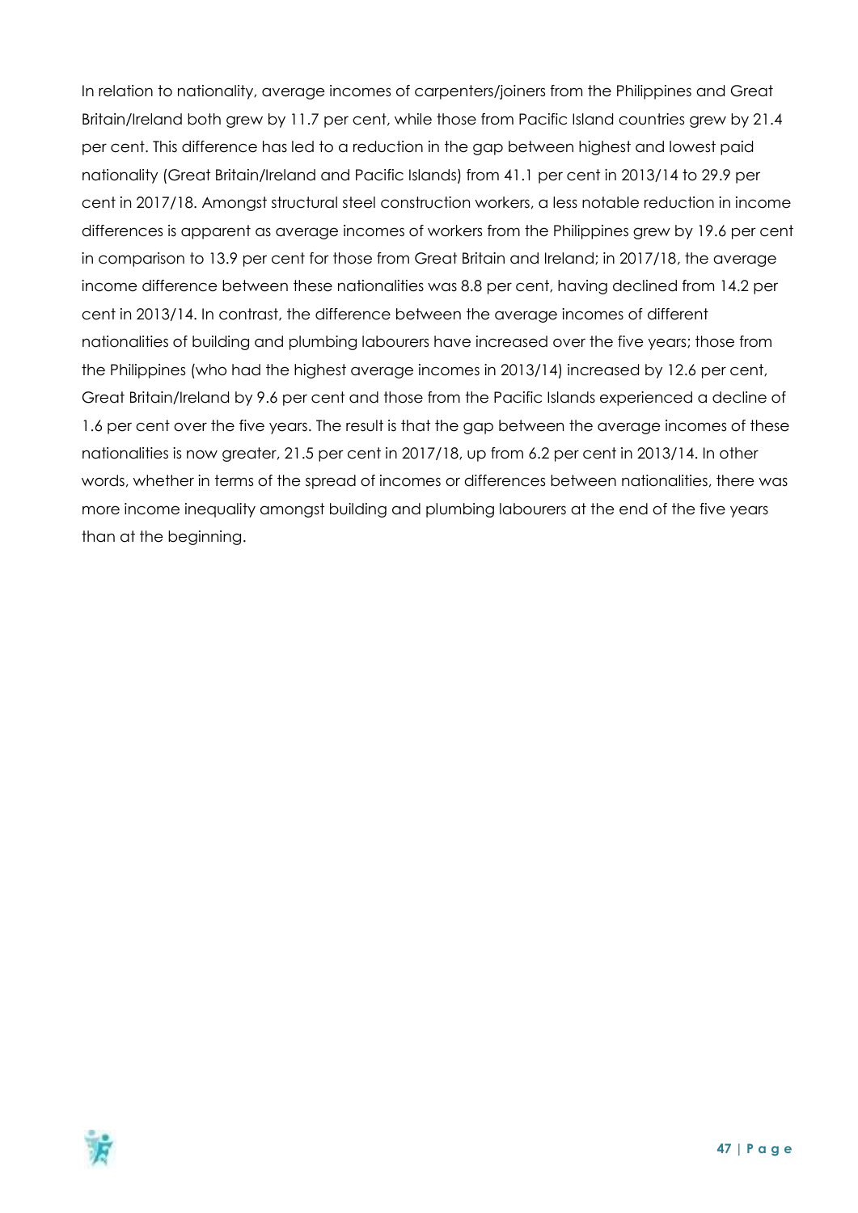In relation to nationality, average incomes of carpenters/joiners from the Philippines and Great Britain/Ireland both grew by 11.7 per cent, while those from Pacific Island countries grew by 21.4 per cent. This difference has led to a reduction in the gap between highest and lowest paid nationality (Great Britain/Ireland and Pacific Islands) from 41.1 per cent in 2013/14 to 29.9 per cent in 2017/18. Amongst structural steel construction workers, a less notable reduction in income differences is apparent as average incomes of workers from the Philippines grew by 19.6 per cent in comparison to 13.9 per cent for those from Great Britain and Ireland; in 2017/18, the average income difference between these nationalities was 8.8 per cent, having declined from 14.2 per cent in 2013/14. In contrast, the difference between the average incomes of different nationalities of building and plumbing labourers have increased over the five years; those from the Philippines (who had the highest average incomes in 2013/14) increased by 12.6 per cent, Great Britain/Ireland by 9.6 per cent and those from the Pacific Islands experienced a decline of 1.6 per cent over the five years. The result is that the gap between the average incomes of these nationalities is now greater, 21.5 per cent in 2017/18, up from 6.2 per cent in 2013/14. In other words, whether in terms of the spread of incomes or differences between nationalities, there was more income inequality amongst building and plumbing labourers at the end of the five years than at the beginning.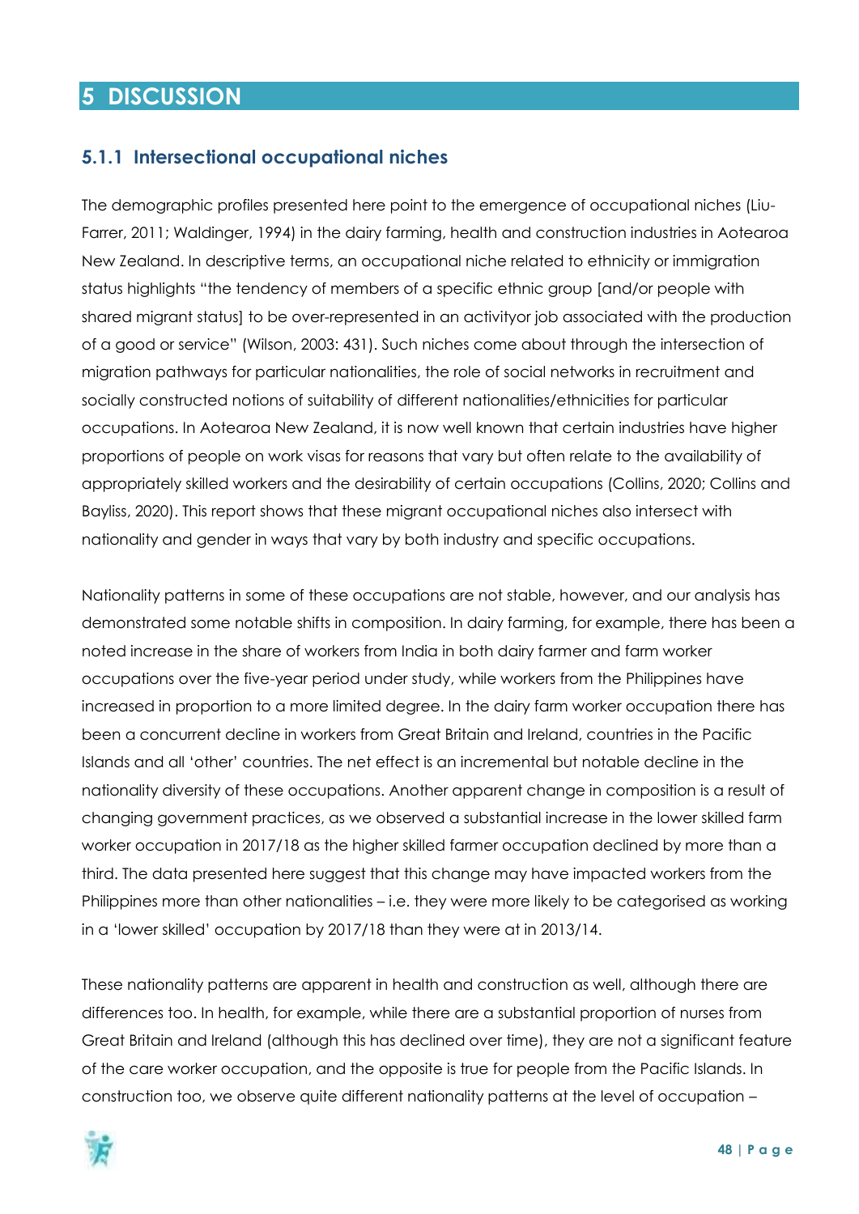# 5 DISCUSSION

### 5.1.1 Intersectional occupational niches

The demographic profiles presented here point to the emergence of occupational niches (Liu-Farrer, 2011; Waldinger, 1994) in the dairy farming, health and construction industries in Aotearoa New Zealand. In descriptive terms, an occupational niche related to ethnicity or immigration status highlights "the tendency of members of a specific ethnic group [and/or people with shared migrant status] to be over-represented in an activityor job associated with the production of a good or service" (Wilson, 2003: 431). Such niches come about through the intersection of migration pathways for particular nationalities, the role of social networks in recruitment and socially constructed notions of suitability of different nationalities/ethnicities for particular occupations. In Aotearoa New Zealand, it is now well known that certain industries have higher proportions of people on work visas for reasons that vary but often relate to the availability of appropriately skilled workers and the desirability of certain occupations (Collins, 2020; Collins and Bayliss, 2020). This report shows that these migrant occupational niches also intersect with nationality and gender in ways that vary by both industry and specific occupations.

Nationality patterns in some of these occupations are not stable, however, and our analysis has demonstrated some notable shifts in composition. In dairy farming, for example, there has been a noted increase in the share of workers from India in both dairy farmer and farm worker occupations over the five-year period under study, while workers from the Philippines have increased in proportion to a more limited degree. In the dairy farm worker occupation there has been a concurrent decline in workers from Great Britain and Ireland, countries in the Pacific Islands and all 'other' countries. The net effect is an incremental but notable decline in the nationality diversity of these occupations. Another apparent change in composition is a result of changing government practices, as we observed a substantial increase in the lower skilled farm worker occupation in 2017/18 as the higher skilled farmer occupation declined by more than a third. The data presented here suggest that this change may have impacted workers from the Philippines more than other nationalities – i.e. they were more likely to be categorised as working in a 'lower skilled' occupation by 2017/18 than they were at in 2013/14.

These nationality patterns are apparent in health and construction as well, although there are differences too. In health, for example, while there are a substantial proportion of nurses from Great Britain and Ireland (although this has declined over time), they are not a significant feature of the care worker occupation, and the opposite is true for people from the Pacific Islands. In construction too, we observe quite different nationality patterns at the level of occupation –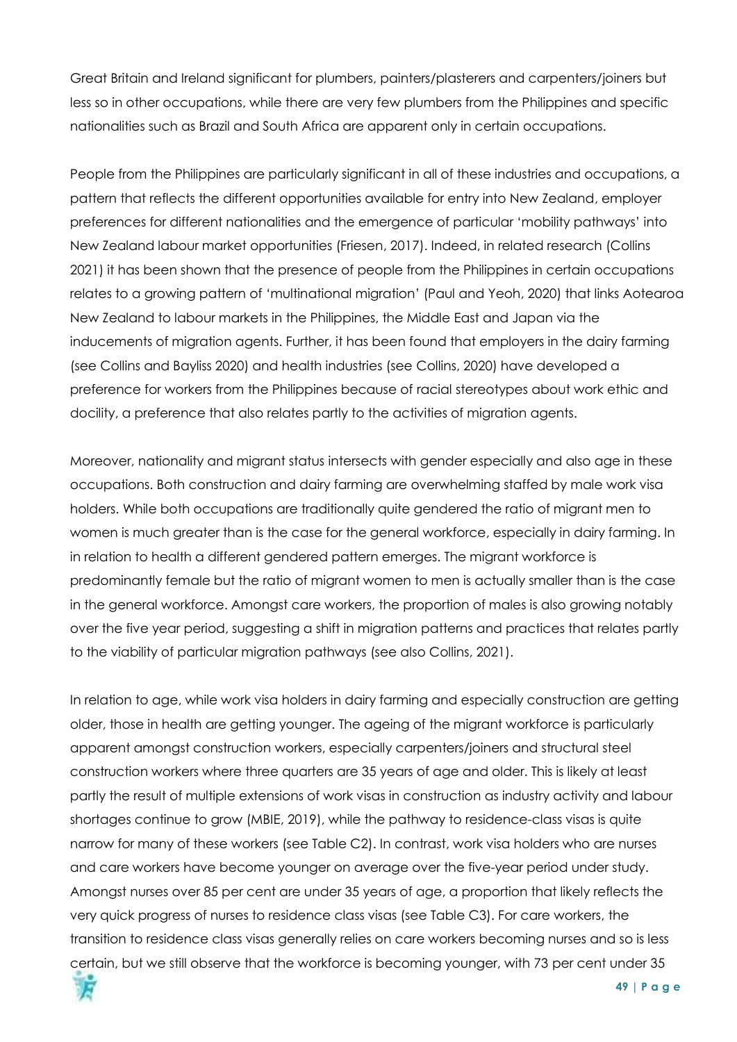Great Britain and Ireland significant for plumbers, painters/plasterers and carpenters/joiners but less so in other occupations, while there are very few plumbers from the Philippines and specific nationalities such as Brazil and South Africa are apparent only in certain occupations.

People from the Philippines are particularly significant in all of these industries and occupations, a pattern that reflects the different opportunities available for entry into New Zealand, employer preferences for different nationalities and the emergence of particular 'mobility pathways' into New Zealand labour market opportunities (Friesen, 2017). Indeed, in related research (Collins 2021) it has been shown that the presence of people from the Philippines in certain occupations relates to a growing pattern of 'multinational migration' (Paul and Yeoh, 2020) that links Aotearoa New Zealand to labour markets in the Philippines, the Middle East and Japan via the inducements of migration agents. Further, it has been found that employers in the dairy farming (see Collins and Bayliss 2020) and health industries (see Collins, 2020) have developed a preference for workers from the Philippines because of racial stereotypes about work ethic and docility, a preference that also relates partly to the activities of migration agents.

Moreover, nationality and migrant status intersects with gender especially and also age in these occupations. Both construction and dairy farming are overwhelming staffed by male work visa holders. While both occupations are traditionally quite gendered the ratio of migrant men to women is much greater than is the case for the general workforce, especially in dairy farming. In in relation to health a different gendered pattern emerges. The migrant workforce is predominantly female but the ratio of migrant women to men is actually smaller than is the case in the general workforce. Amongst care workers, the proportion of males is also growing notably over the five year period, suggesting a shift in migration patterns and practices that relates partly to the viability of particular migration pathways (see also Collins, 2021).

In relation to age, while work visa holders in dairy farming and especially construction are getting older, those in health are getting younger. The ageing of the migrant workforce is particularly apparent amongst construction workers, especially carpenters/joiners and structural steel construction workers where three quarters are 35 years of age and older. This is likely at least partly the result of multiple extensions of work visas in construction as industry activity and labour shortages continue to grow (MBIE, 2019), while the pathway to residence-class visas is quite narrow for many of these workers (see Table C2). In contrast, work visa holders who are nurses and care workers have become younger on average over the five-year period under study. Amongst nurses over 85 per cent are under 35 years of age, a proportion that likely reflects the very quick progress of nurses to residence class visas (see Table C3). For care workers, the transition to residence class visas generally relies on care workers becoming nurses and so is less certain, but we still observe that the workforce is becoming younger, with 73 per cent under 35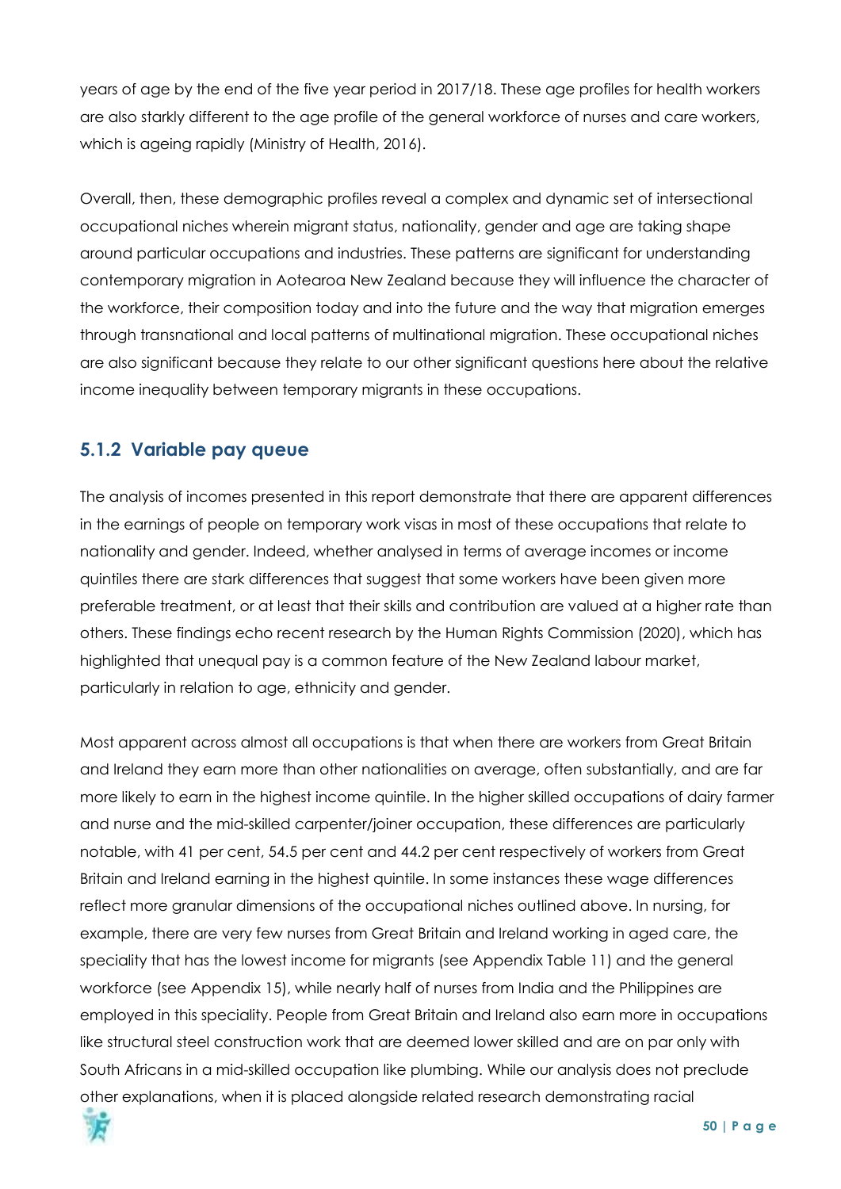years of age by the end of the five year period in 2017/18. These age profiles for health workers are also starkly different to the age profile of the general workforce of nurses and care workers, which is ageing rapidly (Ministry of Health, 2016).

Overall, then, these demographic profiles reveal a complex and dynamic set of intersectional occupational niches wherein migrant status, nationality, gender and age are taking shape around particular occupations and industries. These patterns are significant for understanding contemporary migration in Aotearoa New Zealand because they will influence the character of the workforce, their composition today and into the future and the way that migration emerges through transnational and local patterns of multinational migration. These occupational niches are also significant because they relate to our other significant questions here about the relative income inequality between temporary migrants in these occupations.

### 5.1.2 Variable pay queue

The analysis of incomes presented in this report demonstrate that there are apparent differences in the earnings of people on temporary work visas in most of these occupations that relate to nationality and gender. Indeed, whether analysed in terms of average incomes or income quintiles there are stark differences that suggest that some workers have been given more preferable treatment, or at least that their skills and contribution are valued at a higher rate than others. These findings echo recent research by the Human Rights Commission (2020), which has highlighted that unequal pay is a common feature of the New Zealand labour market, particularly in relation to age, ethnicity and gender.

Most apparent across almost all occupations is that when there are workers from Great Britain and Ireland they earn more than other nationalities on average, often substantially, and are far more likely to earn in the highest income quintile. In the higher skilled occupations of dairy farmer and nurse and the mid-skilled carpenter/joiner occupation, these differences are particularly notable, with 41 per cent, 54.5 per cent and 44.2 per cent respectively of workers from Great Britain and Ireland earning in the highest quintile. In some instances these wage differences reflect more granular dimensions of the occupational niches outlined above. In nursing, for example, there are very few nurses from Great Britain and Ireland working in aged care, the speciality that has the lowest income for migrants (see Appendix Table 11) and the general workforce (see Appendix 15), while nearly half of nurses from India and the Philippines are employed in this speciality. People from Great Britain and Ireland also earn more in occupations like structural steel construction work that are deemed lower skilled and are on par only with South Africans in a mid-skilled occupation like plumbing. While our analysis does not preclude other explanations, when it is placed alongside related research demonstrating racial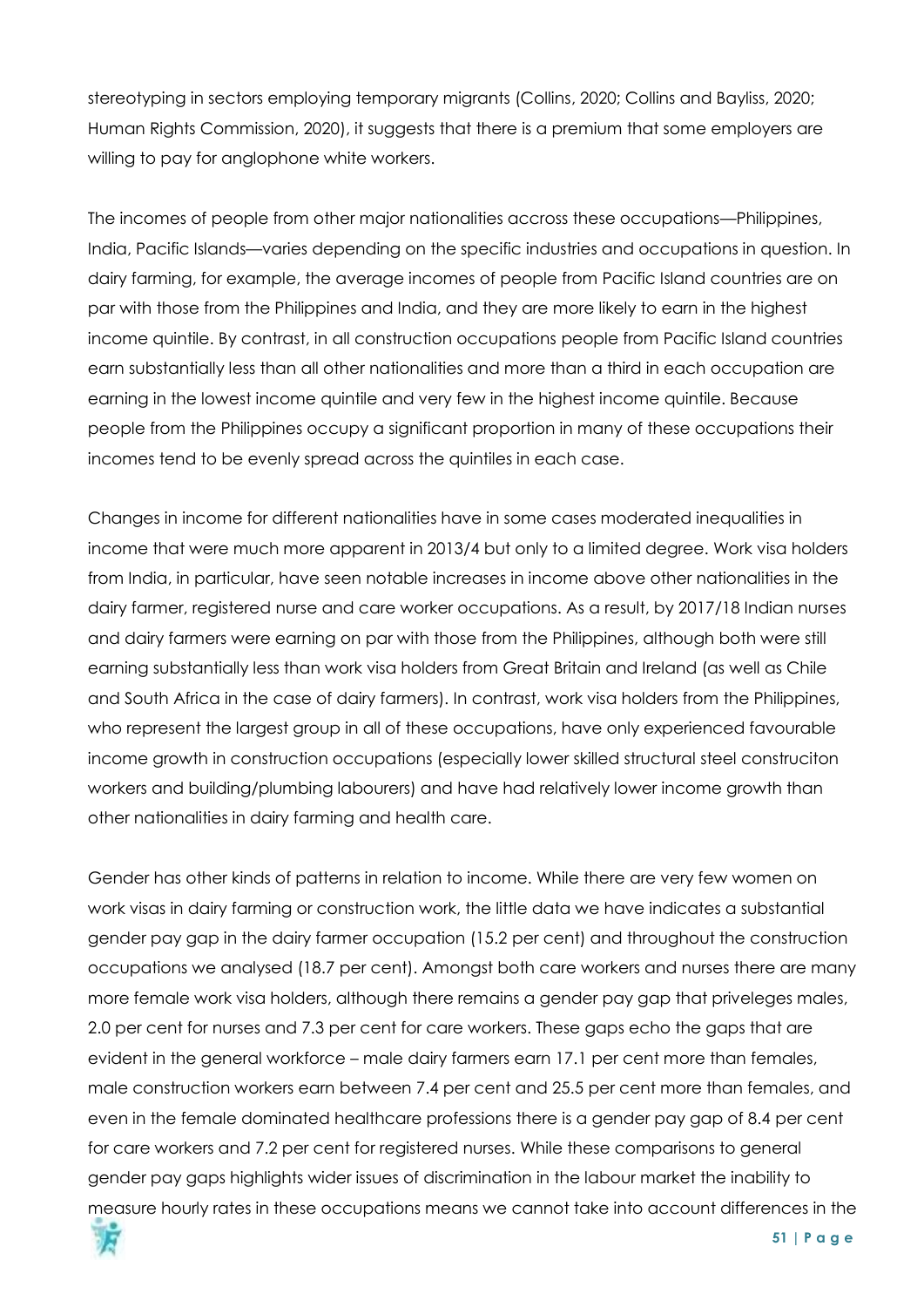stereotyping in sectors employing temporary migrants (Collins, 2020; Collins and Bayliss, 2020; Human Rights Commission, 2020), it suggests that there is a premium that some employers are willing to pay for anglophone white workers.

The incomes of people from other major nationalities accross these occupations—Philippines, India, Pacific Islands—varies depending on the specific industries and occupations in question. In dairy farming, for example, the average incomes of people from Pacific Island countries are on par with those from the Philippines and India, and they are more likely to earn in the highest income quintile. By contrast, in all construction occupations people from Pacific Island countries earn substantially less than all other nationalities and more than a third in each occupation are earning in the lowest income quintile and very few in the highest income quintile. Because people from the Philippines occupy a significant proportion in many of these occupations their incomes tend to be evenly spread across the quintiles in each case.

Changes in income for different nationalities have in some cases moderated inequalities in income that were much more apparent in 2013/4 but only to a limited degree. Work visa holders from India, in particular, have seen notable increases in income above other nationalities in the dairy farmer, registered nurse and care worker occupations. As a result, by 2017/18 Indian nurses and dairy farmers were earning on par with those from the Philippines, although both were still earning substantially less than work visa holders from Great Britain and Ireland (as well as Chile and South Africa in the case of dairy farmers). In contrast, work visa holders from the Philippines, who represent the largest group in all of these occupations, have only experienced favourable income growth in construction occupations (especially lower skilled structural steel construciton workers and building/plumbing labourers) and have had relatively lower income growth than other nationalities in dairy farming and health care.

Gender has other kinds of patterns in relation to income. While there are very few women on work visas in dairy farming or construction work, the little data we have indicates a substantial gender pay gap in the dairy farmer occupation (15.2 per cent) and throughout the construction occupations we analysed (18.7 per cent). Amongst both care workers and nurses there are many more female work visa holders, although there remains a gender pay gap that priveleges males, 2.0 per cent for nurses and 7.3 per cent for care workers. These gaps echo the gaps that are evident in the general workforce – male dairy farmers earn 17.1 per cent more than females, male construction workers earn between 7.4 per cent and 25.5 per cent more than females, and even in the female dominated healthcare professions there is a gender pay gap of 8.4 per cent for care workers and 7.2 per cent for registered nurses. While these comparisons to general gender pay gaps highlights wider issues of discrimination in the labour market the inability to measure hourly rates in these occupations means we cannot take into account differences in the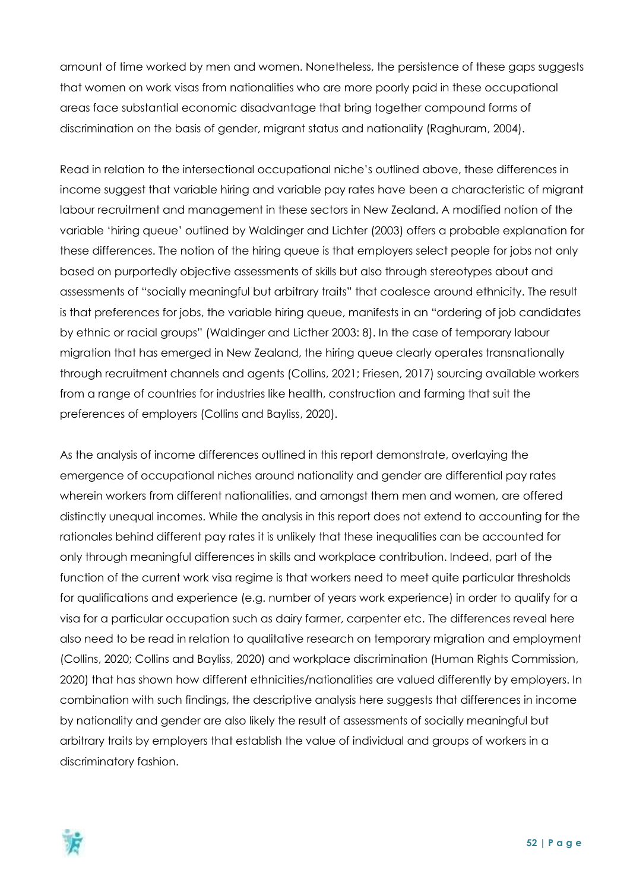amount of time worked by men and women. Nonetheless, the persistence of these gaps suggests that women on work visas from nationalities who are more poorly paid in these occupational areas face substantial economic disadvantage that bring together compound forms of discrimination on the basis of gender, migrant status and nationality (Raghuram, 2004).

Read in relation to the intersectional occupational niche's outlined above, these differences in income suggest that variable hiring and variable pay rates have been a characteristic of migrant labour recruitment and management in these sectors in New Zealand. A modified notion of the variable 'hiring queue' outlined by Waldinger and Lichter (2003) offers a probable explanation for these differences. The notion of the hiring queue is that employers select people for jobs not only based on purportedly objective assessments of skills but also through stereotypes about and assessments of "socially meaningful but arbitrary traits" that coalesce around ethnicity. The result is that preferences for jobs, the variable hiring queue, manifests in an "ordering of job candidates by ethnic or racial groups" (Waldinger and Licther 2003: 8). In the case of temporary labour migration that has emerged in New Zealand, the hiring queue clearly operates transnationally through recruitment channels and agents (Collins, 2021; Friesen, 2017) sourcing available workers from a range of countries for industries like health, construction and farming that suit the preferences of employers (Collins and Bayliss, 2020).

As the analysis of income differences outlined in this report demonstrate, overlaying the emergence of occupational niches around nationality and gender are differential pay rates wherein workers from different nationalities, and amongst them men and women, are offered distinctly unequal incomes. While the analysis in this report does not extend to accounting for the rationales behind different pay rates it is unlikely that these inequalities can be accounted for only through meaningful differences in skills and workplace contribution. Indeed, part of the function of the current work visa regime is that workers need to meet quite particular thresholds for qualifications and experience (e.g. number of years work experience) in order to qualify for a visa for a particular occupation such as dairy farmer, carpenter etc. The differences reveal here also need to be read in relation to qualitative research on temporary migration and employment (Collins, 2020; Collins and Bayliss, 2020) and workplace discrimination (Human Rights Commission, 2020) that has shown how different ethnicities/nationalities are valued differently by employers. In combination with such findings, the descriptive analysis here suggests that differences in income by nationality and gender are also likely the result of assessments of socially meaningful but arbitrary traits by employers that establish the value of individual and groups of workers in a discriminatory fashion.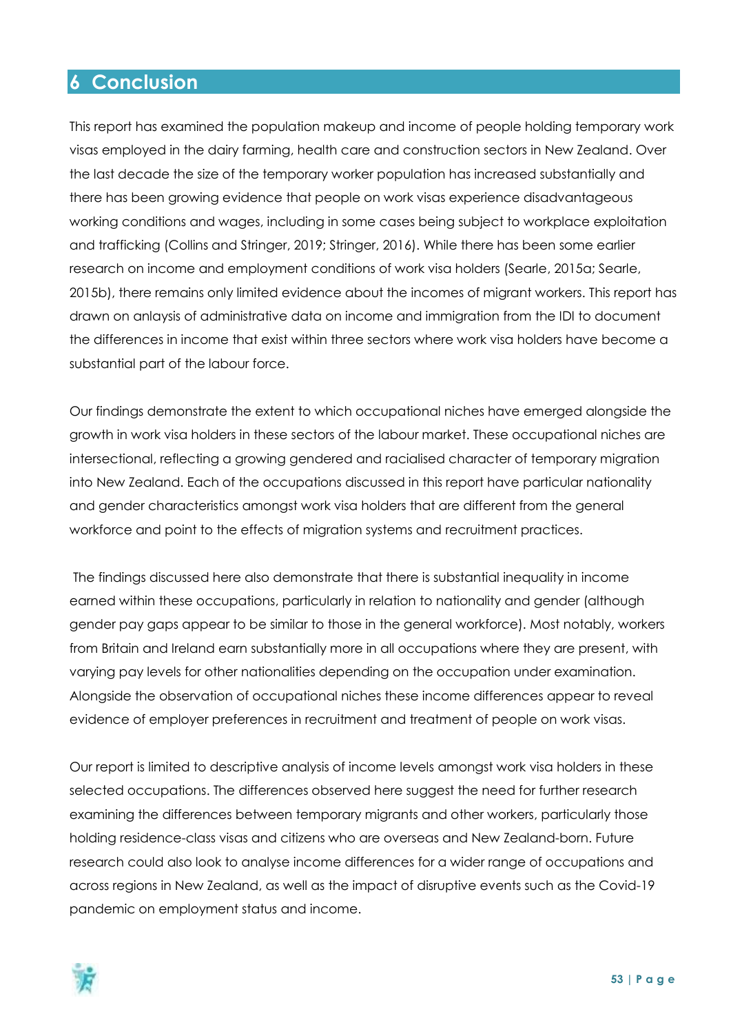# 6 Conclusion

This report has examined the population makeup and income of people holding temporary work visas employed in the dairy farming, health care and construction sectors in New Zealand. Over the last decade the size of the temporary worker population has increased substantially and there has been growing evidence that people on work visas experience disadvantageous working conditions and wages, including in some cases being subject to workplace exploitation and trafficking (Collins and Stringer, 2019; Stringer, 2016). While there has been some earlier research on income and employment conditions of work visa holders (Searle, 2015a; Searle, 2015b), there remains only limited evidence about the incomes of migrant workers. This report has drawn on anlaysis of administrative data on income and immigration from the IDI to document the differences in income that exist within three sectors where work visa holders have become a substantial part of the labour force.

Our findings demonstrate the extent to which occupational niches have emerged alongside the growth in work visa holders in these sectors of the labour market. These occupational niches are intersectional, reflecting a growing gendered and racialised character of temporary migration into New Zealand. Each of the occupations discussed in this report have particular nationality and gender characteristics amongst work visa holders that are different from the general workforce and point to the effects of migration systems and recruitment practices.

The findings discussed here also demonstrate that there is substantial inequality in income earned within these occupations, particularly in relation to nationality and gender (although gender pay gaps appear to be similar to those in the general workforce). Most notably, workers from Britain and Ireland earn substantially more in all occupations where they are present, with varying pay levels for other nationalities depending on the occupation under examination. Alongside the observation of occupational niches these income differences appear to reveal evidence of employer preferences in recruitment and treatment of people on work visas.

Our report is limited to descriptive analysis of income levels amongst work visa holders in these selected occupations. The differences observed here suggest the need for further research examining the differences between temporary migrants and other workers, particularly those holding residence-class visas and citizens who are overseas and New Zealand-born. Future research could also look to analyse income differences for a wider range of occupations and across regions in New Zealand, as well as the impact of disruptive events such as the Covid-19 pandemic on employment status and income.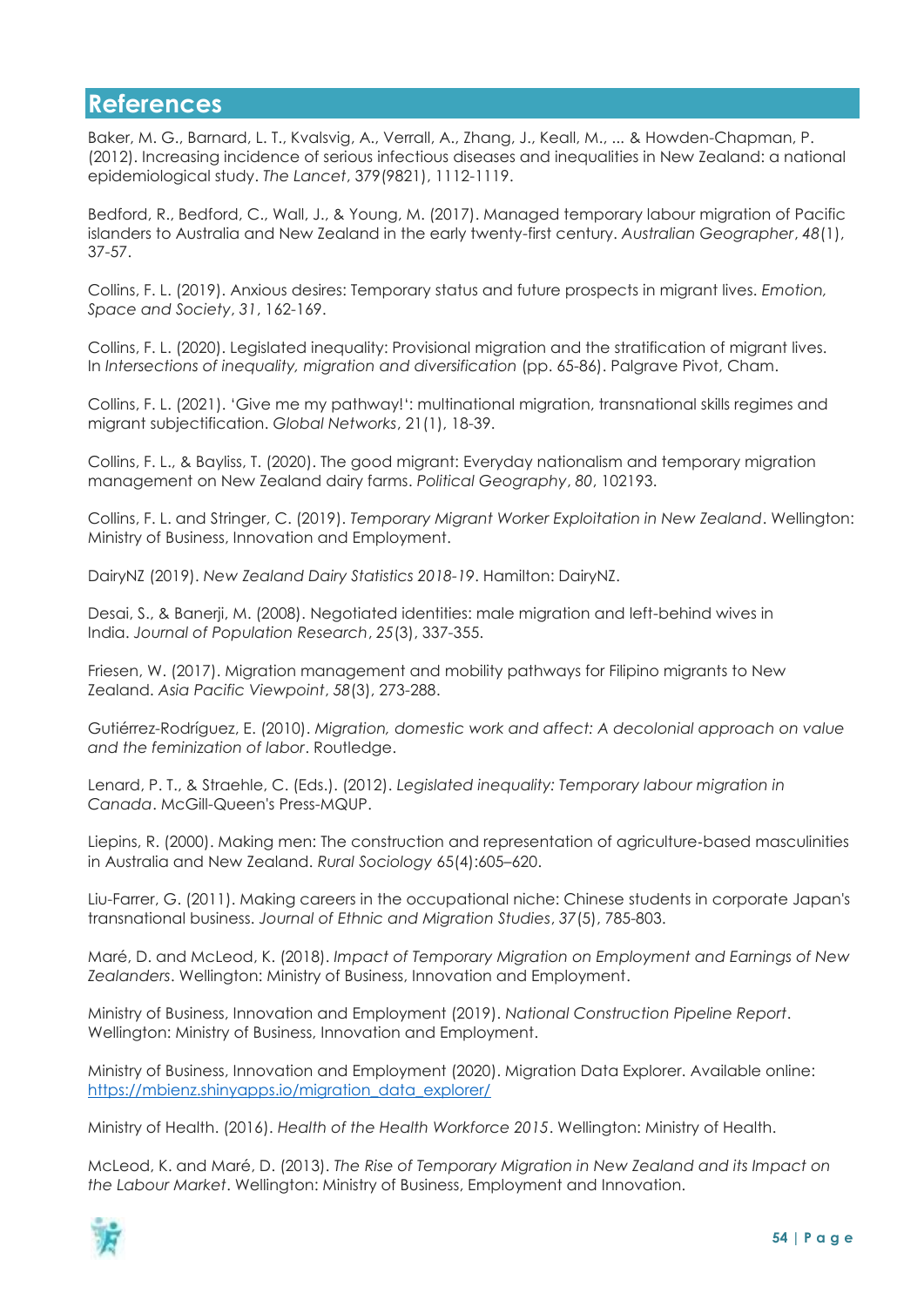# References

Baker, M. G., Barnard, L. T., Kvalsvig, A., Verrall, A., Zhang, J., Keall, M., ... & Howden-Chapman, P. (2012). Increasing incidence of serious infectious diseases and inequalities in New Zealand: a national epidemiological study. *The Lancet*, 379(9821), 1112-1119.

Bedford, R., Bedford, C., Wall, J., & Young, M. (2017). Managed temporary labour migration of Pacific islanders to Australia and New Zealand in the early twenty-first century. *Australian Geographer*, *48*(1), 37-57.

Collins, F. L. (2019). Anxious desires: Temporary status and future prospects in migrant lives. *Emotion, Space and Society*, *31*, 162-169.

Collins, F. L. (2020). Legislated inequality: Provisional migration and the stratification of migrant lives. In *Intersections of inequality, migration and diversification* (pp. 65-86). Palgrave Pivot, Cham.

Collins, F. L. (2021). 'Give me my pathway!': multinational migration, transnational skills regimes and migrant subjectification. *Global Networks*, 21(1), 18-39.

Collins, F. L., & Bayliss, T. (2020). The good migrant: Everyday nationalism and temporary migration management on New Zealand dairy farms. *Political Geography*, *80*, 102193.

Collins, F. L. and Stringer, C. (2019). *Temporary Migrant Worker Exploitation in New Zealand*. Wellington: Ministry of Business, Innovation and Employment.

DairyNZ (2019). *New Zealand Dairy Statistics 2018-19*. Hamilton: DairyNZ.

Desai, S., & Banerji, M. (2008). Negotiated identities: male migration and left-behind wives in India. *Journal of Population Research*, *25*(3), 337-355.

Friesen, W. (2017). Migration management and mobility pathways for Filipino migrants to New Zealand. *Asia Pacific Viewpoint*, *58*(3), 273-288.

Gutiérrez-Rodríguez, E. (2010). *Migration, domestic work and affect: A decolonial approach on value and the feminization of labor*. Routledge.

Lenard, P. T., & Straehle, C. (Eds.). (2012). *Legislated inequality: Temporary labour migration in Canada*. McGill-Queen's Press-MQUP.

Liepins, R. (2000). Making men: The construction and representation of agriculture-based masculinities in Australia and New Zealand. *Rural Sociology* 65(4):605–620.

Liu-Farrer, G. (2011). Making careers in the occupational niche: Chinese students in corporate Japan's transnational business. *Journal of Ethnic and Migration Studies*, *37*(5), 785-803.

Maré, D. and McLeod, K. (2018). *Impact of Temporary Migration on Employment and Earnings of New Zealanders*. Wellington: Ministry of Business, Innovation and Employment.

Ministry of Business, Innovation and Employment (2019). *National Construction Pipeline Report*. Wellington: Ministry of Business, Innovation and Employment.

Ministry of Business, Innovation and Employment (2020). Migration Data Explorer. Available online: https://mbienz.shinyapps.io/migration_data_explorer/

Ministry of Health. (2016). *Health of the Health Workforce 2015*. Wellington: Ministry of Health.

McLeod, K. and Maré, D. (2013). *The Rise of Temporary Migration in New Zealand and its Impact on the Labour Market*. Wellington: Ministry of Business, Employment and Innovation.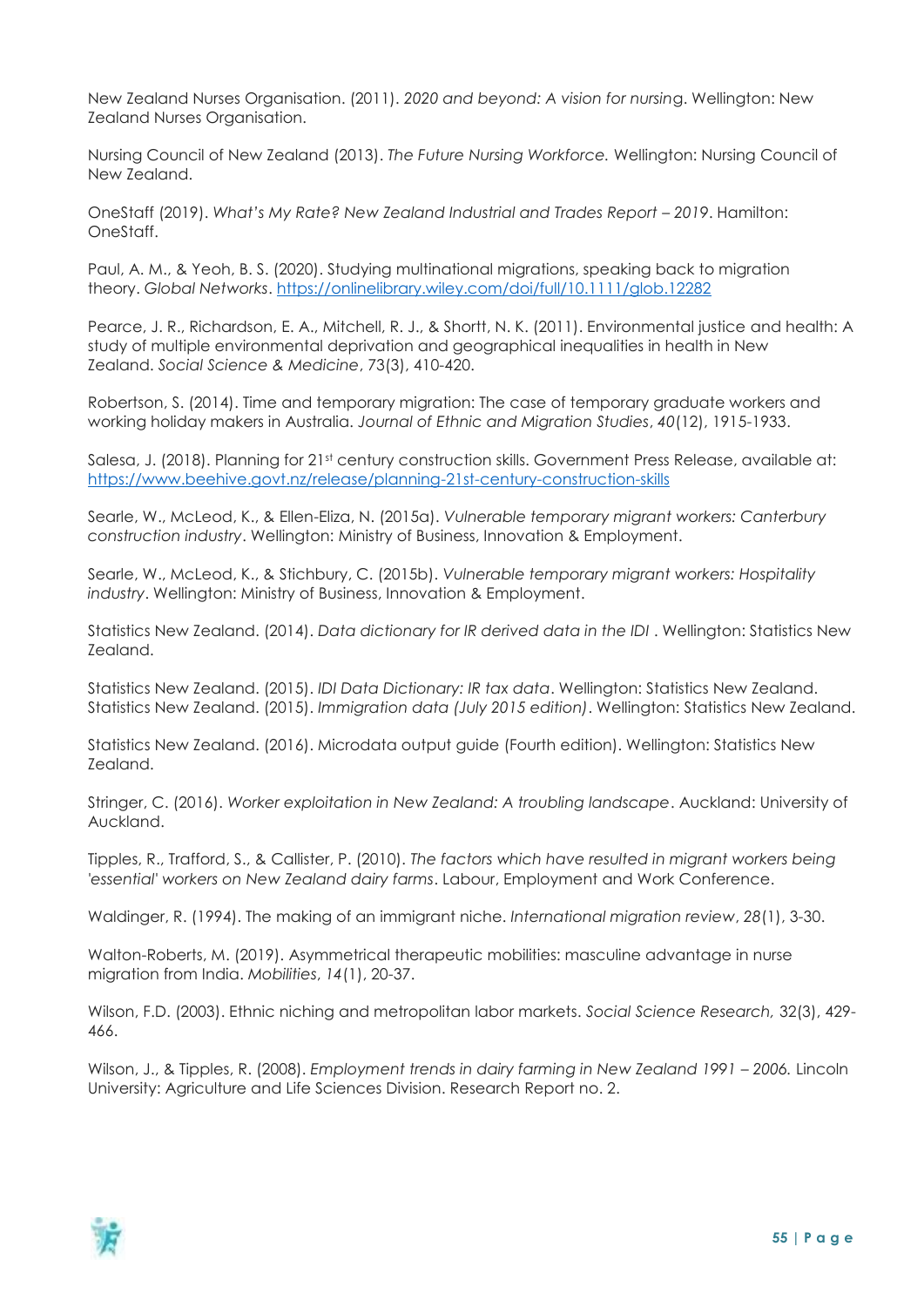New Zealand Nurses Organisation. (2011). *2020 and beyond: A vision for nursing*. Wellington: New Zealand Nurses Organisation.

Nursing Council of New Zealand (2013). *The Future Nursing Workforce.* Wellington: Nursing Council of New Zealand.

OneStaff (2019). *What's My Rate? New Zealand Industrial and Trades Report – 2019*. Hamilton: OneStaff.

Paul, A. M., & Yeoh, B. S. (2020). Studying multinational migrations, speaking back to migration theory. *Global Networks*. https://onlinelibrary.wiley.com/doi/full/10.1111/glob.12282

Pearce, J. R., Richardson, E. A., Mitchell, R. J., & Shortt, N. K. (2011). Environmental justice and health: A study of multiple environmental deprivation and geographical inequalities in health in New Zealand. *Social Science & Medicine*, 73(3), 410-420.

Robertson, S. (2014). Time and temporary migration: The case of temporary graduate workers and working holiday makers in Australia. *Journal of Ethnic and Migration Studies*, *40*(12), 1915-1933.

Salesa, J. (2018). Planning for 21st century construction skills. Government Press Release, available at: https://www.beehive.govt.nz/release/planning-21st-century-construction-skills

Searle, W., McLeod, K., & Ellen-Eliza, N. (2015a). *Vulnerable temporary migrant workers: Canterbury construction industry*. Wellington: Ministry of Business, Innovation & Employment.

Searle, W., McLeod, K., & Stichbury, C. (2015b). *Vulnerable temporary migrant workers: Hospitality industry*. Wellington: Ministry of Business, Innovation & Employment.

Statistics New Zealand. (2014). *Data dictionary for IR derived data in the IDI* . Wellington: Statistics New Zealand.

Statistics New Zealand. (2015). *IDI Data Dictionary: IR tax data*. Wellington: Statistics New Zealand. Statistics New Zealand. (2015). *Immigration data (July 2015 edition)*. Wellington: Statistics New Zealand.

Statistics New Zealand. (2016). Microdata output guide (Fourth edition). Wellington: Statistics New Zealand.

Stringer, C. (2016). *Worker exploitation in New Zealand: A troubling landscape*. Auckland: University of Auckland.

Tipples, R., Trafford, S., & Callister, P. (2010). *The factors which have resulted in migrant workers being 'essential' workers on New Zealand dairy farms*. Labour, Employment and Work Conference.

Waldinger, R. (1994). The making of an immigrant niche. *International migration review*, *28*(1), 3-30.

Walton-Roberts, M. (2019). Asymmetrical therapeutic mobilities: masculine advantage in nurse migration from India. *Mobilities*, *14*(1), 20-37.

Wilson, F.D. (2003). Ethnic niching and metropolitan labor markets. *Social Science Research,* 32(3), 429-466.

Wilson, J., & Tipples, R. (2008). *Employment trends in dairy farming in New Zealand 1991 – 2006.* Lincoln University: Agriculture and Life Sciences Division. Research Report no. 2.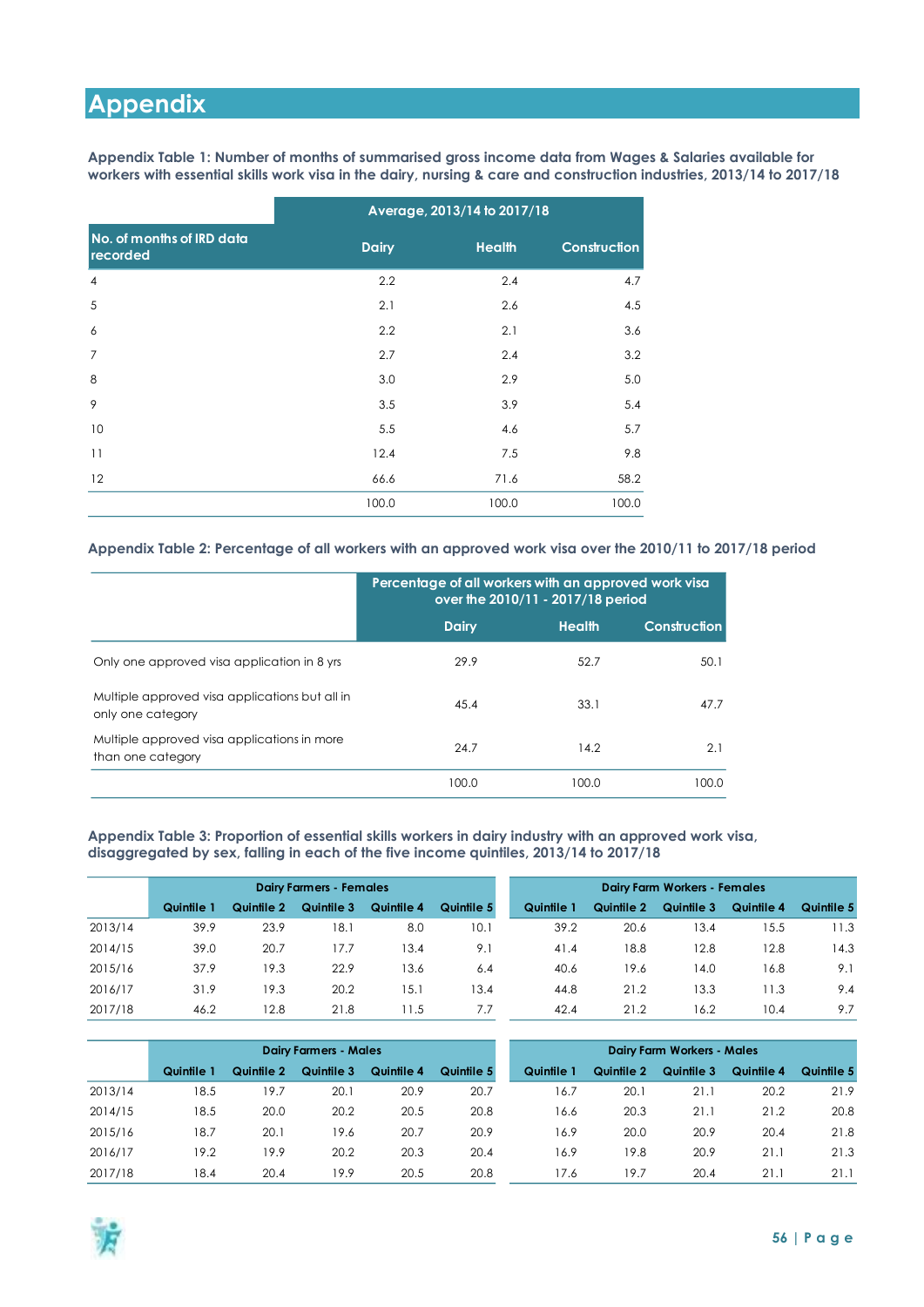# Appendix

**Appendix Table 1: Number of months of summarised gross income data from Wages & Salaries available for workers with essential skills work visa in the dairy, nursing & care and construction industries, 2013/14 to 2017/18**

| | Average, 2013/14 to 2017/18 | | |
|---|---|---|---|
| No. of months of IRD data recorded | Dairy | Health | Construction |
| 4 | 2.2 | 2.4 | 4.7 |
| 5 | 2.1 | 2.6 | 4.5 |
| 6 | 2.2 | 2.1 | 3.6 |
| 7 | 2.7 | 2.4 | 3.2 |
| 8 | 3.0 | 2.9 | 5.0 |
| 9 | 3.5 | 3.9 | 5.4 |
| 10 | 5.5 | 4.6 | 5.7 |
| 11 | 12.4 | 7.5 | 9.8 |
| 12 | 66.6 | 71.6 | 58.2 |
| | 100.0 | 100.0 | 100.0 |

**Appendix Table 2: Percentage of all workers with an approved work visa over the 2010/11 to 2017/18 period**

| | Percentage of all workers with an approved work visa over the 2010/11 - 2017/18 period | | |
|---|---|---|---|
| | Dairy | Health | Construction |
| Only one approved visa application in 8 yrs | 29.9 | 52.7 | 50.1 |
| Multiple approved visa applications but all in only one category | 45.4 | 33.1 | 47.7 |
| Multiple approved visa applications in more than one category | 24.7 | 14.2 | 2.1 |
| | 100.0 | 100.0 | 100.0 |

**Appendix Table 3: Proportion of essential skills workers in dairy industry with an approved work visa, disaggregated by sex, falling in each of the five income quintiles, 2013/14 to 2017/18**

| | Dairy Farmers - Females | | | | | Dairy Farm Workers - Females | | | | |
|---|---|---|---|---|---|---|---|---|---|---|
| | Quintile 1 | Quintile 2 | Quintile 3 | Quintile 4 | Quintile 5 | Quintile 1 | Quintile 2 | Quintile 3 | Quintile 4 | Quintile 5 |
| 2013/14 | 39.9 | 23.9 | 18.1 | 8.0 | 10.1 | 39.2 | 20.6 | 13.4 | 15.5 | 11.3 |
| 2014/15 | 39.0 | 20.7 | 17.7 | 13.4 | 9.1 | 41.4 | 18.8 | 12.8 | 12.8 | 14.3 |
| 2015/16 | 37.9 | 19.3 | 22.9 | 13.6 | 6.4 | 40.6 | 19.6 | 14.0 | 16.8 | 9.1 |
| 2016/17 | 31.9 | 19.3 | 20.2 | 15.1 | 13.4 | 44.8 | 21.2 | 13.3 | 11.3 | 9.4 |
| 2017/18 | 46.2 | 12.8 | 21.8 | 11.5 | 7.7 | 42.4 | 21.2 | 16.2 | 10.4 | 9.7 |

| | Dairy Farmers - Males | | | | | Dairy Farm Workers - Males | | | | |
|---|---|---|---|---|---|---|---|---|---|---|
| | Quintile 1 | Quintile 2 | Quintile 3 | Quintile 4 | Quintile 5 | Quintile 1 | Quintile 2 | Quintile 3 | Quintile 4 | Quintile 5 |
| 2013/14 | 18.5 | 19.7 | 20.1 | 20.9 | 20.7 | 16.7 | 20.1 | 21.1 | 20.2 | 21.9 |
| 2014/15 | 18.5 | 20.0 | 20.2 | 20.5 | 20.8 | 16.6 | 20.3 | 21.1 | 21.2 | 20.8 |
| 2015/16 | 18.7 | 20.1 | 19.6 | 20.7 | 20.9 | 16.9 | 20.0 | 20.9 | 20.4 | 21.8 |
| 2016/17 | 19.2 | 19.9 | 20.2 | 20.3 | 20.4 | 16.9 | 19.8 | 20.9 | 21.1 | 21.3 |
| 2017/18 | 18.4 | 20.4 | 19.9 | 20.5 | 20.8 | 17.6 | 19.7 | 20.4 | 21.1 | 21.1 |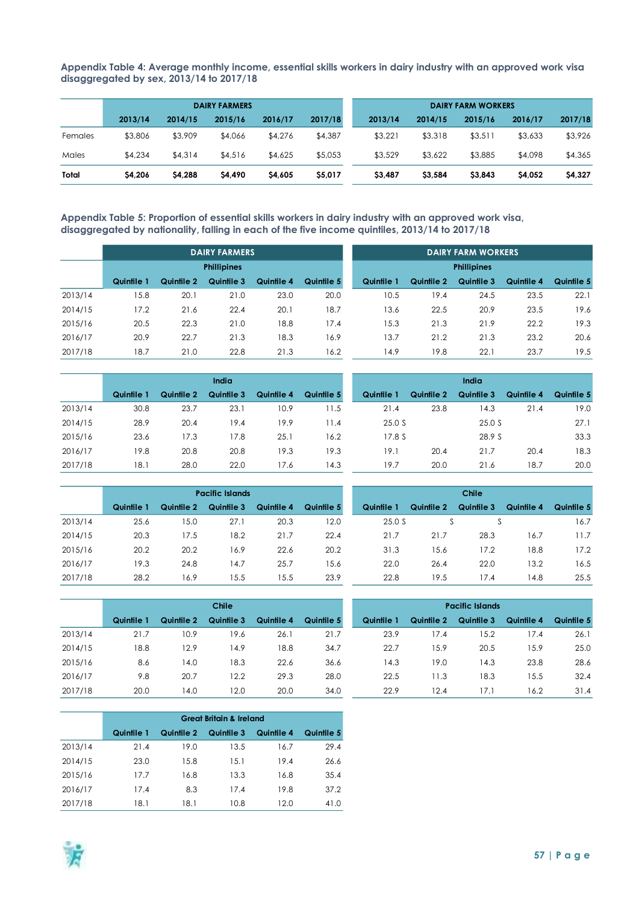**Appendix Table 4: Average monthly income, essential skills workers in dairy industry with an approved work visa disaggregated by sex, 2013/14 to 2017/18**

| | DAIRY FARMERS | | | | | DAIRY FARM WORKERS | | | | |
|---|---|---|---|---|---|---|---|---|---|---|
| | 2013/14 | 2014/15 | 2015/16 | 2016/17 | 2017/18 | 2013/14 | 2014/15 | 2015/16 | 2016/17 | 2017/18 |
| Females | $3,806 | $3,909 | $4,066 | $4,276 | $4,387 | $3,221 | $3,318 | $3,511 | $3,633 | $3,926 |
| Males | $4,234 | $4,314 | $4,516 | $4,625 | $5,053 | $3,529 | $3,622 | $3,885 | $4,098 | $4,365 |
| **Total** | **$4,206** | **$4,288** | **$4,490** | **$4,605** | **$5,017** | **$3,487** | **$3,584** | **$3,843** | **$4,052** | **$4,327** |

**Appendix Table 5: Proportion of essential skills workers in dairy industry with an approved work visa, disaggregated by nationality, falling in each of the five income quintiles, 2013/14 to 2017/18**

**DAIRY FARMERS**

| Phillipines | Quintile 1 | Quintile 2 | Quintile 3 | Quintile 4 | Quintile 5 |
|---|---|---|---|---|---|
| 2013/14 | 15.8 | 20.1 | 21.0 | 23.0 | 20.0 |
| 2014/15 | 17.2 | 21.6 | 22.4 | 20.1 | 18.7 |
| 2015/16 | 20.5 | 22.3 | 21.0 | 18.8 | 17.4 |
| 2016/17 | 20.9 | 22.7 | 21.3 | 18.3 | 16.9 |
| 2017/18 | 18.7 | 21.0 | 22.8 | 21.3 | 16.2 |

| India | Quintile 1 | Quintile 2 | Quintile 3 | Quintile 4 | Quintile 5 |
|---|---|---|---|---|---|
| 2013/14 | 30.8 | 23.7 | 23.1 | 10.9 | 11.5 |
| 2014/15 | 28.9 | 20.4 | 19.4 | 19.9 | 11.4 |
| 2015/16 | 23.6 | 17.3 | 17.8 | 25.1 | 16.2 |
| 2016/17 | 19.8 | 20.8 | 20.8 | 19.3 | 19.3 |
| 2017/18 | 18.1 | 28.0 | 22.0 | 17.6 | 14.3 |

| Pacific Islands | Quintile 1 | Quintile 2 | Quintile 3 | Quintile 4 | Quintile 5 |
|---|---|---|---|---|---|
| 2013/14 | 25.6 | 15.0 | 27.1 | 20.3 | 12.0 |
| 2014/15 | 20.3 | 17.5 | 18.2 | 21.7 | 22.4 |
| 2015/16 | 20.2 | 20.2 | 16.9 | 22.6 | 20.2 |
| 2016/17 | 19.3 | 24.8 | 14.7 | 25.7 | 15.6 |
| 2017/18 | 28.2 | 16.9 | 15.5 | 15.5 | 23.9 |

| Chile | Quintile 1 | Quintile 2 | Quintile 3 | Quintile 4 | Quintile 5 |
|---|---|---|---|---|---|
| 2013/14 | 21.7 | 10.9 | 19.6 | 26.1 | 21.7 |
| 2014/15 | 18.8 | 12.9 | 14.9 | 18.8 | 34.7 |
| 2015/16 | 8.6 | 14.0 | 18.3 | 22.6 | 36.6 |
| 2016/17 | 9.8 | 20.7 | 12.2 | 29.3 | 28.0 |
| 2017/18 | 20.0 | 14.0 | 12.0 | 20.0 | 34.0 |

| Great Britain & Ireland | Quintile 1 | Quintile 2 | Quintile 3 | Quintile 4 | Quintile 5 |
|---|---|---|---|---|---|
| 2013/14 | 21.4 | 19.0 | 13.5 | 16.7 | 29.4 |
| 2014/15 | 23.0 | 15.8 | 15.1 | 19.4 | 26.6 |
| 2015/16 | 17.7 | 16.8 | 13.3 | 16.8 | 35.4 |
| 2016/17 | 17.4 | 8.3 | 17.4 | 19.8 | 37.2 |
| 2017/18 | 18.1 | 18.1 | 10.8 | 12.0 | 41.0 |

**DAIRY FARM WORKERS**

| Phillipines | Quintile 1 | Quintile 2 | Quintile 3 | Quintile 4 | Quintile 5 |
|---|---|---|---|---|---|
| 2013/14 | 10.5 | 19.4 | 24.5 | 23.5 | 22.1 |
| 2014/15 | 13.6 | 22.5 | 20.9 | 23.5 | 19.6 |
| 2015/16 | 15.3 | 21.3 | 21.9 | 22.2 | 19.3 |
| 2016/17 | 13.7 | 21.2 | 21.3 | 23.2 | 20.6 |
| 2017/18 | 14.9 | 19.8 | 22.1 | 23.7 | 19.5 |

| India | Quintile 1 | Quintile 2 | Quintile 3 | Quintile 4 | Quintile 5 |
|---|---|---|---|---|---|
| 2013/14 | 21.4 | 23.8 | 14.3 | 21.4 | 19.0 |
| 2014/15 | 25.0 S | | 25.0 S | | 27.1 |
| 2015/16 | 17.8 S | | 28.9 S | | 33.3 |
| 2016/17 | 19.1 | 20.4 | 21.7 | 20.4 | 18.3 |
| 2017/18 | 19.7 | 20.0 | 21.6 | 18.7 | 20.0 |

| Chile | Quintile 1 | Quintile 2 | Quintile 3 | Quintile 4 | Quintile 5 |
|---|---|---|---|---|---|
| 2013/14 | 25.0 S | S | S | | 16.7 |
| 2014/15 | 21.7 | 21.7 | 28.3 | 16.7 | 11.7 |
| 2015/16 | 31.3 | 15.6 | 17.2 | 18.8 | 17.2 |
| 2016/17 | 22.0 | 26.4 | 22.0 | 13.2 | 16.5 |
| 2017/18 | 22.8 | 19.5 | 17.4 | 14.8 | 25.5 |

| Pacific Islands | Quintile 1 | Quintile 2 | Quintile 3 | Quintile 4 | Quintile 5 |
|---|---|---|---|---|---|
| 2013/14 | 23.9 | 17.4 | 15.2 | 17.4 | 26.1 |
| 2014/15 | 22.7 | 15.9 | 20.5 | 15.9 | 25.0 |
| 2015/16 | 14.3 | 19.0 | 14.3 | 23.8 | 28.6 |
| 2016/17 | 22.5 | 11.3 | 18.3 | 15.5 | 32.4 |
| 2017/18 | 22.9 | 12.4 | 17.1 | 16.2 | 31.4 |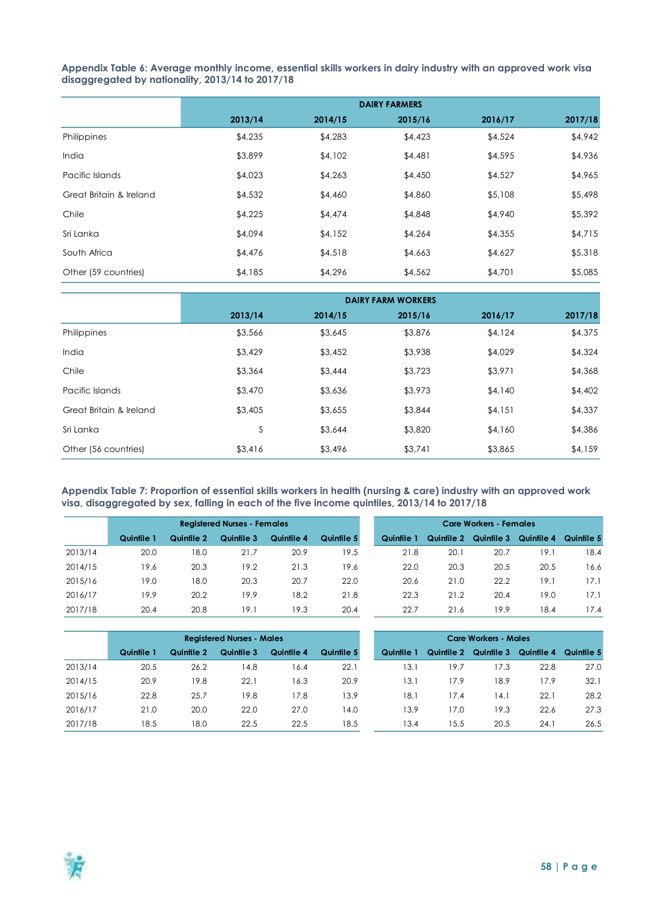**Appendix Table 6: Average monthly income, essential skills workers in dairy industry with an approved work visa disaggregated by nationality, 2013/14 to 2017/18**

| | DAIRY FARMERS | | | | |
|---|---|---|---|---|---|
| | 2013/14 | 2014/15 | 2015/16 | 2016/17 | 2017/18 |
| Philippines | $4,235 | $4,283 | $4,423 | $4,524 | $4,942 |
| India | $3,899 | $4,102 | $4,481 | $4,595 | $4,936 |
| Pacific Islands | $4,023 | $4,263 | $4,450 | $4,527 | $4,965 |
| Great Britain & Ireland | $4,532 | $4,460 | $4,860 | $5,108 | $5,498 |
| Chile | $4,225 | $4,474 | $4,848 | $4,940 | $5,392 |
| Sri Lanka | $4,094 | $4,152 | $4,264 | $4,355 | $4,715 |
| South Africa | $4,476 | $4,518 | $4,663 | $4,627 | $5,318 |
| Other (59 countries) | $4,185 | $4,296 | $4,562 | $4,701 | $5,085 |

| | DAIRY FARM WORKERS | | | | |
|---|---|---|---|---|---|
| | 2013/14 | 2014/15 | 2015/16 | 2016/17 | 2017/18 |
| Philippines | $3,566 | $3,645 | $3,876 | $4,124 | $4,375 |
| India | $3,429 | $3,452 | $3,938 | $4,029 | $4,324 |
| Chile | $3,364 | $3,444 | $3,723 | $3,971 | $4,368 |
| Pacific Islands | $3,470 | $3,636 | $3,973 | $4,140 | $4,402 |
| Great Britain & Ireland | $3,405 | $3,655 | $3,844 | $4,151 | $4,337 |
| Sri Lanka | S | $3,644 | $3,820 | $4,160 | $4,386 |
| Other (56 countries) | $3,416 | $3,496 | $3,741 | $3,865 | $4,159 |

**Appendix Table 7: Proportion of essential skills workers in health (nursing & care) industry with an approved work visa, disaggregated by sex, falling in each of the five income quintiles, 2013/14 to 2017/18**

| | Registered Nurses - Females | | | | | Care Workers - Females | | | | |
|---|---|---|---|---|---|---|---|---|---|---|
| | Quintile 1 | Quintile 2 | Quintile 3 | Quintile 4 | Quintile 5 | Quintile 1 | Quintile 2 | Quintile 3 | Quintile 4 | Quintile 5 |
| 2013/14 | 20.0 | 18.0 | 21.7 | 20.9 | 19.5 | 21.8 | 20.1 | 20.7 | 19.1 | 18.4 |
| 2014/15 | 19.6 | 20.3 | 19.2 | 21.3 | 19.6 | 22.0 | 20.3 | 20.5 | 20.5 | 16.6 |
| 2015/16 | 19.0 | 18.0 | 20.3 | 20.7 | 22.0 | 20.6 | 21.0 | 22.2 | 19.1 | 17.1 |
| 2016/17 | 19.9 | 20.2 | 19.9 | 18.2 | 21.8 | 22.3 | 21.2 | 20.4 | 19.0 | 17.1 |
| 2017/18 | 20.4 | 20.8 | 19.1 | 19.3 | 20.4 | 22.7 | 21.6 | 19.9 | 18.4 | 17.4 |

| | Registered Nurses - Males | | | | | Care Workers - Males | | | | |
|---|---|---|---|---|---|---|---|---|---|---|
| | Quintile 1 | Quintile 2 | Quintile 3 | Quintile 4 | Quintile 5 | Quintile 1 | Quintile 2 | Quintile 3 | Quintile 4 | Quintile 5 |
| 2013/14 | 20.5 | 26.2 | 14.8 | 16.4 | 22.1 | 13.1 | 19.7 | 17.3 | 22.8 | 27.0 |
| 2014/15 | 20.9 | 19.8 | 22.1 | 16.3 | 20.9 | 13.1 | 17.9 | 18.9 | 17.9 | 32.1 |
| 2015/16 | 22.8 | 25.7 | 19.8 | 17.8 | 13.9 | 18.1 | 17.4 | 14.1 | 22.1 | 28.2 |
| 2016/17 | 21.0 | 20.0 | 22.0 | 27.0 | 14.0 | 13.9 | 17.0 | 19.3 | 22.6 | 27.3 |
| 2017/18 | 18.5 | 18.0 | 22.5 | 22.5 | 18.5 | 13.4 | 15.5 | 20.5 | 24.1 | 26.5 |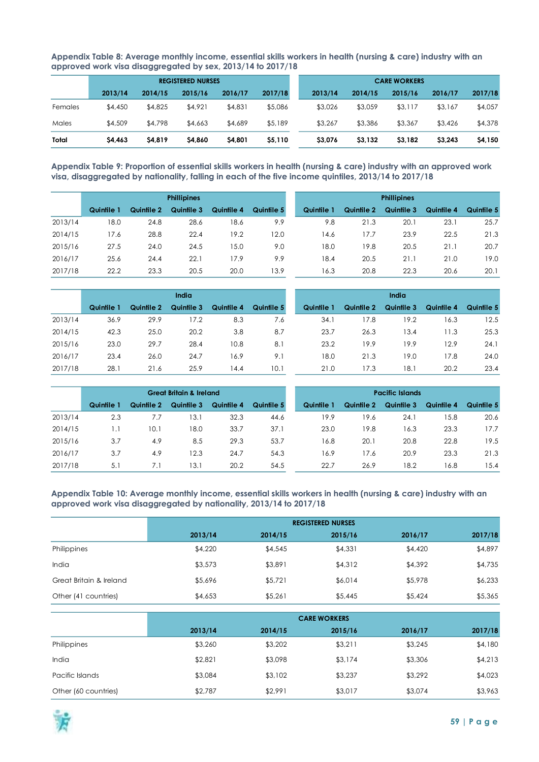**Appendix Table 8: Average monthly income, essential skills workers in health (nursing & care) industry with an approved work visa disaggregated by sex, 2013/14 to 2017/18**

| | REGISTERED NURSES | | | | | CARE WORKERS | | | | |
|---|---|---|---|---|---|---|---|---|---|---|
| | 2013/14 | 2014/15 | 2015/16 | 2016/17 | 2017/18 | 2013/14 | 2014/15 | 2015/16 | 2016/17 | 2017/18 |
| Females | $4,450 | $4,825 | $4,921 | $4,831 | $5,086 | $3,026 | $3,059 | $3,117 | $3,167 | $4,057 |
| Males | $4,509 | $4,798 | $4,663 | $4,689 | $5,189 | $3,267 | $3,386 | $3,367 | $3,426 | $4,378 |
| **Total** | **$4,463** | **$4,819** | **$4,860** | **$4,801** | **$5,110** | **$3,076** | **$3,132** | **$3,182** | **$3,243** | **$4,150** |

**Appendix Table 9: Proportion of essential skills workers in health (nursing & care) industry with an approved work visa, disaggregated by nationality, falling in each of the five income quintiles, 2013/14 to 2017/18**

| | Phillipines | | | | | Phillipines | | | | |
|---|---|---|---|---|---|---|---|---|---|---|
| | Quintile 1 | Quintile 2 | Quintile 3 | Quintile 4 | Quintile 5 | Quintile 1 | Quintile 2 | Quintile 3 | Quintile 4 | Quintile 5 |
| 2013/14 | 18.0 | 24.8 | 28.6 | 18.6 | 9.9 | 9.8 | 21.3 | 20.1 | 23.1 | 25.7 |
| 2014/15 | 17.6 | 28.8 | 22.4 | 19.2 | 12.0 | 14.6 | 17.7 | 23.9 | 22.5 | 21.3 |
| 2015/16 | 27.5 | 24.0 | 24.5 | 15.0 | 9.0 | 18.0 | 19.8 | 20.5 | 21.1 | 20.7 |
| 2016/17 | 25.6 | 24.4 | 22.1 | 17.9 | 9.9 | 18.4 | 20.5 | 21.1 | 21.0 | 19.0 |
| 2017/18 | 22.2 | 23.3 | 20.5 | 20.0 | 13.9 | 16.3 | 20.8 | 22.3 | 20.6 | 20.1 |

| | India | | | | | India | | | | |
|---|---|---|---|---|---|---|---|---|---|---|
| | Quintile 1 | Quintile 2 | Quintile 3 | Quintile 4 | Quintile 5 | Quintile 1 | Quintile 2 | Quintile 3 | Quintile 4 | Quintile 5 |
| 2013/14 | 36.9 | 29.9 | 17.2 | 8.3 | 7.6 | 34.1 | 17.8 | 19.2 | 16.3 | 12.5 |
| 2014/15 | 42.3 | 25.0 | 20.2 | 3.8 | 8.7 | 23.7 | 26.3 | 13.4 | 11.3 | 25.3 |
| 2015/16 | 23.0 | 29.7 | 28.4 | 10.8 | 8.1 | 23.2 | 19.9 | 19.9 | 12.9 | 24.1 |
| 2016/17 | 23.4 | 26.0 | 24.7 | 16.9 | 9.1 | 18.0 | 21.3 | 19.0 | 17.8 | 24.0 |
| 2017/18 | 28.1 | 21.6 | 25.9 | 14.4 | 10.1 | 21.0 | 17.3 | 18.1 | 20.2 | 23.4 |

| | Great Britain & Ireland | | | | | Pacific Islands | | | | |
|---|---|---|---|---|---|---|---|---|---|---|
| | Quintile 1 | Quintile 2 | Quintile 3 | Quintile 4 | Quintile 5 | Quintile 1 | Quintile 2 | Quintile 3 | Quintile 4 | Quintile 5 |
| 2013/14 | 2.3 | 7.7 | 13.1 | 32.3 | 44.6 | 19.9 | 19.6 | 24.1 | 15.8 | 20.6 |
| 2014/15 | 1.1 | 10.1 | 18.0 | 33.7 | 37.1 | 23.0 | 19.8 | 16.3 | 23.3 | 17.7 |
| 2015/16 | 3.7 | 4.9 | 8.5 | 29.3 | 53.7 | 16.8 | 20.1 | 20.8 | 22.8 | 19.5 |
| 2016/17 | 3.7 | 4.9 | 12.3 | 24.7 | 54.3 | 16.9 | 17.6 | 20.9 | 23.3 | 21.3 |
| 2017/18 | 5.1 | 7.1 | 13.1 | 20.2 | 54.5 | 22.7 | 26.9 | 18.2 | 16.8 | 15.4 |

**Appendix Table 10: Average monthly income, essential skills workers in health (nursing & care) industry with an approved work visa disaggregated by nationality, 2013/14 to 2017/18**

| | REGISTERED NURSES | | | | |
|---|---|---|---|---|---|
| | 2013/14 | 2014/15 | 2015/16 | 2016/17 | 2017/18 |
| Philippines | $4,220 | $4,545 | $4,331 | $4,420 | $4,897 |
| India | $3,573 | $3,891 | $4,312 | $4,392 | $4,735 |
| Great Britain & Ireland | $5,696 | $5,721 | $6,014 | $5,978 | $6,233 |
| Other (41 countries) | $4,653 | $5,261 | $5,445 | $5,424 | $5,365 |

| | CARE WORKERS | | | | |
|---|---|---|---|---|---|
| | 2013/14 | 2014/15 | 2015/16 | 2016/17 | 2017/18 |
| Philippines | $3,260 | $3,202 | $3,211 | $3,245 | $4,180 |
| India | $2,821 | $3,098 | $3,174 | $3,306 | $4,213 |
| Pacific Islands | $3,084 | $3,102 | $3,237 | $3,292 | $4,023 |
| Other (60 countries) | $2,787 | $2,991 | $3,017 | $3,074 | $3,963 |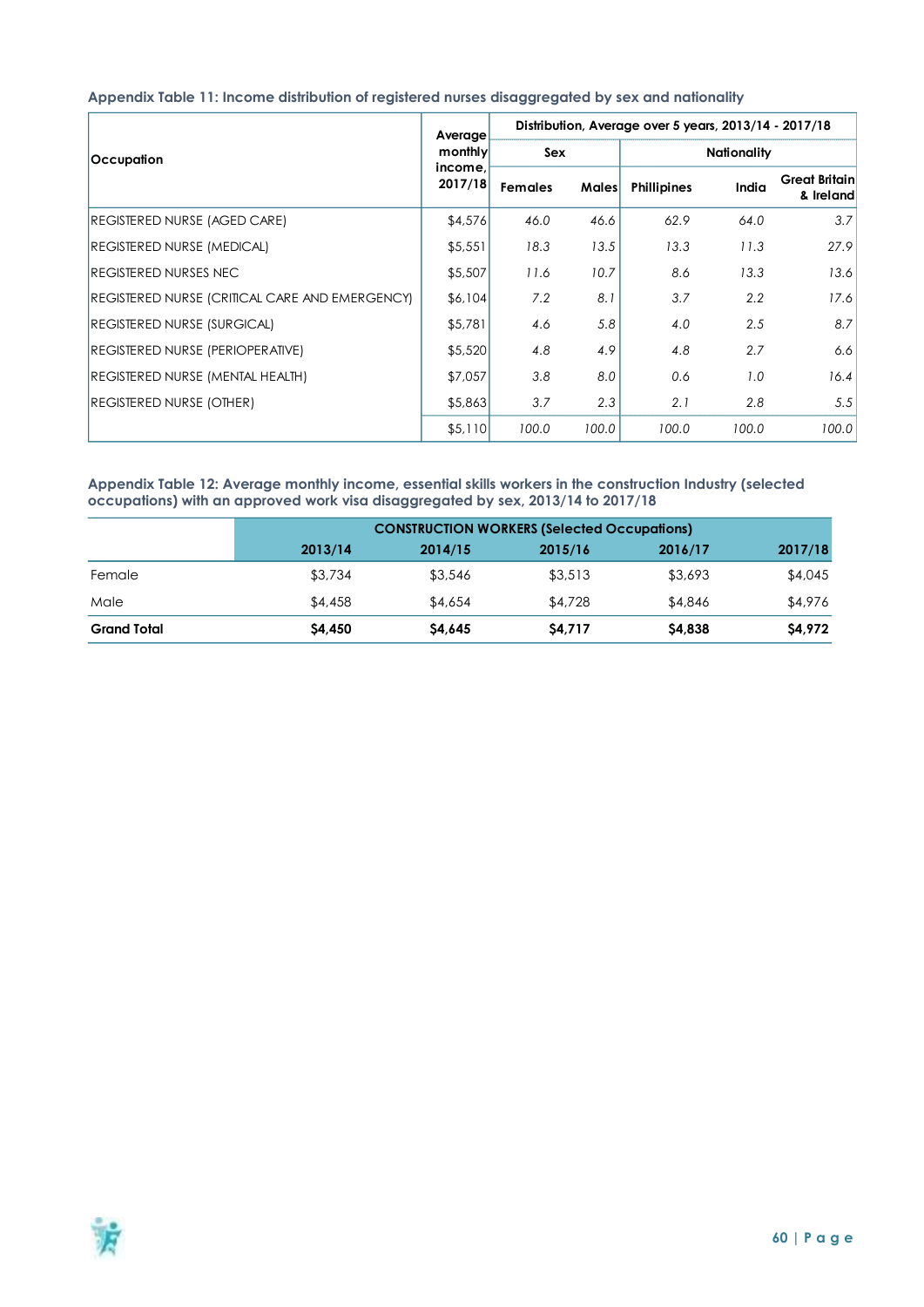**Appendix Table 11: Income distribution of registered nurses disaggregated by sex and nationality**

| Occupation | Average monthly income, 2017/18 | Distribution, Average over 5 years, 2013/14 - 2017/18 | | | | |
|---|---|---|---|---|---|---|
| | | Sex | | Nationality | | |
| | | Females | Males | Phillipines | India | Great Britain & Ireland |
| REGISTERED NURSE (AGED CARE) | $4,576 | *46.0* | *46.6* | *62.9* | *64.0* | *3.7* |
| REGISTERED NURSE (MEDICAL) | $5,551 | *18.3* | *13.5* | *13.3* | *11.3* | *27.9* |
| REGISTERED NURSES NEC | $5,507 | *11.6* | *10.7* | *8.6* | *13.3* | *13.6* |
| REGISTERED NURSE (CRITICAL CARE AND EMERGENCY) | $6,104 | *7.2* | *8.1* | *3.7* | *2.2* | *17.6* |
| REGISTERED NURSE (SURGICAL) | $5,781 | *4.6* | *5.8* | *4.0* | *2.5* | *8.7* |
| REGISTERED NURSE (PERIOPERATIVE) | $5,520 | *4.8* | *4.9* | *4.8* | *2.7* | *6.6* |
| REGISTERED NURSE (MENTAL HEALTH) | $7,057 | *3.8* | *8.0* | *0.6* | *1.0* | *16.4* |
| REGISTERED NURSE (OTHER) | $5,863 | *3.7* | *2.3* | *2.1* | *2.8* | *5.5* |
| | $5,110 | *100.0* | *100.0* | *100.0* | *100.0* | *100.0* |

**Appendix Table 12: Average monthly income, essential skills workers in the construction Industry (selected occupations) with an approved work visa disaggregated by sex, 2013/14 to 2017/18**

| | CONSTRUCTION WORKERS (Selected Occupations) | | | | |
|---|---|---|---|---|---|
| | 2013/14 | 2014/15 | 2015/16 | 2016/17 | 2017/18 |
| Female | $3,734 | $3,546 | $3,513 | $3,693 | $4,045 |
| Male | $4,458 | $4,654 | $4,728 | $4,846 | $4,976 |
| **Grand Total** | **$4,450** | **$4,645** | **$4,717** | **$4,838** | **$4,972** |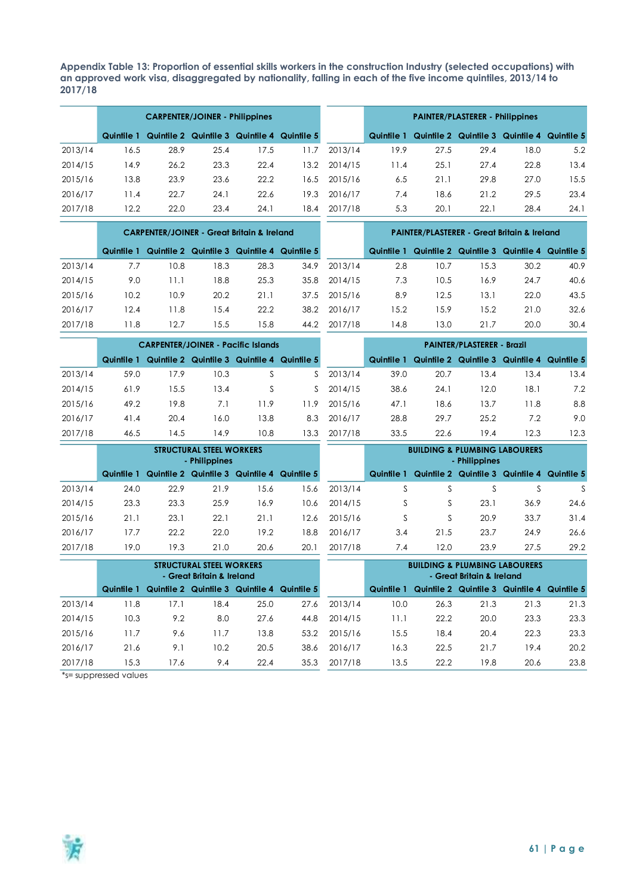**Appendix Table 13: Proportion of essential skills workers in the construction Industry (selected occupations) with an approved work visa, disaggregated by nationality, falling in each of the five income quintiles, 2013/14 to 2017/18**

| | CARPENTER/JOINER - Philippines | | | | |
|---|---|---|---|---|---|
| | Quintile 1 | Quintile 2 | Quintile 3 | Quintile 4 | Quintile 5 |
| 2013/14 | 16.5 | 28.9 | 25.4 | 17.5 | 11.7 |
| 2014/15 | 14.9 | 26.2 | 23.3 | 22.4 | 13.2 |
| 2015/16 | 13.8 | 23.9 | 23.6 | 22.2 | 16.5 |
| 2016/17 | 11.4 | 22.7 | 24.1 | 22.6 | 19.3 |
| 2017/18 | 12.2 | 22.0 | 23.4 | 24.1 | 18.4 |

| | PAINTER/PLASTERER - Philippines | | | | |
|---|---|---|---|---|---|
| | Quintile 1 | Quintile 2 | Quintile 3 | Quintile 4 | Quintile 5 |
| 2013/14 | 19.9 | 27.5 | 29.4 | 18.0 | 5.2 |
| 2014/15 | 11.4 | 25.1 | 27.4 | 22.8 | 13.4 |
| 2015/16 | 6.5 | 21.1 | 29.8 | 27.0 | 15.5 |
| 2016/17 | 7.4 | 18.6 | 21.2 | 29.5 | 23.4 |
| 2017/18 | 5.3 | 20.1 | 22.1 | 28.4 | 24.1 |

| | CARPENTER/JOINER - Great Britain & Ireland | | | | |
|---|---|---|---|---|---|
| | Quintile 1 | Quintile 2 | Quintile 3 | Quintile 4 | Quintile 5 |
| 2013/14 | 7.7 | 10.8 | 18.3 | 28.3 | 34.9 |
| 2014/15 | 9.0 | 11.1 | 18.8 | 25.3 | 35.8 |
| 2015/16 | 10.2 | 10.9 | 20.2 | 21.1 | 37.5 |
| 2016/17 | 12.4 | 11.8 | 15.4 | 22.2 | 38.2 |
| 2017/18 | 11.8 | 12.7 | 15.5 | 15.8 | 44.2 |

| | PAINTER/PLASTERER - Great Britain & Ireland | | | | |
|---|---|---|---|---|---|
| | Quintile 1 | Quintile 2 | Quintile 3 | Quintile 4 | Quintile 5 |
| 2013/14 | 2.8 | 10.7 | 15.3 | 30.2 | 40.9 |
| 2014/15 | 7.3 | 10.5 | 16.9 | 24.7 | 40.6 |
| 2015/16 | 8.9 | 12.5 | 13.1 | 22.0 | 43.5 |
| 2016/17 | 15.2 | 15.9 | 15.2 | 21.0 | 32.6 |
| 2017/18 | 14.8 | 13.0 | 21.7 | 20.0 | 30.4 |

| | CARPENTER/JOINER - Pacific Islands | | | | |
|---|---|---|---|---|---|
| | Quintile 1 | Quintile 2 | Quintile 3 | Quintile 4 | Quintile 5 |
| 2013/14 | 59.0 | 17.9 | 10.3 | S | S |
| 2014/15 | 61.9 | 15.5 | 13.4 | S | S |
| 2015/16 | 49.2 | 19.8 | 7.1 | 11.9 | 11.9 |
| 2016/17 | 41.4 | 20.4 | 16.0 | 13.8 | 8.3 |
| 2017/18 | 46.5 | 14.5 | 14.9 | 10.8 | 13.3 |

| | PAINTER/PLASTERER - Brazil | | | | |
|---|---|---|---|---|---|
| | Quintile 1 | Quintile 2 | Quintile 3 | Quintile 4 | Quintile 5 |
| 2013/14 | 39.0 | 20.7 | 13.4 | 13.4 | 13.4 |
| 2014/15 | 38.6 | 24.1 | 12.0 | 18.1 | 7.2 |
| 2015/16 | 47.1 | 18.6 | 13.7 | 11.8 | 8.8 |
| 2016/17 | 28.8 | 29.7 | 25.2 | 7.2 | 9.0 |
| 2017/18 | 33.5 | 22.6 | 19.4 | 12.3 | 12.3 |

| | STRUCTURAL STEEL WORKERS - Philippines | | | | |
|---|---|---|---|---|---|
| | Quintile 1 | Quintile 2 | Quintile 3 | Quintile 4 | Quintile 5 |
| 2013/14 | 24.0 | 22.9 | 21.9 | 15.6 | 15.6 |
| 2014/15 | 23.3 | 23.3 | 25.9 | 16.9 | 10.6 |
| 2015/16 | 21.1 | 23.1 | 22.1 | 21.1 | 12.6 |
| 2016/17 | 17.7 | 22.2 | 22.0 | 19.2 | 18.8 |
| 2017/18 | 19.0 | 19.3 | 21.0 | 20.6 | 20.1 |

| | BUILDING & PLUMBING LABOURERS - Philippines | | | | |
|---|---|---|---|---|---|
| | Quintile 1 | Quintile 2 | Quintile 3 | Quintile 4 | Quintile 5 |
| 2013/14 | S | S | S | S | S |
| 2014/15 | S | S | 23.1 | 36.9 | 24.6 |
| 2015/16 | S | S | 20.9 | 33.7 | 31.4 |
| 2016/17 | 3.4 | 21.5 | 23.7 | 24.9 | 26.6 |
| 2017/18 | 7.4 | 12.0 | 23.9 | 27.5 | 29.2 |

| | STRUCTURAL STEEL WORKERS - Great Britain & Ireland | | | | |
|---|---|---|---|---|---|
| | Quintile 1 | Quintile 2 | Quintile 3 | Quintile 4 | Quintile 5 |
| 2013/14 | 11.8 | 17.1 | 18.4 | 25.0 | 27.6 |
| 2014/15 | 10.3 | 9.2 | 8.0 | 27.6 | 44.8 |
| 2015/16 | 11.7 | 9.6 | 11.7 | 13.8 | 53.2 |
| 2016/17 | 21.6 | 9.1 | 10.2 | 20.5 | 38.6 |
| 2017/18 | 15.3 | 17.6 | 9.4 | 22.4 | 35.3 |

| | BUILDING & PLUMBING LABOURERS - Great Britain & Ireland | | | | |
|---|---|---|---|---|---|
| | Quintile 1 | Quintile 2 | Quintile 3 | Quintile 4 | Quintile 5 |
| 2013/14 | 10.0 | 26.3 | 21.3 | 21.3 | 21.3 |
| 2014/15 | 11.1 | 22.2 | 20.0 | 23.3 | 23.3 |
| 2015/16 | 15.5 | 18.4 | 20.4 | 22.3 | 23.3 |
| 2016/17 | 16.3 | 22.5 | 21.7 | 19.4 | 20.2 |
| 2017/18 | 13.5 | 22.2 | 19.8 | 20.6 | 23.8 |

*s= suppressed values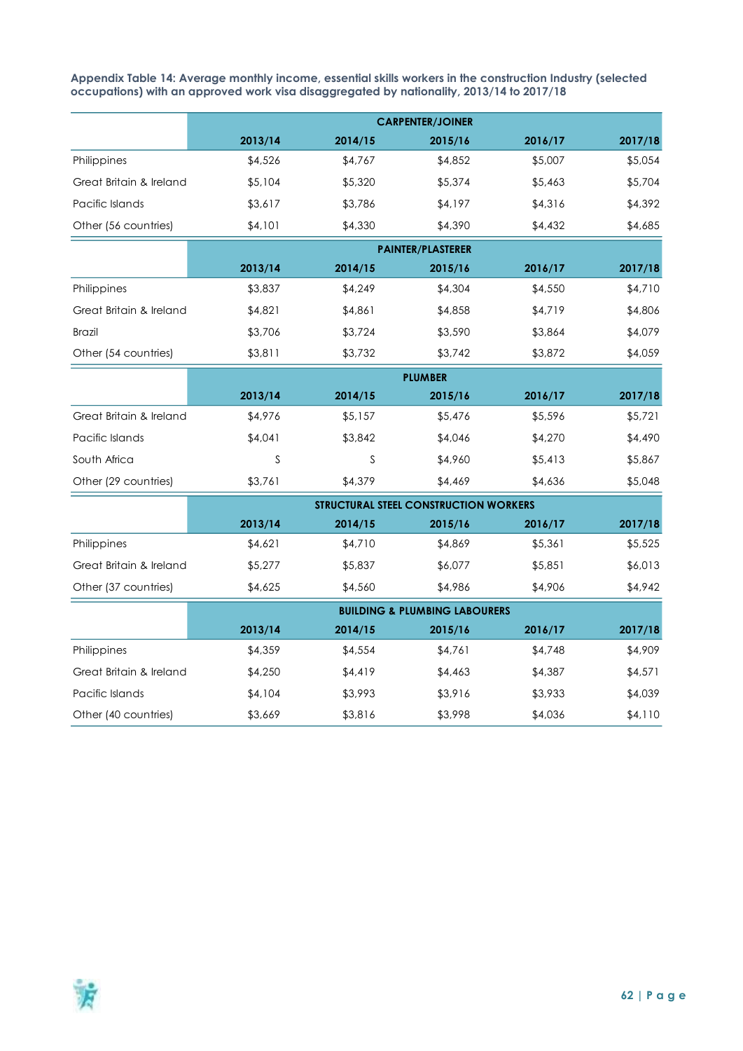**Appendix Table 14: Average monthly income, essential skills workers in the construction Industry (selected occupations) with an approved work visa disaggregated by nationality, 2013/14 to 2017/18**

| | CARPENTER/JOINER | | | | |
|---|---|---|---|---|---|
| | 2013/14 | 2014/15 | 2015/16 | 2016/17 | 2017/18 |
| Philippines | $4,526 | $4,767 | $4,852 | $5,007 | $5,054 |
| Great Britain & Ireland | $5,104 | $5,320 | $5,374 | $5,463 | $5,704 |
| Pacific Islands | $3,617 | $3,786 | $4,197 | $4,316 | $4,392 |
| Other (56 countries) | $4,101 | $4,330 | $4,390 | $4,432 | $4,685 |
| | **PAINTER/PLASTERER** | | | | |
| | 2013/14 | 2014/15 | 2015/16 | 2016/17 | 2017/18 |
| Philippines | $3,837 | $4,249 | $4,304 | $4,550 | $4,710 |
| Great Britain & Ireland | $4,821 | $4,861 | $4,858 | $4,719 | $4,806 |
| Brazil | $3,706 | $3,724 | $3,590 | $3,864 | $4,079 |
| Other (54 countries) | $3,811 | $3,732 | $3,742 | $3,872 | $4,059 |
| | **PLUMBER** | | | | |
| | 2013/14 | 2014/15 | 2015/16 | 2016/17 | 2017/18 |
| Great Britain & Ireland | $4,976 | $5,157 | $5,476 | $5,596 | $5,721 |
| Pacific Islands | $4,041 | $3,842 | $4,046 | $4,270 | $4,490 |
| South Africa | S | S | $4,960 | $5,413 | $5,867 |
| Other (29 countries) | $3,761 | $4,379 | $4,469 | $4,636 | $5,048 |
| | **STRUCTURAL STEEL CONSTRUCTION WORKERS** | | | | |
| | 2013/14 | 2014/15 | 2015/16 | 2016/17 | 2017/18 |
| Philippines | $4,621 | $4,710 | $4,869 | $5,361 | $5,525 |
| Great Britain & Ireland | $5,277 | $5,837 | $6,077 | $5,851 | $6,013 |
| Other (37 countries) | $4,625 | $4,560 | $4,986 | $4,906 | $4,942 |
| | **BUILDING & PLUMBING LABOURERS** | | | | |
| | 2013/14 | 2014/15 | 2015/16 | 2016/17 | 2017/18 |
| Philippines | $4,359 | $4,554 | $4,761 | $4,748 | $4,909 |
| Great Britain & Ireland | $4,250 | $4,419 | $4,463 | $4,387 | $4,571 |
| Pacific Islands | $4,104 | $3,993 | $3,916 | $3,933 | $4,039 |
| Other (40 countries) | $3,669 | $3,816 | $3,998 | $4,036 | $4,110 |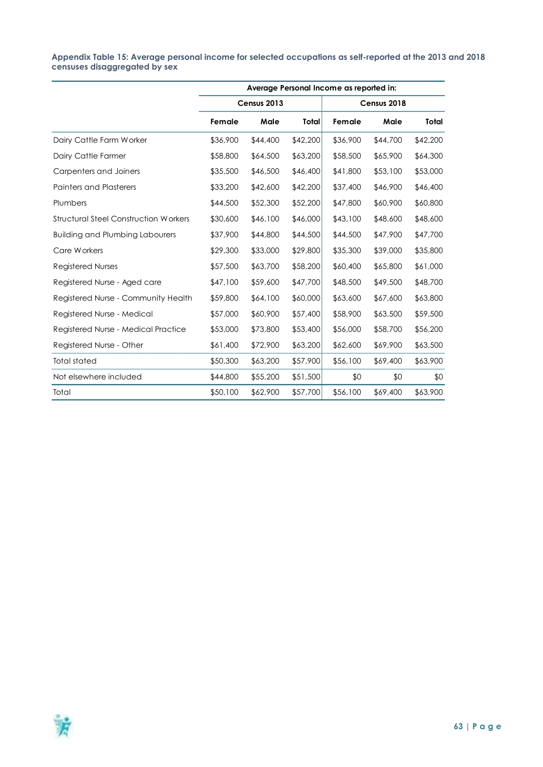**Appendix Table 15: Average personal income for selected occupations as self-reported at the 2013 and 2018 censuses disaggregated by sex**

| | Average Personal Income as reported in: | | | | | |
|---|---|---|---|---|---|---|
| | Census 2013 | | | Census 2018 | | |
| | Female | Male | Total | Female | Male | Total |
| Dairy Cattle Farm Worker | $36,900 | $44,400 | $42,200 | $36,900 | $44,700 | $42,200 |
| Dairy Cattle Farmer | $58,800 | $64,500 | $63,200 | $58,500 | $65,900 | $64,300 |
| Carpenters and Joiners | $35,500 | $46,500 | $46,400 | $41,800 | $53,100 | $53,000 |
| Painters and Plasterers | $33,200 | $42,600 | $42,200 | $37,400 | $46,900 | $46,400 |
| Plumbers | $44,500 | $52,300 | $52,200 | $47,800 | $60,900 | $60,800 |
| Structural Steel Construction Workers | $30,600 | $46,100 | $46,000 | $43,100 | $48,600 | $48,600 |
| Building and Plumbing Labourers | $37,900 | $44,800 | $44,500 | $44,500 | $47,900 | $47,700 |
| Care Workers | $29,300 | $33,000 | $29,800 | $35,300 | $39,000 | $35,800 |
| Registered Nurses | $57,500 | $63,700 | $58,200 | $60,400 | $65,800 | $61,000 |
| Registered Nurse - Aged care | $47,100 | $59,600 | $47,700 | $48,500 | $49,500 | $48,700 |
| Registered Nurse - Community Health | $59,800 | $64,100 | $60,000 | $63,600 | $67,600 | $63,800 |
| Registered Nurse - Medical | $57,000 | $60,900 | $57,400 | $58,900 | $63,500 | $59,500 |
| Registered Nurse - Medical Practice | $53,000 | $73,800 | $53,400 | $56,000 | $58,700 | $56,200 |
| Registered Nurse - Other | $61,400 | $72,900 | $63,200 | $62,600 | $69,900 | $63,500 |
| Total stated | $50,300 | $63,200 | $57,900 | $56,100 | $69,400 | $63,900 |
| Not elsewhere included | $44,800 | $55,200 | $51,500 | $0 | $0 | $0 |
| Total | $50,100 | $62,900 | $57,700 | $56,100 | $69,400 | $63,900 |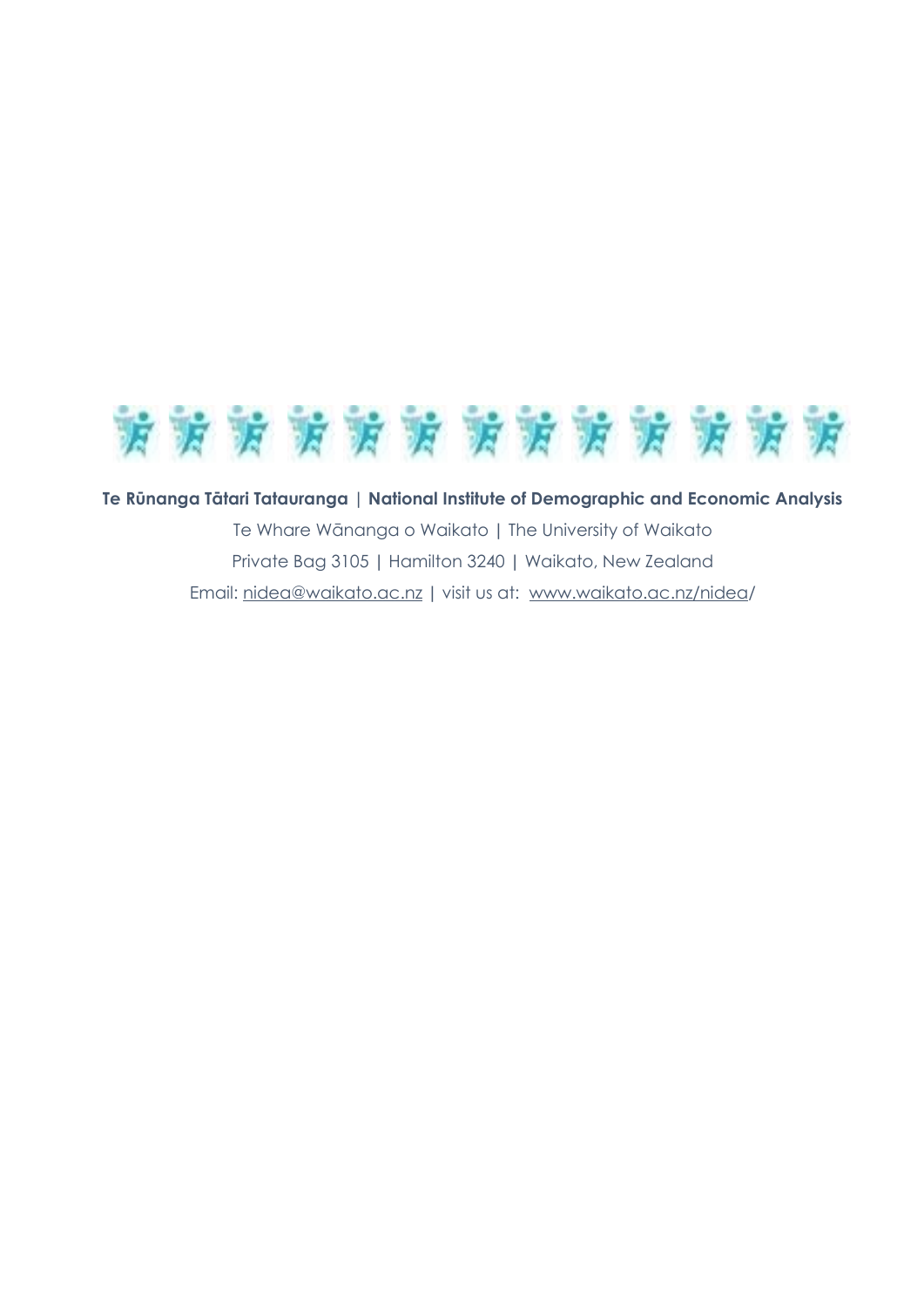**Te Rūnanga Tātari Tatauranga | National Institute of Demographic and Economic Analysis**

Te Whare Wānanga o Waikato | The University of Waikato

Private Bag 3105 | Hamilton 3240 | Waikato, New Zealand

Email: nidea@waikato.ac.nz | visit us at: www.waikato.ac.nz/nidea/